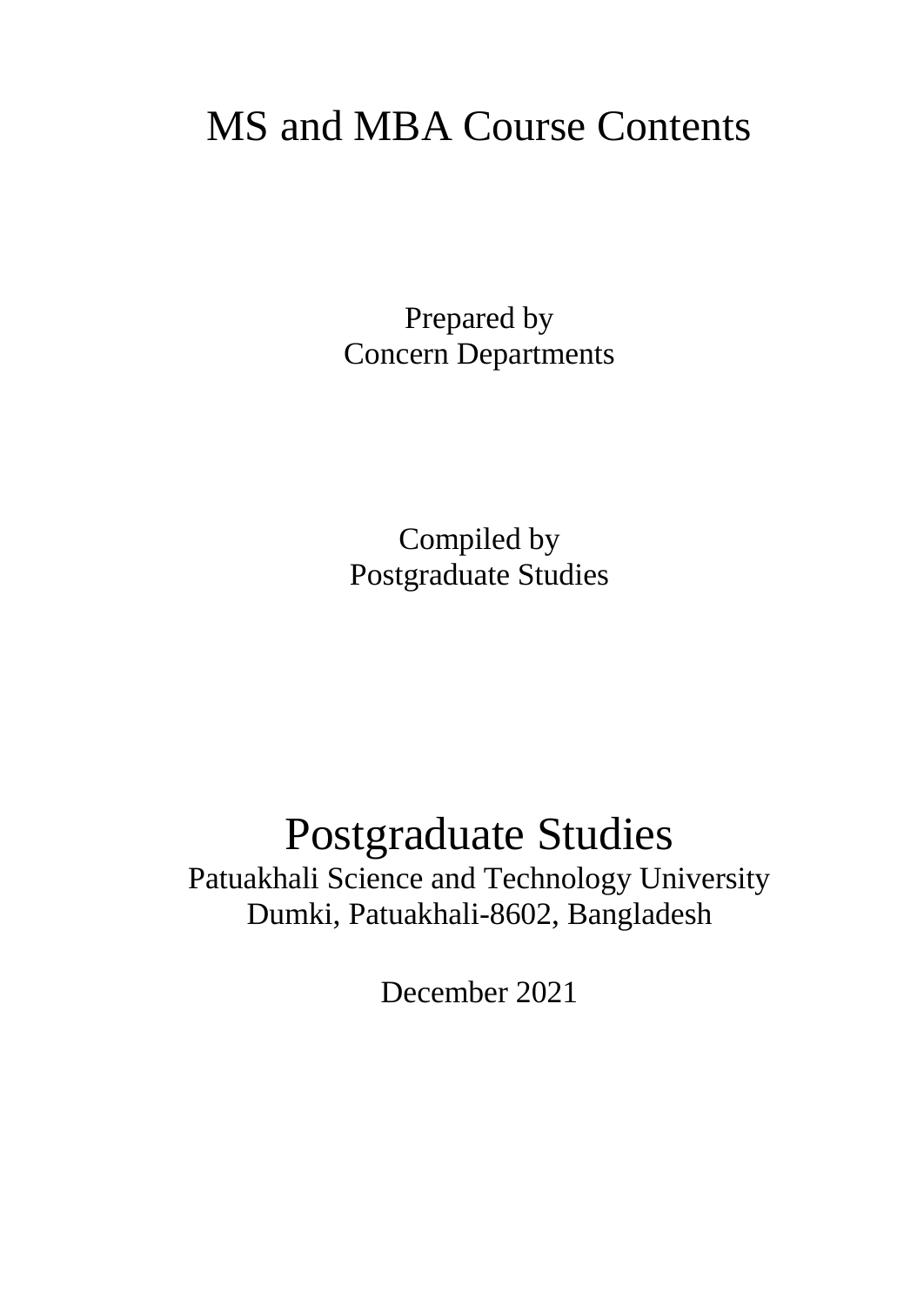# MS and MBA Course Contents

Prepared by
Concern Departments

Compiled by
Postgraduate Studies

## Postgraduate Studies

Patuakhali Science and Technology University
Dumki, Patuakhali-8602, Bangladesh

December 2021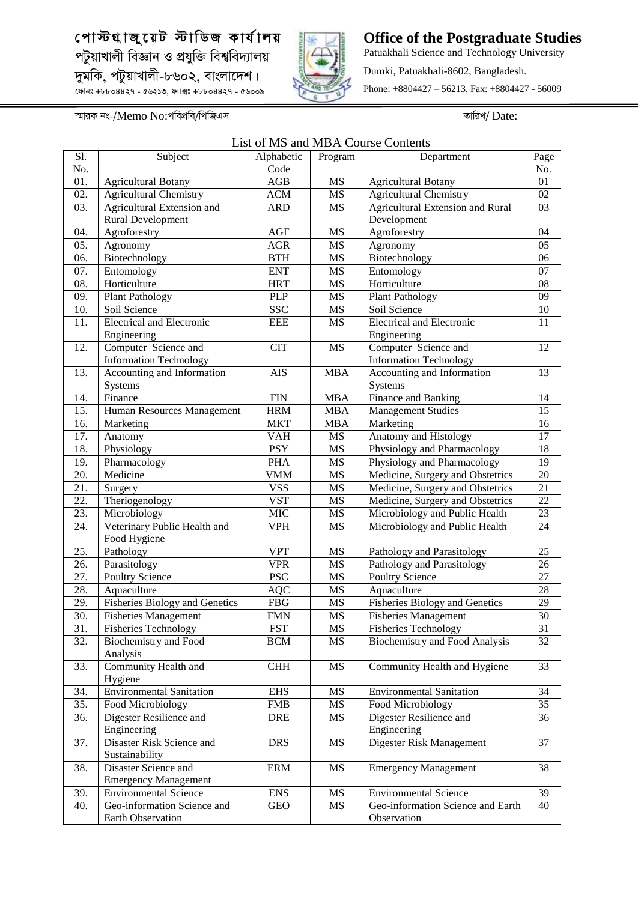পোস্টগ্রাজুয়েট স্টাডিজ কার্যালয়
পটুয়াখালী বিজ্ঞান ও প্রযুক্তি বিশ্ববিদ্যালয়
দুমকি, পটুয়াখালী-৮৬০২, বাংলাদেশ।
ফোনঃ +৮৮০৪৪২৭ - ৫৬২১৩, ফ্যাক্সঃ +৮৮০৪৪২৭ - ৫৬০০৯

**Office of the Postgraduate Studies**
Patuakhali Science and Technology University
Dumki, Patuakhali-8602, Bangladesh.
Phone: +8804427 – 56213, Fax: +8804427 - 56009

স্মারক নং-/Memo No:পবিপ্রবি/পিজিএস

তারিখ/ Date:

## List of MS and MBA Course Contents

| Sl. No. | Subject | Alphabetic Code | Program | Department | Page No. |
|---|---|---|---|---|---|
| 01. | Agricultural Botany | AGB | MS | Agricultural Botany | 01 |
| 02. | Agricultural Chemistry | ACM | MS | Agricultural Chemistry | 02 |
| 03. | Agricultural Extension and Rural Development | ARD | MS | Agricultural Extension and Rural Development | 03 |
| 04. | Agroforestry | AGF | MS | Agroforestry | 04 |
| 05. | Agronomy | AGR | MS | Agronomy | 05 |
| 06. | Biotechnology | BTH | MS | Biotechnology | 06 |
| 07. | Entomology | ENT | MS | Entomology | 07 |
| 08. | Horticulture | HRT | MS | Horticulture | 08 |
| 09. | Plant Pathology | PLP | MS | Plant Pathology | 09 |
| 10. | Soil Science | SSC | MS | Soil Science | 10 |
| 11. | Electrical and Electronic Engineering | EEE | MS | Electrical and Electronic Engineering | 11 |
| 12. | Computer Science and Information Technology | CIT | MS | Computer Science and Information Technology | 12 |
| 13. | Accounting and Information Systems | AIS | MBA | Accounting and Information Systems | 13 |
| 14. | Finance | FIN | MBA | Finance and Banking | 14 |
| 15. | Human Resources Management | HRM | MBA | Management Studies | 15 |
| 16. | Marketing | MKT | MBA | Marketing | 16 |
| 17. | Anatomy | VAH | MS | Anatomy and Histology | 17 |
| 18. | Physiology | PSY | MS | Physiology and Pharmacology | 18 |
| 19. | Pharmacology | PHA | MS | Physiology and Pharmacology | 19 |
| 20. | Medicine | VMM | MS | Medicine, Surgery and Obstetrics | 20 |
| 21. | Surgery | VSS | MS | Medicine, Surgery and Obstetrics | 21 |
| 22. | Theriogenology | VST | MS | Medicine, Surgery and Obstetrics | 22 |
| 23. | Microbiology | MIC | MS | Microbiology and Public Health | 23 |
| 24. | Veterinary Public Health and Food Hygiene | VPH | MS | Microbiology and Public Health | 24 |
| 25. | Pathology | VPT | MS | Pathology and Parasitology | 25 |
| 26. | Parasitology | VPR | MS | Pathology and Parasitology | 26 |
| 27. | Poultry Science | PSC | MS | Poultry Science | 27 |
| 28. | Aquaculture | AQC | MS | Aquaculture | 28 |
| 29. | Fisheries Biology and Genetics | FBG | MS | Fisheries Biology and Genetics | 29 |
| 30. | Fisheries Management | FMN | MS | Fisheries Management | 30 |
| 31. | Fisheries Technology | FST | MS | Fisheries Technology | 31 |
| 32. | Biochemistry and Food Analysis | BCM | MS | Biochemistry and Food Analysis | 32 |
| 33. | Community Health and Hygiene | CHH | MS | Community Health and Hygiene | 33 |
| 34. | Environmental Sanitation | EHS | MS | Environmental Sanitation | 34 |
| 35. | Food Microbiology | FMB | MS | Food Microbiology | 35 |
| 36. | Digester Resilience and Engineering | DRE | MS | Digester Resilience and Engineering | 36 |
| 37. | Disaster Risk Science and Sustainability | DRS | MS | Digester Risk Management | 37 |
| 38. | Disaster Science and Emergency Management | ERM | MS | Emergency Management | 38 |
| 39. | Environmental Science | ENS | MS | Environmental Science | 39 |
| 40. | Geo-information Science and Earth Observation | GEO | MS | Geo-information Science and Earth Observation | 40 |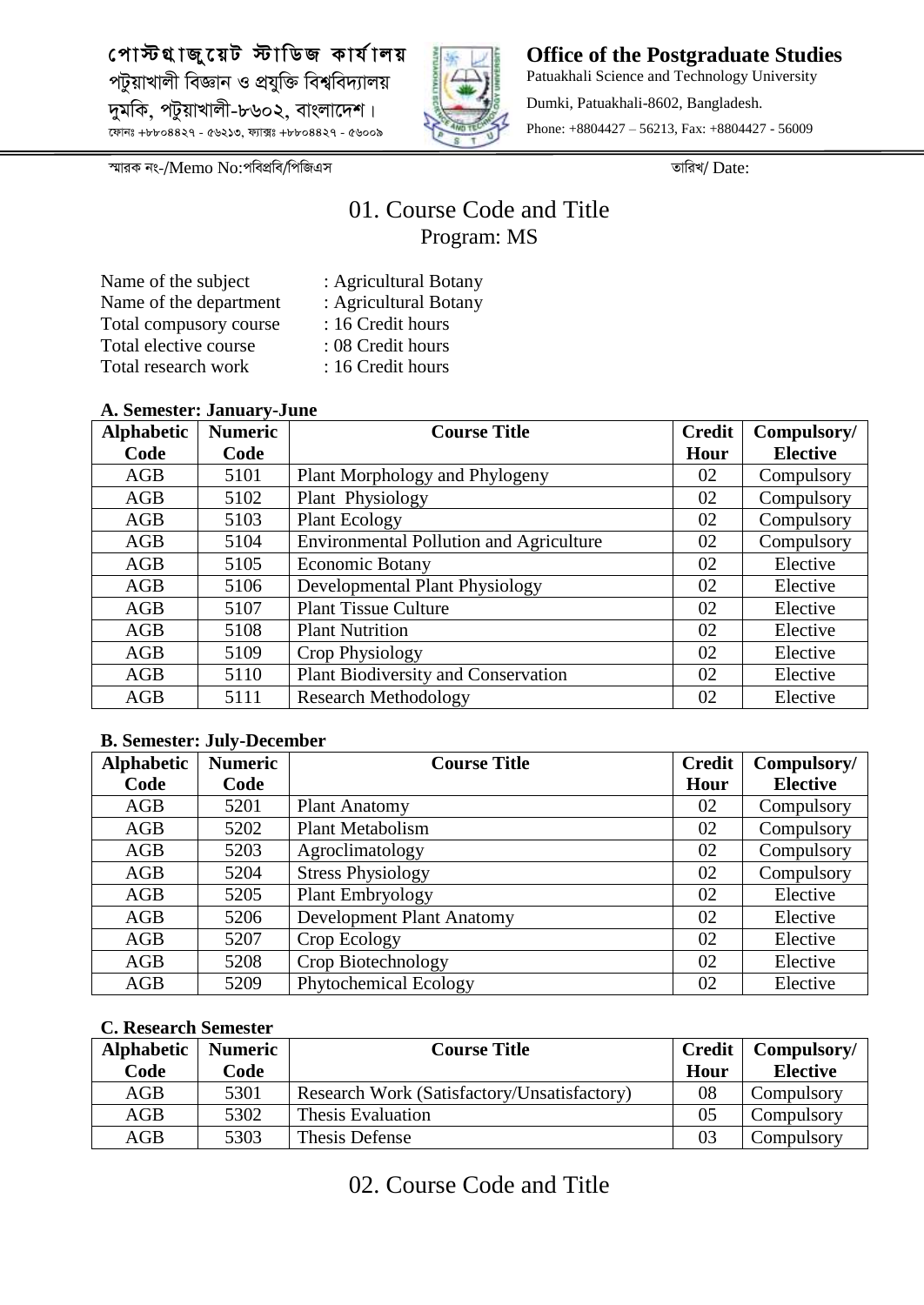পোস্টগ্র্যাজুয়েট স্টাডিজ কার্যালয়
পটুয়াখালী বিজ্ঞান ও প্রযুক্তি বিশ্ববিদ্যালয়
দুমকি, পটুয়াখালী-৮৬০২, বাংলাদেশ।
ফোনঃ +৮৮০৪৪২৭ - ৫৬২১৩, ফ্যাক্সঃ +৮৮০৪৪২৭ - ৫৬০০৯

**Office of the Postgraduate Studies**
Patuakhali Science and Technology University
Dumki, Patuakhali-8602, Bangladesh.
Phone: +8804427 – 56213, Fax: +8804427 - 56009

স্মারক নং-/Memo No:পবিপ্রবি/পিজিএস তারিখ/ Date:

# 01. Course Code and Title

## Program: MS

Name of the subject : Agricultural Botany
Name of the department : Agricultural Botany
Total compusory course : 16 Credit hours
Total elective course : 08 Credit hours
Total research work : 16 Credit hours

### A. Semester: January-June

| Alphabetic Code | Numeric Code | Course Title | Credit Hour | Compulsory/ Elective |
|---|---|---|---|---|
| AGB | 5101 | Plant Morphology and Phylogeny | 02 | Compulsory |
| AGB | 5102 | Plant Physiology | 02 | Compulsory |
| AGB | 5103 | Plant Ecology | 02 | Compulsory |
| AGB | 5104 | Environmental Pollution and Agriculture | 02 | Compulsory |
| AGB | 5105 | Economic Botany | 02 | Elective |
| AGB | 5106 | Developmental Plant Physiology | 02 | Elective |
| AGB | 5107 | Plant Tissue Culture | 02 | Elective |
| AGB | 5108 | Plant Nutrition | 02 | Elective |
| AGB | 5109 | Crop Physiology | 02 | Elective |
| AGB | 5110 | Plant Biodiversity and Conservation | 02 | Elective |
| AGB | 5111 | Research Methodology | 02 | Elective |

### B. Semester: July-December

| Alphabetic Code | Numeric Code | Course Title | Credit Hour | Compulsory/ Elective |
|---|---|---|---|---|
| AGB | 5201 | Plant Anatomy | 02 | Compulsory |
| AGB | 5202 | Plant Metabolism | 02 | Compulsory |
| AGB | 5203 | Agroclimatology | 02 | Compulsory |
| AGB | 5204 | Stress Physiology | 02 | Compulsory |
| AGB | 5205 | Plant Embryology | 02 | Elective |
| AGB | 5206 | Development Plant Anatomy | 02 | Elective |
| AGB | 5207 | Crop Ecology | 02 | Elective |
| AGB | 5208 | Crop Biotechnology | 02 | Elective |
| AGB | 5209 | Phytochemical Ecology | 02 | Elective |

### C. Research Semester

| Alphabetic Code | Numeric Code | Course Title | Credit Hour | Compulsory/ Elective |
|---|---|---|---|---|
| AGB | 5301 | Research Work (Satisfactory/Unsatisfactory) | 08 | Compulsory |
| AGB | 5302 | Thesis Evaluation | 05 | Compulsory |
| AGB | 5303 | Thesis Defense | 03 | Compulsory |

# 02. Course Code and Title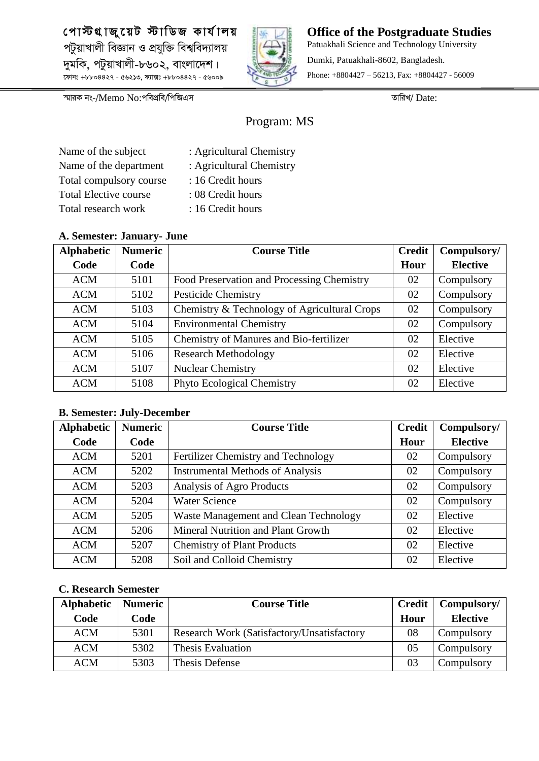পোস্টগ্র্যাজুয়েট স্টাডিজ কার্যালয়
পটুয়াখালী বিজ্ঞান ও প্রযুক্তি বিশ্ববিদ্যালয়
দুমকি, পটুয়াখালী-৮৬০২, বাংলাদেশ।
ফোনঃ +৮৮০৪৪২৭ - ৫৬২১৩, ফ্যাক্সঃ +৮৮০৪৪২৭ - ৫৬০০৯

**Office of the Postgraduate Studies**
Patuakhali Science and Technology University
Dumki, Patuakhali-8602, Bangladesh.
Phone: +8804427 – 56213, Fax: +8804427 - 56009

স্মারক নং-/Memo No:পবিপ্রবি/পিজিএস তারিখ/ Date:

# Program: MS

Name of the subject : Agricultural Chemistry
Name of the department : Agricultural Chemistry
Total compulsory course : 16 Credit hours
Total Elective course : 08 Credit hours
Total research work : 16 Credit hours

**A. Semester: January- June**

| Alphabetic Code | Numeric Code | Course Title | Credit Hour | Compulsory/ Elective |
|---|---|---|---|---|
| ACM | 5101 | Food Preservation and Processing Chemistry | 02 | Compulsory |
| ACM | 5102 | Pesticide Chemistry | 02 | Compulsory |
| ACM | 5103 | Chemistry & Technology of Agricultural Crops | 02 | Compulsory |
| ACM | 5104 | Environmental Chemistry | 02 | Compulsory |
| ACM | 5105 | Chemistry of Manures and Bio-fertilizer | 02 | Elective |
| ACM | 5106 | Research Methodology | 02 | Elective |
| ACM | 5107 | Nuclear Chemistry | 02 | Elective |
| ACM | 5108 | Phyto Ecological Chemistry | 02 | Elective |

**B. Semester: July-December**

| Alphabetic Code | Numeric Code | Course Title | Credit Hour | Compulsory/ Elective |
|---|---|---|---|---|
| ACM | 5201 | Fertilizer Chemistry and Technology | 02 | Compulsory |
| ACM | 5202 | Instrumental Methods of Analysis | 02 | Compulsory |
| ACM | 5203 | Analysis of Agro Products | 02 | Compulsory |
| ACM | 5204 | Water Science | 02 | Compulsory |
| ACM | 5205 | Waste Management and Clean Technology | 02 | Elective |
| ACM | 5206 | Mineral Nutrition and Plant Growth | 02 | Elective |
| ACM | 5207 | Chemistry of Plant Products | 02 | Elective |
| ACM | 5208 | Soil and Colloid Chemistry | 02 | Elective |

**C. Research Semester**

| Alphabetic Code | Numeric Code | Course Title | Credit Hour | Compulsory/ Elective |
|---|---|---|---|---|
| ACM | 5301 | Research Work (Satisfactory/Unsatisfactory | 08 | Compulsory |
| ACM | 5302 | Thesis Evaluation | 05 | Compulsory |
| ACM | 5303 | Thesis Defense | 03 | Compulsory |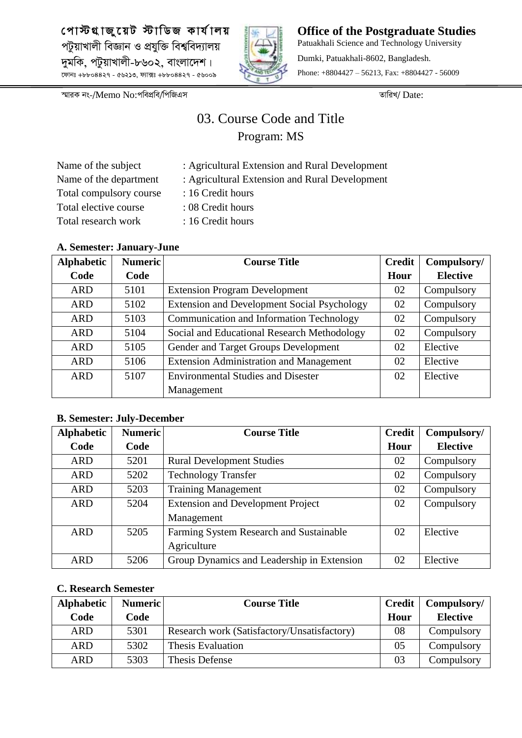পোস্টগ্রাজুয়েট স্টাডিজ কার্যালয়
পটুয়াখালী বিজ্ঞান ও প্রযুক্তি বিশ্ববিদ্যালয়
দুমকি, পটুয়াখালী-৮৬০২, বাংলাদেশ।
ফোনঃ +৮৮০৪৪২৭ - ৫৬২১৩, ফ্যাক্সঃ +৮৮০৪৪২৭ - ৫৬০০৯

**Office of the Postgraduate Studies**
Patuakhali Science and Technology University
Dumki, Patuakhali-8602, Bangladesh.
Phone: +8804427 – 56213, Fax: +8804427 - 56009

স্মারক নং-/Memo No:পবিপ্রবি/পিজিএস　　　　　　　　　　　　　　　　তারিখ/ Date:

# 03. Course Code and Title

## Program: MS

Name of the subject : Agricultural Extension and Rural Development
Name of the department : Agricultural Extension and Rural Development
Total compulsory course : 16 Credit hours
Total elective course : 08 Credit hours
Total research work : 16 Credit hours

**A. Semester: January-June**

| Alphabetic Code | Numeric Code | Course Title | Credit Hour | Compulsory/ Elective |
|---|---|---|---|---|
| ARD | 5101 | Extension Program Development | 02 | Compulsory |
| ARD | 5102 | Extension and Development Social Psychology | 02 | Compulsory |
| ARD | 5103 | Communication and Information Technology | 02 | Compulsory |
| ARD | 5104 | Social and Educational Research Methodology | 02 | Compulsory |
| ARD | 5105 | Gender and Target Groups Development | 02 | Elective |
| ARD | 5106 | Extension Administration and Management | 02 | Elective |
| ARD | 5107 | Environmental Studies and Disester Management | 02 | Elective |

**B. Semester: July-December**

| Alphabetic Code | Numeric Code | Course Title | Credit Hour | Compulsory/ Elective |
|---|---|---|---|---|
| ARD | 5201 | Rural Development Studies | 02 | Compulsory |
| ARD | 5202 | Technology Transfer | 02 | Compulsory |
| ARD | 5203 | Training Management | 02 | Compulsory |
| ARD | 5204 | Extension and Development Project Management | 02 | Compulsory |
| ARD | 5205 | Farming System Research and Sustainable Agriculture | 02 | Elective |
| ARD | 5206 | Group Dynamics and Leadership in Extension | 02 | Elective |

**C. Research Semester**

| Alphabetic Code | Numeric Code | Course Title | Credit Hour | Compulsory/ Elective |
|---|---|---|---|---|
| ARD | 5301 | Research work (Satisfactory/Unsatisfactory) | 08 | Compulsory |
| ARD | 5302 | Thesis Evaluation | 05 | Compulsory |
| ARD | 5303 | Thesis Defense | 03 | Compulsory |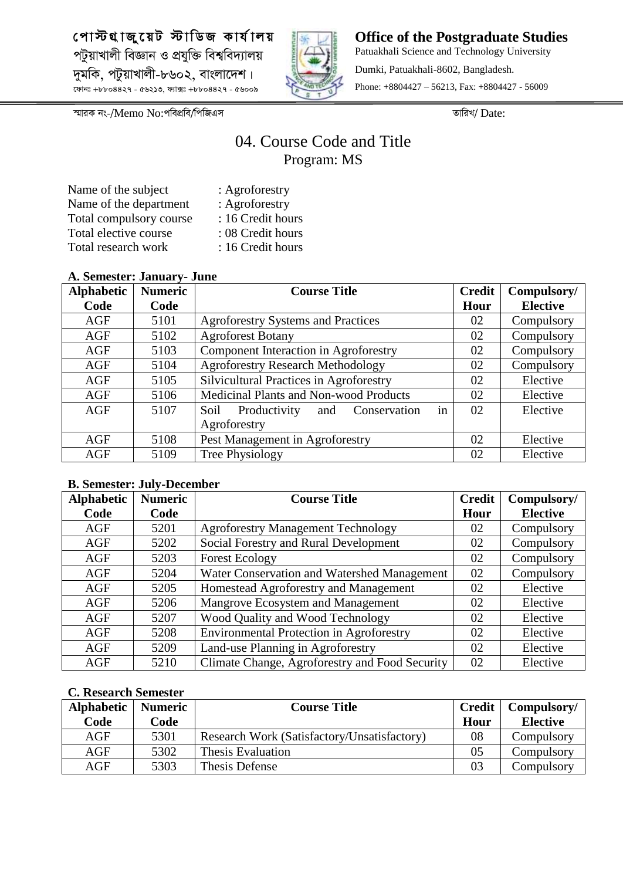পোস্টগ্রাজুয়েট স্টাডিজ কার্যালয়
পটুয়াখালী বিজ্ঞান ও প্রযুক্তি বিশ্ববিদ্যালয়
দুমকি, পটুয়াখালী-৮৬০২, বাংলাদেশ।
ফোনঃ +৮৮০৪৪২৭ - ৫৬২১৩, ফ্যাক্সঃ +৮৮০৪৪২৭ - ৫৬০০৯

**Office of the Postgraduate Studies**
Patuakhali Science and Technology University
Dumki, Patuakhali-8602, Bangladesh.
Phone: +8804427 – 56213, Fax: +8804427 - 56009

স্মারক নং-/Memo No:পবিপ্রবি/পিজিএস তারিখ/ Date:

# 04. Course Code and Title

## Program: MS

Name of the subject : Agroforestry
Name of the department : Agroforestry
Total compulsory course : 16 Credit hours
Total elective course : 08 Credit hours
Total research work : 16 Credit hours

**A. Semester: January- June**

| Alphabetic Code | Numeric Code | Course Title | Credit Hour | Compulsory/ Elective |
|---|---|---|---|---|
| AGF | 5101 | Agroforestry Systems and Practices | 02 | Compulsory |
| AGF | 5102 | Agroforest Botany | 02 | Compulsory |
| AGF | 5103 | Component Interaction in Agroforestry | 02 | Compulsory |
| AGF | 5104 | Agroforestry Research Methodology | 02 | Compulsory |
| AGF | 5105 | Silvicultural Practices in Agroforestry | 02 | Elective |
| AGF | 5106 | Medicinal Plants and Non-wood Products | 02 | Elective |
| AGF | 5107 | Soil Productivity and Conservation in Agroforestry | 02 | Elective |
| AGF | 5108 | Pest Management in Agroforestry | 02 | Elective |
| AGF | 5109 | Tree Physiology | 02 | Elective |

**B. Semester: July-December**

| Alphabetic Code | Numeric Code | Course Title | Credit Hour | Compulsory/ Elective |
|---|---|---|---|---|
| AGF | 5201 | Agroforestry Management Technology | 02 | Compulsory |
| AGF | 5202 | Social Forestry and Rural Development | 02 | Compulsory |
| AGF | 5203 | Forest Ecology | 02 | Compulsory |
| AGF | 5204 | Water Conservation and Watershed Management | 02 | Compulsory |
| AGF | 5205 | Homestead Agroforestry and Management | 02 | Elective |
| AGF | 5206 | Mangrove Ecosystem and Management | 02 | Elective |
| AGF | 5207 | Wood Quality and Wood Technology | 02 | Elective |
| AGF | 5208 | Environmental Protection in Agroforestry | 02 | Elective |
| AGF | 5209 | Land-use Planning in Agroforestry | 02 | Elective |
| AGF | 5210 | Climate Change, Agroforestry and Food Security | 02 | Elective |

**C. Research Semester**

| Alphabetic Code | Numeric Code | Course Title | Credit Hour | Compulsory/ Elective |
|---|---|---|---|---|
| AGF | 5301 | Research Work (Satisfactory/Unsatisfactory) | 08 | Compulsory |
| AGF | 5302 | Thesis Evaluation | 05 | Compulsory |
| AGF | 5303 | Thesis Defense | 03 | Compulsory |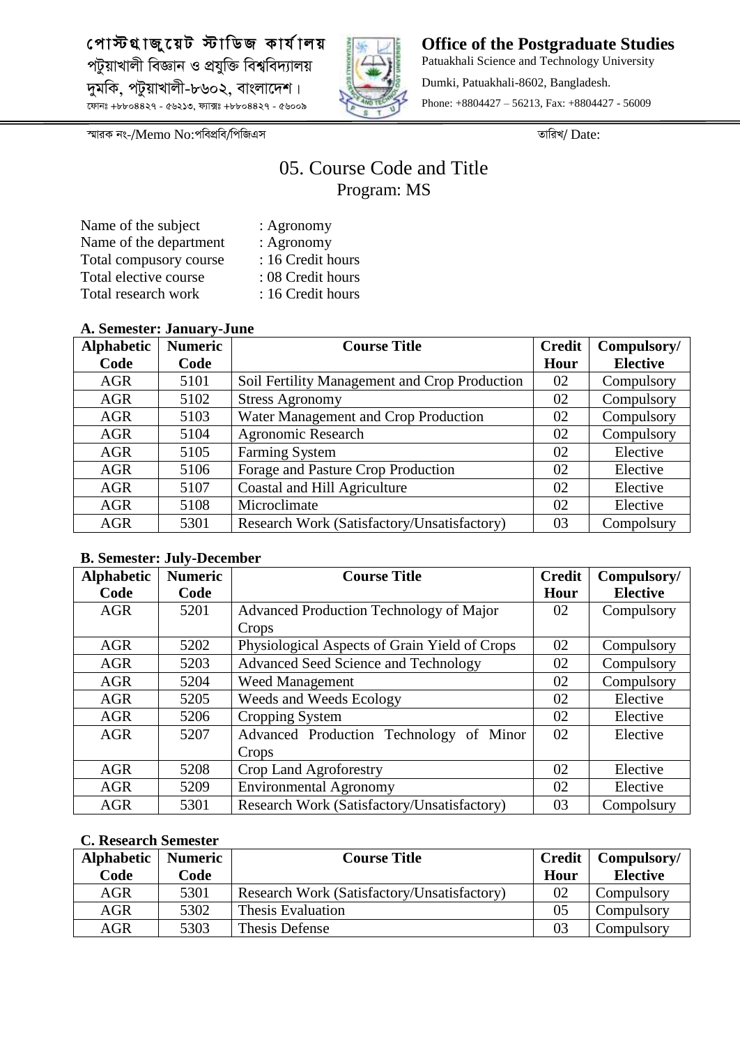পোস্টগ্রাজুয়েট স্টাডিজ কার্যালয়
পটুয়াখালী বিজ্ঞান ও প্রযুক্তি বিশ্ববিদ্যালয়
দুমকি, পটুয়াখালী-৮৬০২, বাংলাদেশ।
ফোনঃ +৮৮০৪৪২৭ - ৫৬২১৩, ফ্যাক্সঃ +৮৮০৪৪২৭ - ৫৬০০৯

**Office of the Postgraduate Studies**
Patuakhali Science and Technology University
Dumki, Patuakhali-8602, Bangladesh.
Phone: +8804427 – 56213, Fax: +8804427 - 56009

স্মারক নং-/Memo No:পবিপ্রবি/পিজিএস তারিখ/ Date:

# 05. Course Code and Title

## Program: MS

Name of the subject : Agronomy
Name of the department : Agronomy
Total compusory course : 16 Credit hours
Total elective course : 08 Credit hours
Total research work : 16 Credit hours

### A. Semester: January-June

| Alphabetic Code | Numeric Code | Course Title | Credit Hour | Compulsory/ Elective |
|---|---|---|---|---|
| AGR | 5101 | Soil Fertility Management and Crop Production | 02 | Compulsory |
| AGR | 5102 | Stress Agronomy | 02 | Compulsory |
| AGR | 5103 | Water Management and Crop Production | 02 | Compulsory |
| AGR | 5104 | Agronomic Research | 02 | Compulsory |
| AGR | 5105 | Farming System | 02 | Elective |
| AGR | 5106 | Forage and Pasture Crop Production | 02 | Elective |
| AGR | 5107 | Coastal and Hill Agriculture | 02 | Elective |
| AGR | 5108 | Microclimate | 02 | Elective |
| AGR | 5301 | Research Work (Satisfactory/Unsatisfactory) | 03 | Compolsury |

### B. Semester: July-December

| Alphabetic Code | Numeric Code | Course Title | Credit Hour | Compulsory/ Elective |
|---|---|---|---|---|
| AGR | 5201 | Advanced Production Technology of Major Crops | 02 | Compulsory |
| AGR | 5202 | Physiological Aspects of Grain Yield of Crops | 02 | Compulsory |
| AGR | 5203 | Advanced Seed Science and Technology | 02 | Compulsory |
| AGR | 5204 | Weed Management | 02 | Compulsory |
| AGR | 5205 | Weeds and Weeds Ecology | 02 | Elective |
| AGR | 5206 | Cropping System | 02 | Elective |
| AGR | 5207 | Advanced Production Technology of Minor Crops | 02 | Elective |
| AGR | 5208 | Crop Land Agroforestry | 02 | Elective |
| AGR | 5209 | Environmental Agronomy | 02 | Elective |
| AGR | 5301 | Research Work (Satisfactory/Unsatisfactory) | 03 | Compolsury |

### C. Research Semester

| Alphabetic Code | Numeric Code | Course Title | Credit Hour | Compulsory/ Elective |
|---|---|---|---|---|
| AGR | 5301 | Research Work (Satisfactory/Unsatisfactory) | 02 | Compulsory |
| AGR | 5302 | Thesis Evaluation | 05 | Compulsory |
| AGR | 5303 | Thesis Defense | 03 | Compulsory |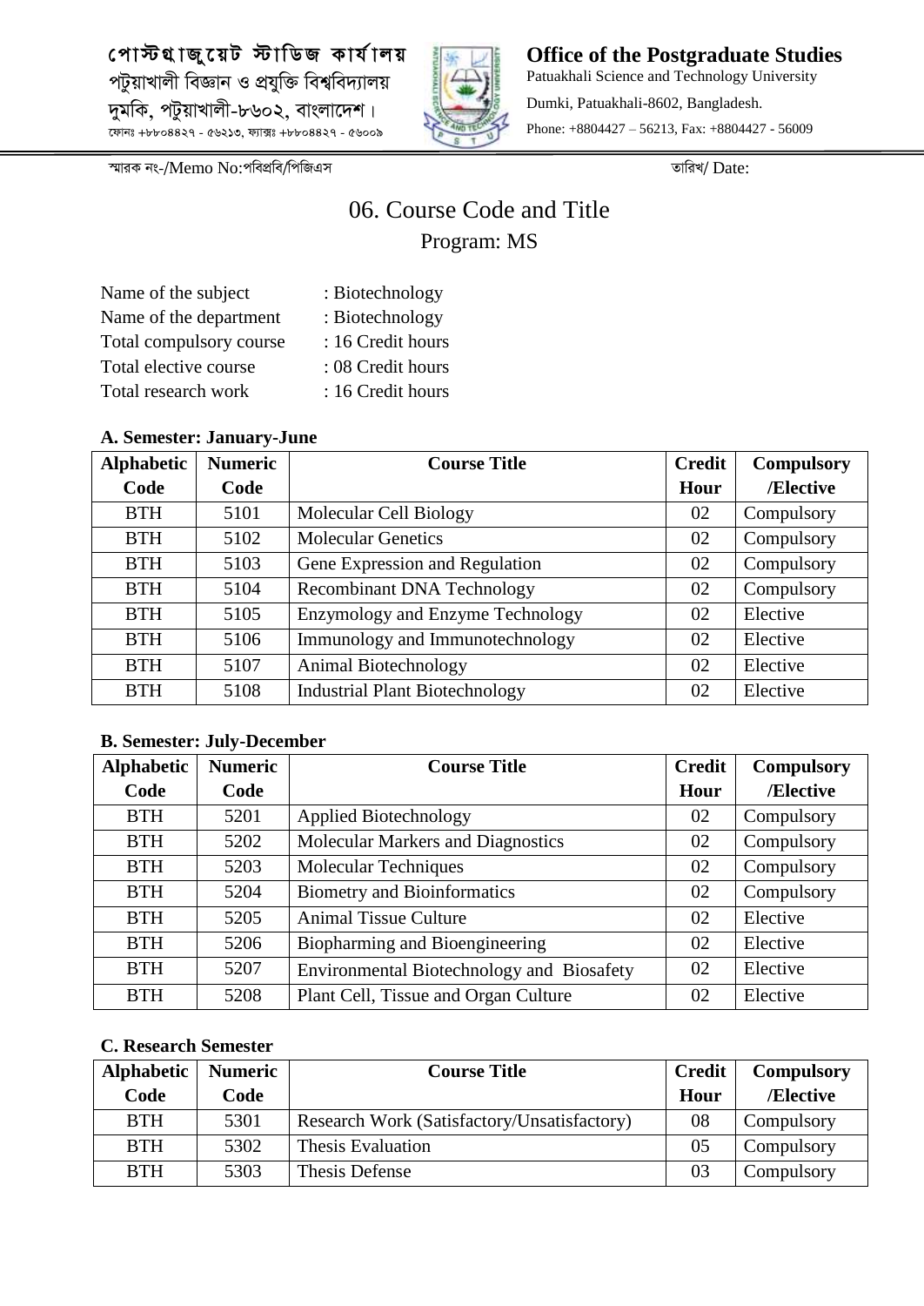পোস্টগ্রাজুয়েট স্টাডিজ কার্যালয়
পটুয়াখালী বিজ্ঞান ও প্রযুক্তি বিশ্ববিদ্যালয়
দুমকি, পটুয়াখালী-৮৬০২, বাংলাদেশ।
ফোনঃ +৮৮০৪৪২৭ - ৫৬২১৩, ফ্যাক্সঃ +৮৮০৪৪২৭ - ৫৬০০৯

**Office of the Postgraduate Studies**
Patuakhali Science and Technology University
Dumki, Patuakhali-8602, Bangladesh.
Phone: +8804427 – 56213, Fax: +8804427 - 56009

স্মারক নং-/Memo No:পবিপ্রবি/পিজিএস

তারিখ/ Date:

# 06. Course Code and Title

## Program: MS

Name of the subject : Biotechnology
Name of the department : Biotechnology
Total compulsory course : 16 Credit hours
Total elective course : 08 Credit hours
Total research work : 16 Credit hours

### A. Semester: January-June

| Alphabetic Code | Numeric Code | Course Title | Credit Hour | Compulsory /Elective |
|---|---|---|---|---|
| BTH | 5101 | Molecular Cell Biology | 02 | Compulsory |
| BTH | 5102 | Molecular Genetics | 02 | Compulsory |
| BTH | 5103 | Gene Expression and Regulation | 02 | Compulsory |
| BTH | 5104 | Recombinant DNA Technology | 02 | Compulsory |
| BTH | 5105 | Enzymology and Enzyme Technology | 02 | Elective |
| BTH | 5106 | Immunology and Immunotechnology | 02 | Elective |
| BTH | 5107 | Animal Biotechnology | 02 | Elective |
| BTH | 5108 | Industrial Plant Biotechnology | 02 | Elective |

### B. Semester: July-December

| Alphabetic Code | Numeric Code | Course Title | Credit Hour | Compulsory /Elective |
|---|---|---|---|---|
| BTH | 5201 | Applied Biotechnology | 02 | Compulsory |
| BTH | 5202 | Molecular Markers and Diagnostics | 02 | Compulsory |
| BTH | 5203 | Molecular Techniques | 02 | Compulsory |
| BTH | 5204 | Biometry and Bioinformatics | 02 | Compulsory |
| BTH | 5205 | Animal Tissue Culture | 02 | Elective |
| BTH | 5206 | Biopharming and Bioengineering | 02 | Elective |
| BTH | 5207 | Environmental Biotechnology and Biosafety | 02 | Elective |
| BTH | 5208 | Plant Cell, Tissue and Organ Culture | 02 | Elective |

### C. Research Semester

| Alphabetic Code | Numeric Code | Course Title | Credit Hour | Compulsory /Elective |
|---|---|---|---|---|
| BTH | 5301 | Research Work (Satisfactory/Unsatisfactory) | 08 | Compulsory |
| BTH | 5302 | Thesis Evaluation | 05 | Compulsory |
| BTH | 5303 | Thesis Defense | 03 | Compulsory |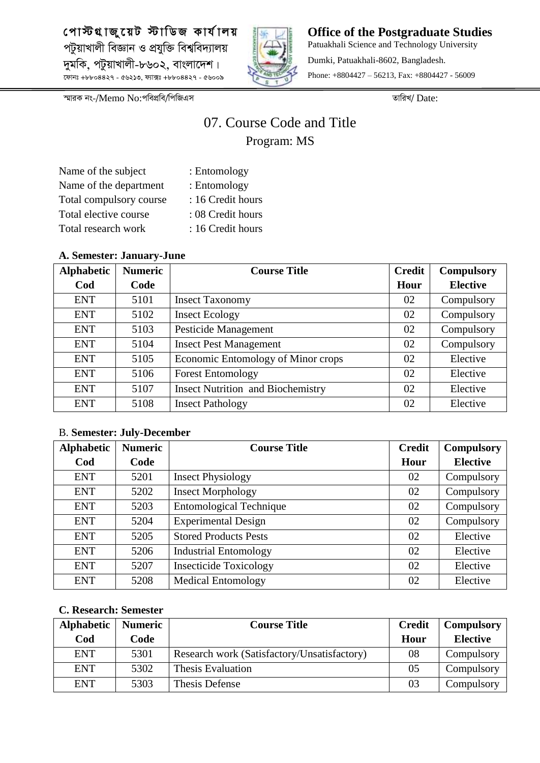পোস্টগ্রাজুয়েট স্টাডিজ কার্যালয়
পটুয়াখালী বিজ্ঞান ও প্রযুক্তি বিশ্ববিদ্যালয়
দুমকি, পটুয়াখালী-৮৬০২, বাংলাদেশ।
ফোনঃ +৮৮০৪৪২৭ - ৫৬২১৩, ফ্যাক্সঃ +৮৮০৪৪২৭ - ৫৬০০৯

**Office of the Postgraduate Studies**
Patuakhali Science and Technology University
Dumki, Patuakhali-8602, Bangladesh.
Phone: +8804427 – 56213, Fax: +8804427 - 56009

স্মারক নং-/Memo No:পবিপ্রবি/পিজিএস তারিখ/ Date:

# 07. Course Code and Title

## Program: MS

Name of the subject : Entomology
Name of the department : Entomology
Total compulsory course : 16 Credit hours
Total elective course : 08 Credit hours
Total research work : 16 Credit hours

**A. Semester: January-June**

| Alphabetic Cod | Numeric Code | Course Title | Credit Hour | Compulsory Elective |
|---|---|---|---|---|
| ENT | 5101 | Insect Taxonomy | 02 | Compulsory |
| ENT | 5102 | Insect Ecology | 02 | Compulsory |
| ENT | 5103 | Pesticide Management | 02 | Compulsory |
| ENT | 5104 | Insect Pest Management | 02 | Compulsory |
| ENT | 5105 | Economic Entomology of Minor crops | 02 | Elective |
| ENT | 5106 | Forest Entomology | 02 | Elective |
| ENT | 5107 | Insect Nutrition and Biochemistry | 02 | Elective |
| ENT | 5108 | Insect Pathology | 02 | Elective |

B. **Semester: July-December**

| Alphabetic Cod | Numeric Code | Course Title | Credit Hour | Compulsory Elective |
|---|---|---|---|---|
| ENT | 5201 | Insect Physiology | 02 | Compulsory |
| ENT | 5202 | Insect Morphology | 02 | Compulsory |
| ENT | 5203 | Entomological Technique | 02 | Compulsory |
| ENT | 5204 | Experimental Design | 02 | Compulsory |
| ENT | 5205 | Stored Products Pests | 02 | Elective |
| ENT | 5206 | Industrial Entomology | 02 | Elective |
| ENT | 5207 | Insecticide Toxicology | 02 | Elective |
| ENT | 5208 | Medical Entomology | 02 | Elective |

**C. Research: Semester**

| Alphabetic Cod | Numeric Code | Course Title | Credit Hour | Compulsory Elective |
|---|---|---|---|---|
| ENT | 5301 | Research work (Satisfactory/Unsatisfactory) | 08 | Compulsory |
| ENT | 5302 | Thesis Evaluation | 05 | Compulsory |
| ENT | 5303 | Thesis Defense | 03 | Compulsory |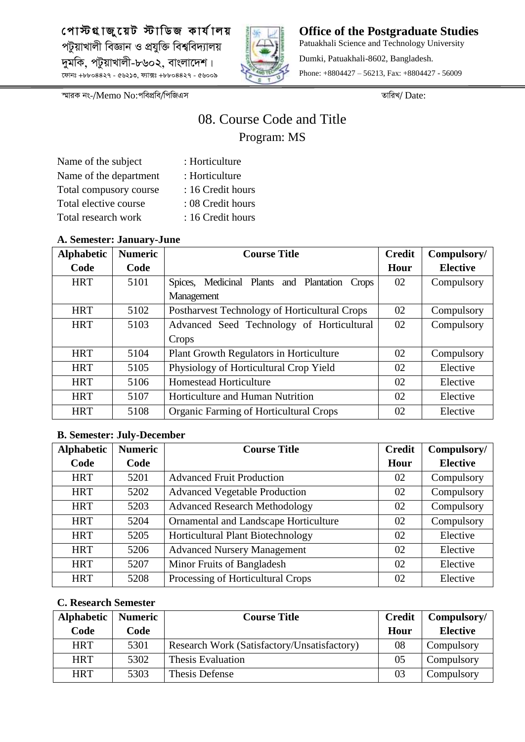পোস্টগ্রাজুয়েট স্টাডিজ কার্যালয়
পটুয়াখালী বিজ্ঞান ও প্রযুক্তি বিশ্ববিদ্যালয়
দুমকি, পটুয়াখালী-৮৬০২, বাংলাদেশ।
ফোনঃ +৮৮০৪৪২৭ - ৫৬২১৩, ফ্যাক্সঃ +৮৮০৪৪২৭ - ৫৬০০৯

**Office of the Postgraduate Studies**
Patuakhali Science and Technology University
Dumki, Patuakhali-8602, Bangladesh.
Phone: +8804427 – 56213, Fax: +8804427 - 56009

স্মারক নং-/Memo No:পবিপ্রবি/পিজিএস তারিখ/ Date:

# 08. Course Code and Title

## Program: MS

Name of the subject : Horticulture
Name of the department : Horticulture
Total compusory course : 16 Credit hours
Total elective course : 08 Credit hours
Total research work : 16 Credit hours

**A. Semester: January-June**

| Alphabetic Code | Numeric Code | Course Title | Credit Hour | Compulsory/ Elective |
|---|---|---|---|---|
| HRT | 5101 | Spices, Medicinal Plants and Plantation Crops Management | 02 | Compulsory |
| HRT | 5102 | Postharvest Technology of Horticultural Crops | 02 | Compulsory |
| HRT | 5103 | Advanced Seed Technology of Horticultural Crops | 02 | Compulsory |
| HRT | 5104 | Plant Growth Regulators in Horticulture | 02 | Compulsory |
| HRT | 5105 | Physiology of Horticultural Crop Yield | 02 | Elective |
| HRT | 5106 | Homestead Horticulture | 02 | Elective |
| HRT | 5107 | Horticulture and Human Nutrition | 02 | Elective |
| HRT | 5108 | Organic Farming of Horticultural Crops | 02 | Elective |

**B. Semester: July-December**

| Alphabetic Code | Numeric Code | Course Title | Credit Hour | Compulsory/ Elective |
|---|---|---|---|---|
| HRT | 5201 | Advanced Fruit Production | 02 | Compulsory |
| HRT | 5202 | Advanced Vegetable Production | 02 | Compulsory |
| HRT | 5203 | Advanced Research Methodology | 02 | Compulsory |
| HRT | 5204 | Ornamental and Landscape Horticulture | 02 | Compulsory |
| HRT | 5205 | Horticultural Plant Biotechnology | 02 | Elective |
| HRT | 5206 | Advanced Nursery Management | 02 | Elective |
| HRT | 5207 | Minor Fruits of Bangladesh | 02 | Elective |
| HRT | 5208 | Processing of Horticultural Crops | 02 | Elective |

**C. Research Semester**

| Alphabetic Code | Numeric Code | Course Title | Credit Hour | Compulsory/ Elective |
|---|---|---|---|---|
| HRT | 5301 | Research Work (Satisfactory/Unsatisfactory) | 08 | Compulsory |
| HRT | 5302 | Thesis Evaluation | 05 | Compulsory |
| HRT | 5303 | Thesis Defense | 03 | Compulsory |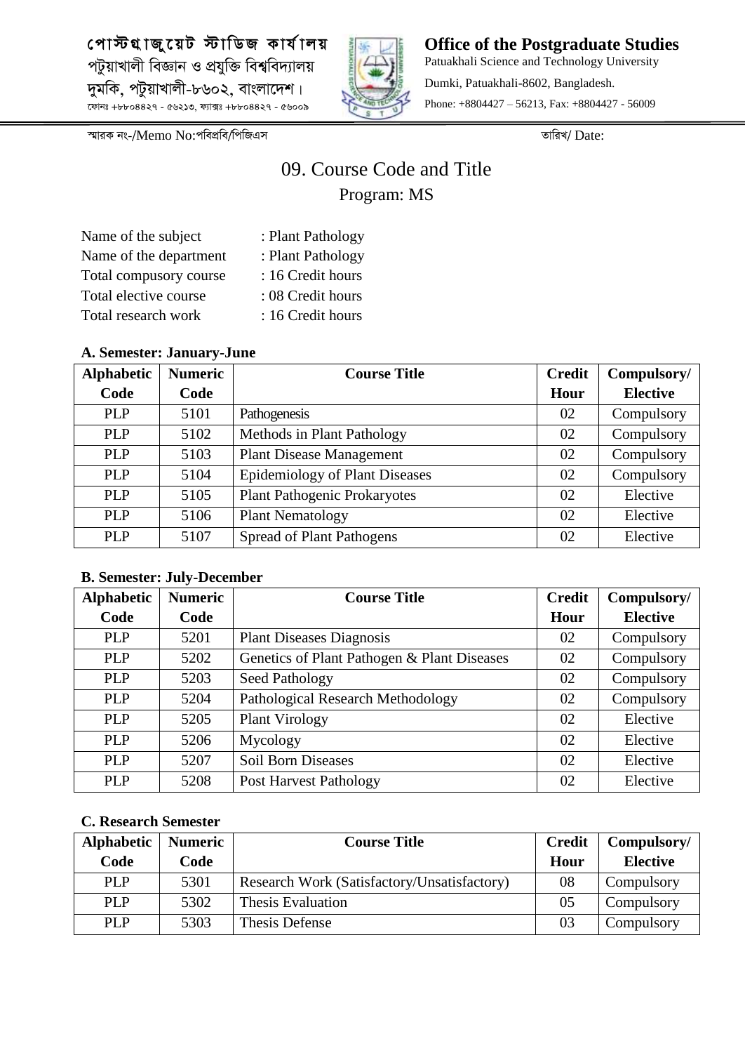পোস্টগ্রাজুয়েট স্টাডিজ কার্যালয়
পটুয়াখালী বিজ্ঞান ও প্রযুক্তি বিশ্ববিদ্যালয়
দুমকি, পটুয়াখালী-৮৬০২, বাংলাদেশ।
ফোনঃ +৮৮০৪৪২৭ - ৫৬২১৩, ফ্যাক্সঃ +৮৮০৪৪২৭ - ৫৬০০৯

**Office of the Postgraduate Studies**
Patuakhali Science and Technology University
Dumki, Patuakhali-8602, Bangladesh.
Phone: +8804427 – 56213, Fax: +8804427 - 56009

স্মারক নং-/Memo No:পবিপ্রবি/পিজিএস তারিখ/ Date:

# 09. Course Code and Title

## Program: MS

Name of the subject : Plant Pathology
Name of the department : Plant Pathology
Total compusory course : 16 Credit hours
Total elective course : 08 Credit hours
Total research work : 16 Credit hours

### A. Semester: January-June

| Alphabetic Code | Numeric Code | Course Title | Credit Hour | Compulsory/ Elective |
|---|---|---|---|---|
| PLP | 5101 | Pathogenesis | 02 | Compulsory |
| PLP | 5102 | Methods in Plant Pathology | 02 | Compulsory |
| PLP | 5103 | Plant Disease Management | 02 | Compulsory |
| PLP | 5104 | Epidemiology of Plant Diseases | 02 | Compulsory |
| PLP | 5105 | Plant Pathogenic Prokaryotes | 02 | Elective |
| PLP | 5106 | Plant Nematology | 02 | Elective |
| PLP | 5107 | Spread of Plant Pathogens | 02 | Elective |

### B. Semester: July-December

| Alphabetic Code | Numeric Code | Course Title | Credit Hour | Compulsory/ Elective |
|---|---|---|---|---|
| PLP | 5201 | Plant Diseases Diagnosis | 02 | Compulsory |
| PLP | 5202 | Genetics of Plant Pathogen & Plant Diseases | 02 | Compulsory |
| PLP | 5203 | Seed Pathology | 02 | Compulsory |
| PLP | 5204 | Pathological Research Methodology | 02 | Compulsory |
| PLP | 5205 | Plant Virology | 02 | Elective |
| PLP | 5206 | Mycology | 02 | Elective |
| PLP | 5207 | Soil Born Diseases | 02 | Elective |
| PLP | 5208 | Post Harvest Pathology | 02 | Elective |

### C. Research Semester

| Alphabetic Code | Numeric Code | Course Title | Credit Hour | Compulsory/ Elective |
|---|---|---|---|---|
| PLP | 5301 | Research Work (Satisfactory/Unsatisfactory) | 08 | Compulsory |
| PLP | 5302 | Thesis Evaluation | 05 | Compulsory |
| PLP | 5303 | Thesis Defense | 03 | Compulsory |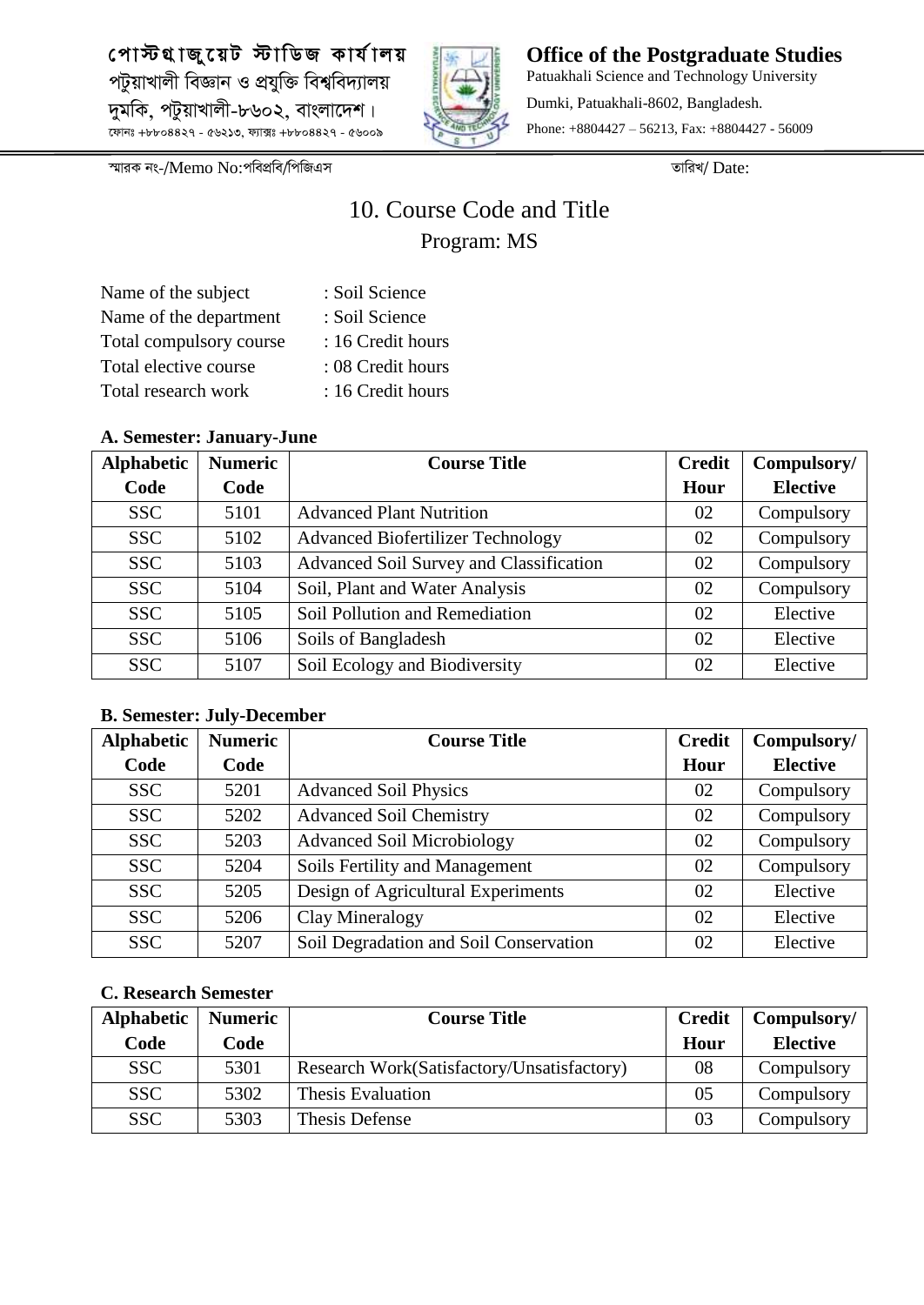পোস্টগ্রাজুয়েট স্টাডিজ কার্যালয়
পটুয়াখালী বিজ্ঞান ও প্রযুক্তি বিশ্ববিদ্যালয়
দুমকি, পটুয়াখালী-৮৬০২, বাংলাদেশ।
ফোনঃ +৮৮০৪৪২৭ - ৫৬২১৩, ফ্যাক্সঃ +৮৮০৪৪২৭ - ৫৬০০৯

**Office of the Postgraduate Studies**
Patuakhali Science and Technology University
Dumki, Patuakhali-8602, Bangladesh.
Phone: +8804427 – 56213, Fax: +8804427 - 56009

স্মারক নং-/Memo No:পবিপ্রবি/পিজিএস তারিখ/ Date:

# 10. Course Code and Title

## Program: MS

Name of the subject : Soil Science
Name of the department : Soil Science
Total compulsory course : 16 Credit hours
Total elective course : 08 Credit hours
Total research work : 16 Credit hours

**A. Semester: January-June**

| Alphabetic Code | Numeric Code | Course Title | Credit Hour | Compulsory/ Elective |
|---|---|---|---|---|
| SSC | 5101 | Advanced Plant Nutrition | 02 | Compulsory |
| SSC | 5102 | Advanced Biofertilizer Technology | 02 | Compulsory |
| SSC | 5103 | Advanced Soil Survey and Classification | 02 | Compulsory |
| SSC | 5104 | Soil, Plant and Water Analysis | 02 | Compulsory |
| SSC | 5105 | Soil Pollution and Remediation | 02 | Elective |
| SSC | 5106 | Soils of Bangladesh | 02 | Elective |
| SSC | 5107 | Soil Ecology and Biodiversity | 02 | Elective |

**B. Semester: July-December**

| Alphabetic Code | Numeric Code | Course Title | Credit Hour | Compulsory/ Elective |
|---|---|---|---|---|
| SSC | 5201 | Advanced Soil Physics | 02 | Compulsory |
| SSC | 5202 | Advanced Soil Chemistry | 02 | Compulsory |
| SSC | 5203 | Advanced Soil Microbiology | 02 | Compulsory |
| SSC | 5204 | Soils Fertility and Management | 02 | Compulsory |
| SSC | 5205 | Design of Agricultural Experiments | 02 | Elective |
| SSC | 5206 | Clay Mineralogy | 02 | Elective |
| SSC | 5207 | Soil Degradation and Soil Conservation | 02 | Elective |

**C. Research Semester**

| Alphabetic Code | Numeric Code | Course Title | Credit Hour | Compulsory/ Elective |
|---|---|---|---|---|
| SSC | 5301 | Research Work(Satisfactory/Unsatisfactory) | 08 | Compulsory |
| SSC | 5302 | Thesis Evaluation | 05 | Compulsory |
| SSC | 5303 | Thesis Defense | 03 | Compulsory |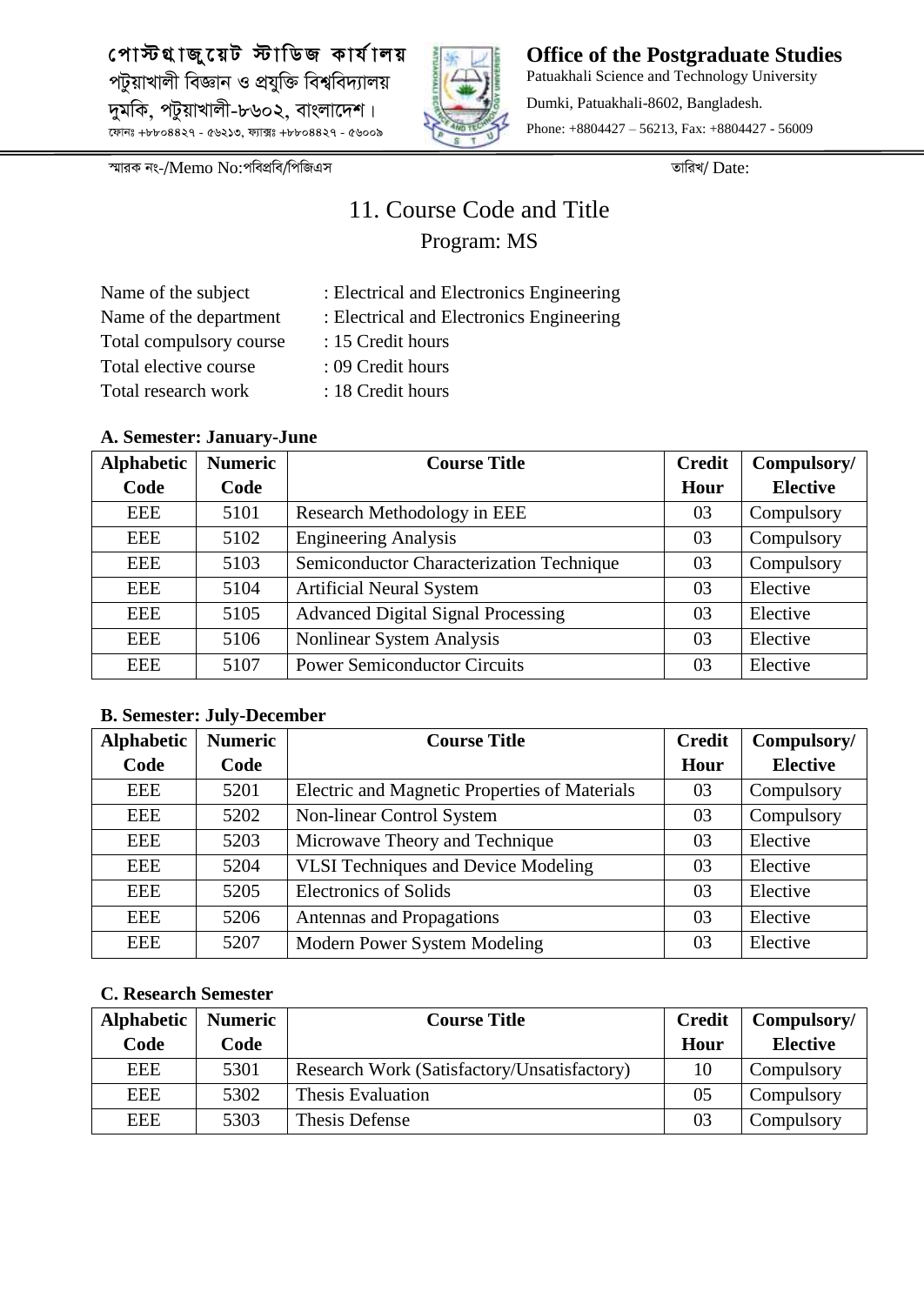পোস্টগ্রাজুয়েট স্টাডিজ কার্যালয়
পটুয়াখালী বিজ্ঞান ও প্রযুক্তি বিশ্ববিদ্যালয়
দুমকি, পটুয়াখালী-৮৬০২, বাংলাদেশ।
ফোনঃ +৮৮০৪৪২৭ - ৫৬২১৩, ফ্যাক্সঃ +৮৮০৪৪২৭ - ৫৬০০৯

**Office of the Postgraduate Studies**
Patuakhali Science and Technology University
Dumki, Patuakhali-8602, Bangladesh.
Phone: +8804427 – 56213, Fax: +8804427 - 56009

স্মারক নং-/Memo No:পবিপ্রবি/পিজিএস তারিখ/ Date:

# 11. Course Code and Title

## Program: MS

Name of the subject : Electrical and Electronics Engineering
Name of the department : Electrical and Electronics Engineering
Total compulsory course : 15 Credit hours
Total elective course : 09 Credit hours
Total research work : 18 Credit hours

**A. Semester: January-June**

| Alphabetic Code | Numeric Code | Course Title | Credit Hour | Compulsory/ Elective |
|---|---|---|---|---|
| EEE | 5101 | Research Methodology in EEE | 03 | Compulsory |
| EEE | 5102 | Engineering Analysis | 03 | Compulsory |
| EEE | 5103 | Semiconductor Characterization Technique | 03 | Compulsory |
| EEE | 5104 | Artificial Neural System | 03 | Elective |
| EEE | 5105 | Advanced Digital Signal Processing | 03 | Elective |
| EEE | 5106 | Nonlinear System Analysis | 03 | Elective |
| EEE | 5107 | Power Semiconductor Circuits | 03 | Elective |

**B. Semester: July-December**

| Alphabetic Code | Numeric Code | Course Title | Credit Hour | Compulsory/ Elective |
|---|---|---|---|---|
| EEE | 5201 | Electric and Magnetic Properties of Materials | 03 | Compulsory |
| EEE | 5202 | Non-linear Control System | 03 | Compulsory |
| EEE | 5203 | Microwave Theory and Technique | 03 | Elective |
| EEE | 5204 | VLSI Techniques and Device Modeling | 03 | Elective |
| EEE | 5205 | Electronics of Solids | 03 | Elective |
| EEE | 5206 | Antennas and Propagations | 03 | Elective |
| EEE | 5207 | Modern Power System Modeling | 03 | Elective |

**C. Research Semester**

| Alphabetic Code | Numeric Code | Course Title | Credit Hour | Compulsory/ Elective |
|---|---|---|---|---|
| EEE | 5301 | Research Work (Satisfactory/Unsatisfactory) | 10 | Compulsory |
| EEE | 5302 | Thesis Evaluation | 05 | Compulsory |
| EEE | 5303 | Thesis Defense | 03 | Compulsory |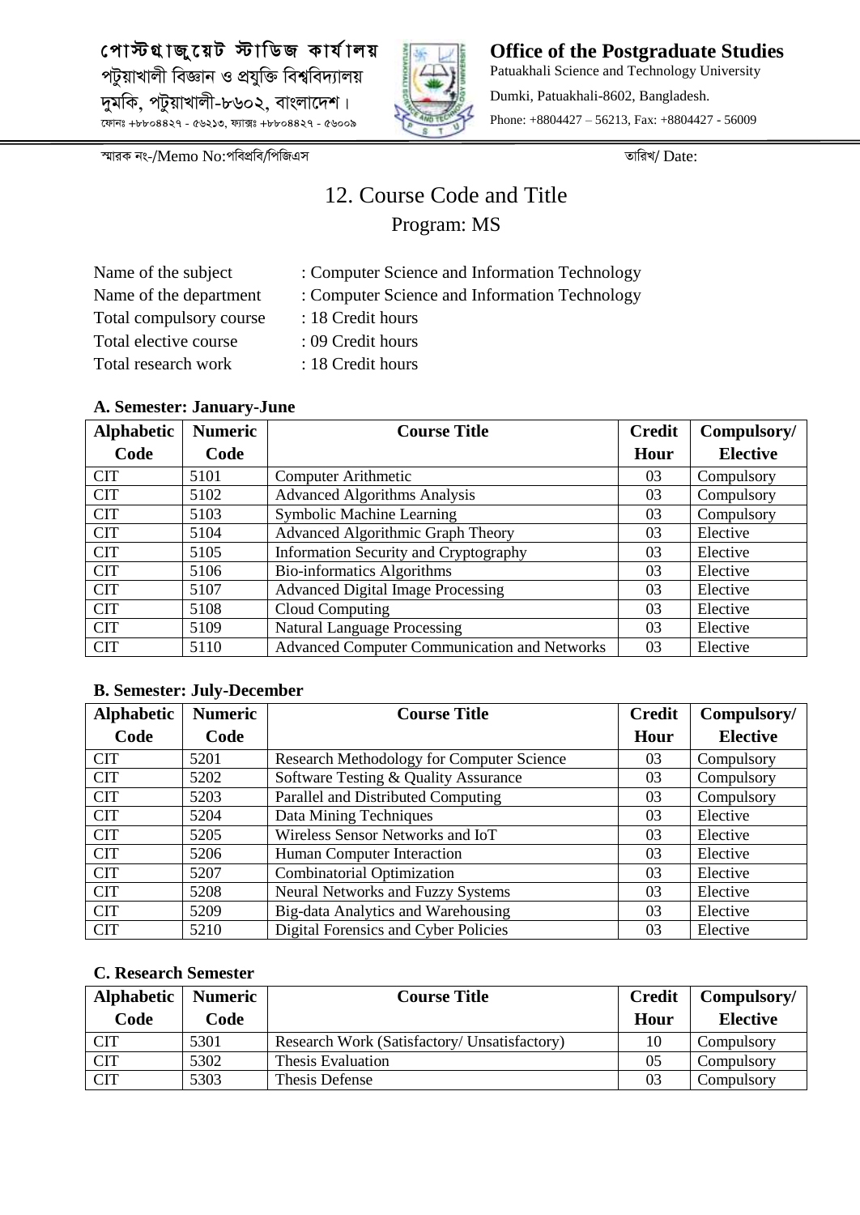পোস্টগ্রাজুয়েট স্টাডিজ কার্যালয়
পটুয়াখালী বিজ্ঞান ও প্রযুক্তি বিশ্ববিদ্যালয়
দুমকি, পটুয়াখালী-৮৬০২, বাংলাদেশ।
ফোনঃ +৮৮০৪৪২৭ - ৫৬২১৩, ফ্যাক্সঃ +৮৮০৪৪২৭ - ৫৬০০৯

**Office of the Postgraduate Studies**
Patuakhali Science and Technology University
Dumki, Patuakhali-8602, Bangladesh.
Phone: +8804427 – 56213, Fax: +8804427 - 56009

স্মারক নং-/Memo No:পবিপ্রবি/পিজিএস তারিখ/ Date:

# 12. Course Code and Title

## Program: MS

Name of the subject : Computer Science and Information Technology
Name of the department : Computer Science and Information Technology
Total compulsory course : 18 Credit hours
Total elective course : 09 Credit hours
Total research work : 18 Credit hours

### A. Semester: January-June

| Alphabetic Code | Numeric Code | Course Title | Credit Hour | Compulsory/ Elective |
|---|---|---|---|---|
| CIT | 5101 | Computer Arithmetic | 03 | Compulsory |
| CIT | 5102 | Advanced Algorithms Analysis | 03 | Compulsory |
| CIT | 5103 | Symbolic Machine Learning | 03 | Compulsory |
| CIT | 5104 | Advanced Algorithmic Graph Theory | 03 | Elective |
| CIT | 5105 | Information Security and Cryptography | 03 | Elective |
| CIT | 5106 | Bio-informatics Algorithms | 03 | Elective |
| CIT | 5107 | Advanced Digital Image Processing | 03 | Elective |
| CIT | 5108 | Cloud Computing | 03 | Elective |
| CIT | 5109 | Natural Language Processing | 03 | Elective |
| CIT | 5110 | Advanced Computer Communication and Networks | 03 | Elective |

### B. Semester: July-December

| Alphabetic Code | Numeric Code | Course Title | Credit Hour | Compulsory/ Elective |
|---|---|---|---|---|
| CIT | 5201 | Research Methodology for Computer Science | 03 | Compulsory |
| CIT | 5202 | Software Testing & Quality Assurance | 03 | Compulsory |
| CIT | 5203 | Parallel and Distributed Computing | 03 | Compulsory |
| CIT | 5204 | Data Mining Techniques | 03 | Elective |
| CIT | 5205 | Wireless Sensor Networks and IoT | 03 | Elective |
| CIT | 5206 | Human Computer Interaction | 03 | Elective |
| CIT | 5207 | Combinatorial Optimization | 03 | Elective |
| CIT | 5208 | Neural Networks and Fuzzy Systems | 03 | Elective |
| CIT | 5209 | Big-data Analytics and Warehousing | 03 | Elective |
| CIT | 5210 | Digital Forensics and Cyber Policies | 03 | Elective |

### C. Research Semester

| Alphabetic Code | Numeric Code | Course Title | Credit Hour | Compulsory/ Elective |
|---|---|---|---|---|
| CIT | 5301 | Research Work (Satisfactory/ Unsatisfactory) | 10 | Compulsory |
| CIT | 5302 | Thesis Evaluation | 05 | Compulsory |
| CIT | 5303 | Thesis Defense | 03 | Compulsory |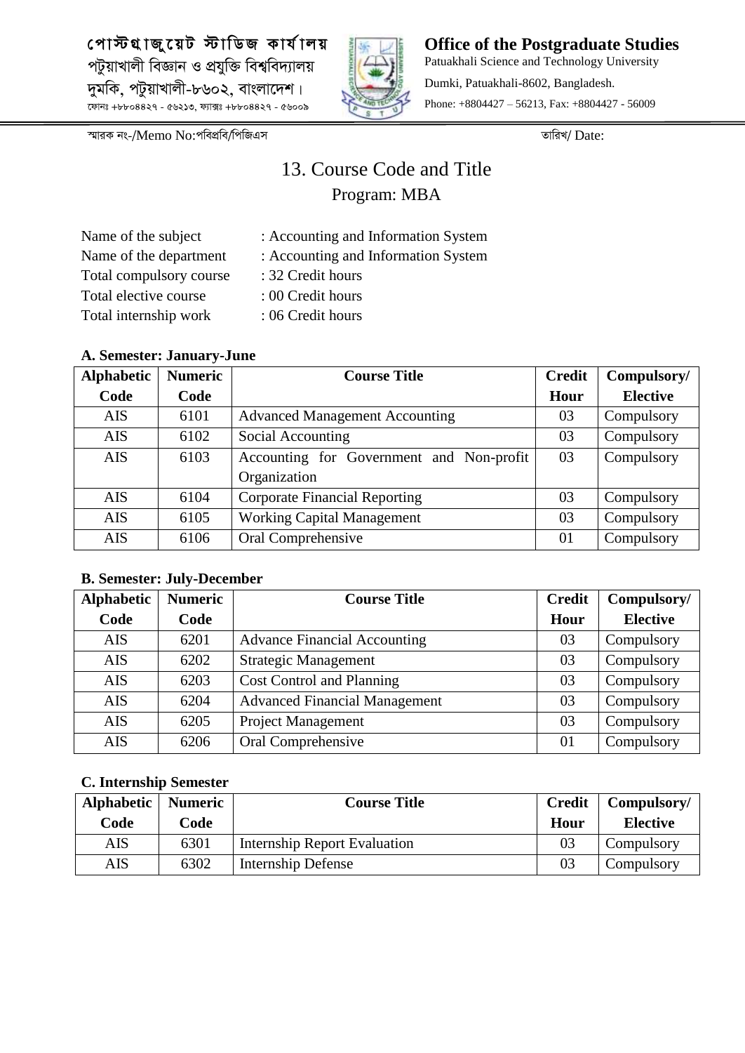পোস্টগ্রাজুয়েট স্টাডিজ কার্যালয়
পটুয়াখালী বিজ্ঞান ও প্রযুক্তি বিশ্ববিদ্যালয়
দুমকি, পটুয়াখালী-৮৬০২, বাংলাদেশ।
ফোনঃ +৮৮০৪৪২৭ - ৫৬২১৩, ফ্যাক্সঃ +৮৮০৪৪২৭ - ৫৬০০৯

**Office of the Postgraduate Studies**
Patuakhali Science and Technology University
Dumki, Patuakhali-8602, Bangladesh.
Phone: +8804427 – 56213, Fax: +8804427 - 56009

স্মারক নং-/Memo No:পবিপ্রবি/পিজিএস তারিখ/ Date:

# 13. Course Code and Title

## Program: MBA

Name of the subject : Accounting and Information System
Name of the department : Accounting and Information System
Total compulsory course : 32 Credit hours
Total elective course : 00 Credit hours
Total internship work : 06 Credit hours

**A. Semester: January-June**

| Alphabetic Code | Numeric Code | Course Title | Credit Hour | Compulsory/ Elective |
|---|---|---|---|---|
| AIS | 6101 | Advanced Management Accounting | 03 | Compulsory |
| AIS | 6102 | Social Accounting | 03 | Compulsory |
| AIS | 6103 | Accounting for Government and Non-profit Organization | 03 | Compulsory |
| AIS | 6104 | Corporate Financial Reporting | 03 | Compulsory |
| AIS | 6105 | Working Capital Management | 03 | Compulsory |
| AIS | 6106 | Oral Comprehensive | 01 | Compulsory |

**B. Semester: July-December**

| Alphabetic Code | Numeric Code | Course Title | Credit Hour | Compulsory/ Elective |
|---|---|---|---|---|
| AIS | 6201 | Advance Financial Accounting | 03 | Compulsory |
| AIS | 6202 | Strategic Management | 03 | Compulsory |
| AIS | 6203 | Cost Control and Planning | 03 | Compulsory |
| AIS | 6204 | Advanced Financial Management | 03 | Compulsory |
| AIS | 6205 | Project Management | 03 | Compulsory |
| AIS | 6206 | Oral Comprehensive | 01 | Compulsory |

**C. Internship Semester**

| Alphabetic Code | Numeric Code | Course Title | Credit Hour | Compulsory/ Elective |
|---|---|---|---|---|
| AIS | 6301 | Internship Report Evaluation | 03 | Compulsory |
| AIS | 6302 | Internship Defense | 03 | Compulsory |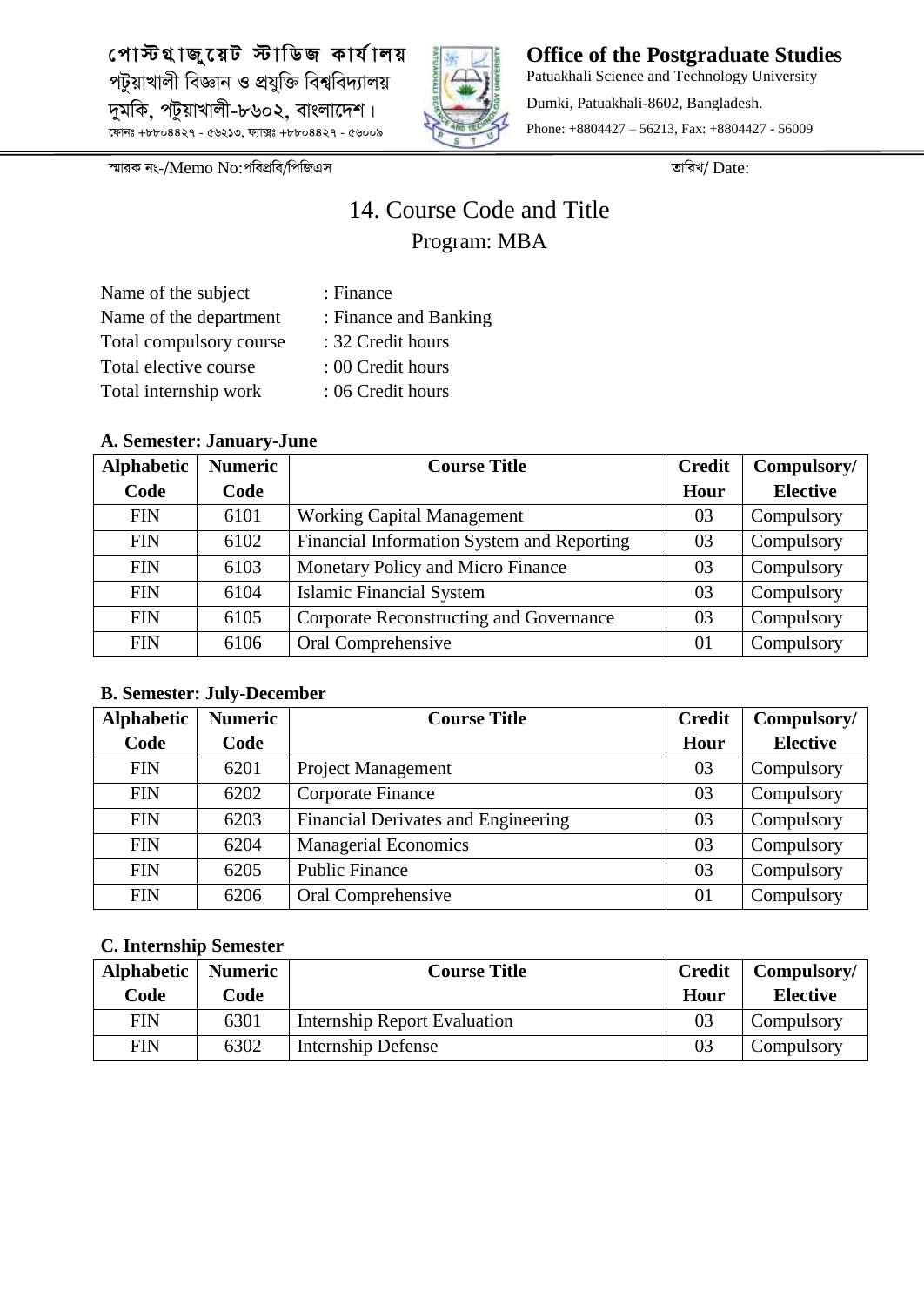স্মারক নং-/Memo No:পবিপ্রবি/পিজিএস তারিখ/ Date:

# 14. Course Code and Title

## Program: MBA

Name of the subject : Finance
Name of the department : Finance and Banking
Total compulsory course : 32 Credit hours
Total elective course : 00 Credit hours
Total internship work : 06 Credit hours

**A. Semester: January-June**

| Alphabetic Code | Numeric Code | Course Title | Credit Hour | Compulsory/ Elective |
|---|---|---|---|---|
| FIN | 6101 | Working Capital Management | 03 | Compulsory |
| FIN | 6102 | Financial Information System and Reporting | 03 | Compulsory |
| FIN | 6103 | Monetary Policy and Micro Finance | 03 | Compulsory |
| FIN | 6104 | Islamic Financial System | 03 | Compulsory |
| FIN | 6105 | Corporate Reconstructing and Governance | 03 | Compulsory |
| FIN | 6106 | Oral Comprehensive | 01 | Compulsory |

**B. Semester: July-December**

| Alphabetic Code | Numeric Code | Course Title | Credit Hour | Compulsory/ Elective |
|---|---|---|---|---|
| FIN | 6201 | Project Management | 03 | Compulsory |
| FIN | 6202 | Corporate Finance | 03 | Compulsory |
| FIN | 6203 | Financial Derivates and Engineering | 03 | Compulsory |
| FIN | 6204 | Managerial Economics | 03 | Compulsory |
| FIN | 6205 | Public Finance | 03 | Compulsory |
| FIN | 6206 | Oral Comprehensive | 01 | Compulsory |

**C. Internship Semester**

| Alphabetic Code | Numeric Code | Course Title | Credit Hour | Compulsory/ Elective |
|---|---|---|---|---|
| FIN | 6301 | Internship Report Evaluation | 03 | Compulsory |
| FIN | 6302 | Internship Defense | 03 | Compulsory |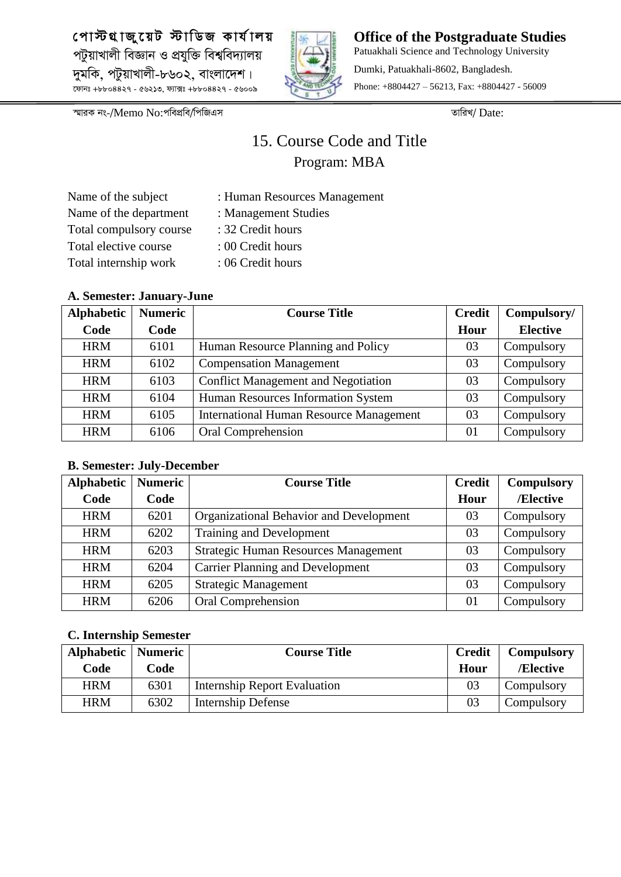পোস্টগ্রাজুয়েট স্টাডিজ কার্যালয়
পটুয়াখালী বিজ্ঞান ও প্রযুক্তি বিশ্ববিদ্যালয়
দুমকি, পটুয়াখালী-৮৬০২, বাংলাদেশ।
ফোনঃ +৮৮০৪৪২৭ - ৫৬২১৩, ফ্যাক্সঃ +৮৮০৪৪২৭ - ৫৬০০৯

**Office of the Postgraduate Studies**
Patuakhali Science and Technology University
Dumki, Patuakhali-8602, Bangladesh.
Phone: +8804427 – 56213, Fax: +8804427 - 56009

স্মারক নং-/Memo No:পবিপ্রবি/পিজিএস তারিখ/ Date:

# 15. Course Code and Title

## Program: MBA

Name of the subject : Human Resources Management
Name of the department : Management Studies
Total compulsory course : 32 Credit hours
Total elective course : 00 Credit hours
Total internship work : 06 Credit hours

**A. Semester: January-June**

| Alphabetic Code | Numeric Code | Course Title | Credit Hour | Compulsory/ Elective |
|---|---|---|---|---|
| HRM | 6101 | Human Resource Planning and Policy | 03 | Compulsory |
| HRM | 6102 | Compensation Management | 03 | Compulsory |
| HRM | 6103 | Conflict Management and Negotiation | 03 | Compulsory |
| HRM | 6104 | Human Resources Information System | 03 | Compulsory |
| HRM | 6105 | International Human Resource Management | 03 | Compulsory |
| HRM | 6106 | Oral Comprehension | 01 | Compulsory |

**B. Semester: July-December**

| Alphabetic Code | Numeric Code | Course Title | Credit Hour | Compulsory /Elective |
|---|---|---|---|---|
| HRM | 6201 | Organizational Behavior and Development | 03 | Compulsory |
| HRM | 6202 | Training and Development | 03 | Compulsory |
| HRM | 6203 | Strategic Human Resources Management | 03 | Compulsory |
| HRM | 6204 | Carrier Planning and Development | 03 | Compulsory |
| HRM | 6205 | Strategic Management | 03 | Compulsory |
| HRM | 6206 | Oral Comprehension | 01 | Compulsory |

**C. Internship Semester**

| Alphabetic Code | Numeric Code | Course Title | Credit Hour | Compulsory /Elective |
|---|---|---|---|---|
| HRM | 6301 | Internship Report Evaluation | 03 | Compulsory |
| HRM | 6302 | Internship Defense | 03 | Compulsory |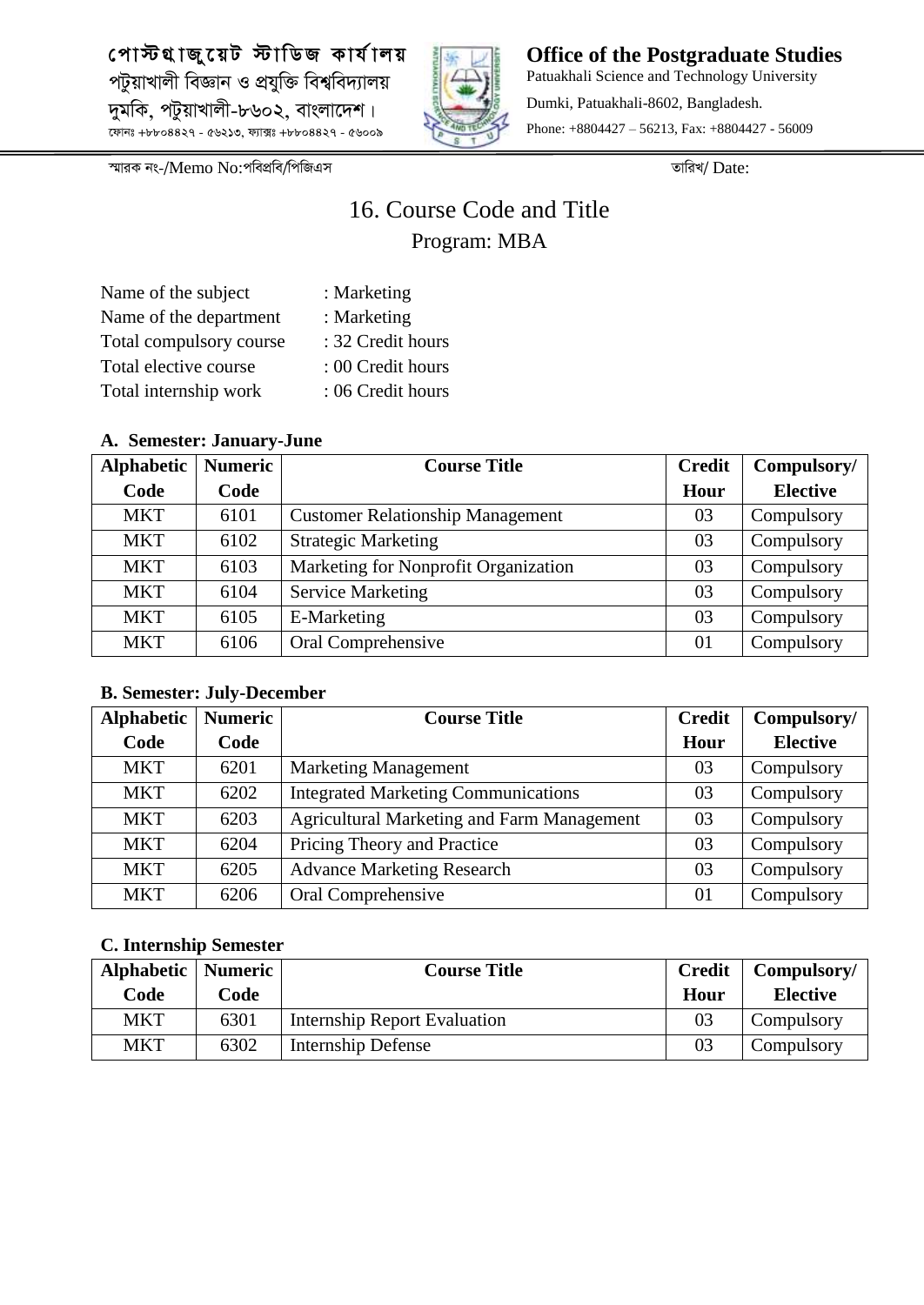পোস্টগ্রাজুয়েট স্টাডিজ কার্যালয়
পটুয়াখালী বিজ্ঞান ও প্রযুক্তি বিশ্ববিদ্যালয়
দুমকি, পটুয়াখালী-৮৬০২, বাংলাদেশ।
ফোনঃ +৮৮০৪৪২৭ - ৫৬২১৩, ফ্যাক্সঃ +৮৮০৪৪২৭ - ৫৬০০৯

**Office of the Postgraduate Studies**
Patuakhali Science and Technology University
Dumki, Patuakhali-8602, Bangladesh.
Phone: +8804427 – 56213, Fax: +8804427 - 56009

স্মারক নং-/Memo No:পবিপ্রবি/পিজিএস তারিখ/ Date:

# 16. Course Code and Title

## Program: MBA

Name of the subject : Marketing
Name of the department : Marketing
Total compulsory course : 32 Credit hours
Total elective course : 00 Credit hours
Total internship work : 06 Credit hours

### A. Semester: January-June

| Alphabetic Code | Numeric Code | Course Title | Credit Hour | Compulsory/ Elective |
|---|---|---|---|---|
| MKT | 6101 | Customer Relationship Management | 03 | Compulsory |
| MKT | 6102 | Strategic Marketing | 03 | Compulsory |
| MKT | 6103 | Marketing for Nonprofit Organization | 03 | Compulsory |
| MKT | 6104 | Service Marketing | 03 | Compulsory |
| MKT | 6105 | E-Marketing | 03 | Compulsory |
| MKT | 6106 | Oral Comprehensive | 01 | Compulsory |

### B. Semester: July-December

| Alphabetic Code | Numeric Code | Course Title | Credit Hour | Compulsory/ Elective |
|---|---|---|---|---|
| MKT | 6201 | Marketing Management | 03 | Compulsory |
| MKT | 6202 | Integrated Marketing Communications | 03 | Compulsory |
| MKT | 6203 | Agricultural Marketing and Farm Management | 03 | Compulsory |
| MKT | 6204 | Pricing Theory and Practice | 03 | Compulsory |
| MKT | 6205 | Advance Marketing Research | 03 | Compulsory |
| MKT | 6206 | Oral Comprehensive | 01 | Compulsory |

### C. Internship Semester

| Alphabetic Code | Numeric Code | Course Title | Credit Hour | Compulsory/ Elective |
|---|---|---|---|---|
| MKT | 6301 | Internship Report Evaluation | 03 | Compulsory |
| MKT | 6302 | Internship Defense | 03 | Compulsory |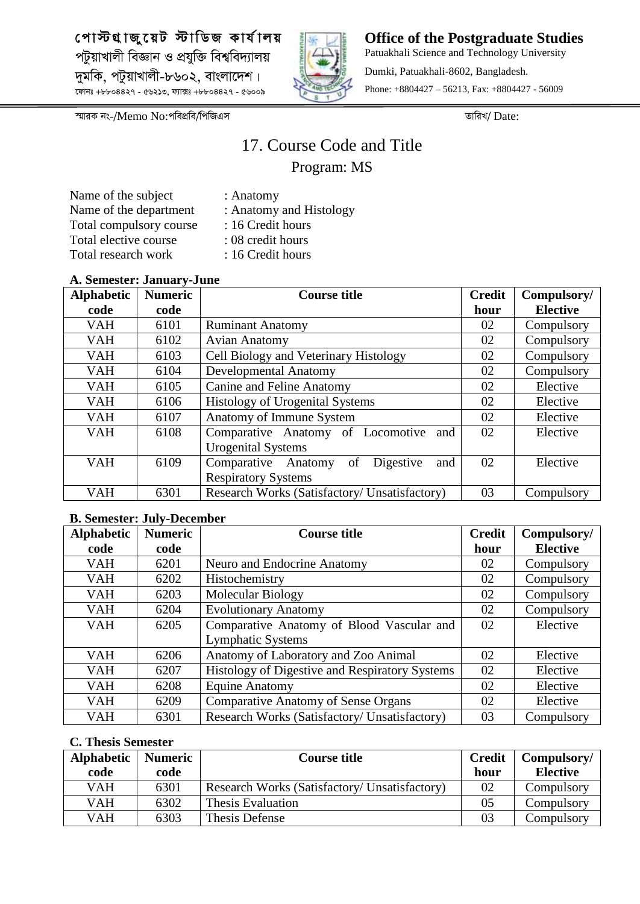পোস্টগ্রাজুয়েট স্টাডিজ কার্যালয়
পটুয়াখালী বিজ্ঞান ও প্রযুক্তি বিশ্ববিদ্যালয়
দুমকি, পটুয়াখালী-৮৬০২, বাংলাদেশ।
ফোনঃ +৮৮০৪৪২৭ - ৫৬২১৩, ফ্যাক্সঃ +৮৮০৪৪২৭ - ৫৬০০৯

**Office of the Postgraduate Studies**
Patuakhali Science and Technology University
Dumki, Patuakhali-8602, Bangladesh.
Phone: +8804427 – 56213, Fax: +8804427 - 56009

স্মারক নং-/Memo No:পবিপ্রবি/পিজিএস তারিখ/ Date:

# 17. Course Code and Title

## Program: MS

Name of the subject : Anatomy
Name of the department : Anatomy and Histology
Total compulsory course : 16 Credit hours
Total elective course : 08 credit hours
Total research work : 16 Credit hours

### A. Semester: January-June

| Alphabetic code | Numeric code | Course title | Credit hour | Compulsory/ Elective |
|---|---|---|---|---|
| VAH | 6101 | Ruminant Anatomy | 02 | Compulsory |
| VAH | 6102 | Avian Anatomy | 02 | Compulsory |
| VAH | 6103 | Cell Biology and Veterinary Histology | 02 | Compulsory |
| VAH | 6104 | Developmental Anatomy | 02 | Compulsory |
| VAH | 6105 | Canine and Feline Anatomy | 02 | Elective |
| VAH | 6106 | Histology of Urogenital Systems | 02 | Elective |
| VAH | 6107 | Anatomy of Immune System | 02 | Elective |
| VAH | 6108 | Comparative Anatomy of Locomotive and Urogenital Systems | 02 | Elective |
| VAH | 6109 | Comparative Anatomy of Digestive and Respiratory Systems | 02 | Elective |
| VAH | 6301 | Research Works (Satisfactory/ Unsatisfactory) | 03 | Compulsory |

### B. Semester: July-December

| Alphabetic code | Numeric code | Course title | Credit hour | Compulsory/ Elective |
|---|---|---|---|---|
| VAH | 6201 | Neuro and Endocrine Anatomy | 02 | Compulsory |
| VAH | 6202 | Histochemistry | 02 | Compulsory |
| VAH | 6203 | Molecular Biology | 02 | Compulsory |
| VAH | 6204 | Evolutionary Anatomy | 02 | Compulsory |
| VAH | 6205 | Comparative Anatomy of Blood Vascular and Lymphatic Systems | 02 | Elective |
| VAH | 6206 | Anatomy of Laboratory and Zoo Animal | 02 | Elective |
| VAH | 6207 | Histology of Digestive and Respiratory Systems | 02 | Elective |
| VAH | 6208 | Equine Anatomy | 02 | Elective |
| VAH | 6209 | Comparative Anatomy of Sense Organs | 02 | Elective |
| VAH | 6301 | Research Works (Satisfactory/ Unsatisfactory) | 03 | Compulsory |

### C. Thesis Semester

| Alphabetic code | Numeric code | Course title | Credit hour | Compulsory/ Elective |
|---|---|---|---|---|
| VAH | 6301 | Research Works (Satisfactory/ Unsatisfactory) | 02 | Compulsory |
| VAH | 6302 | Thesis Evaluation | 05 | Compulsory |
| VAH | 6303 | Thesis Defense | 03 | Compulsory |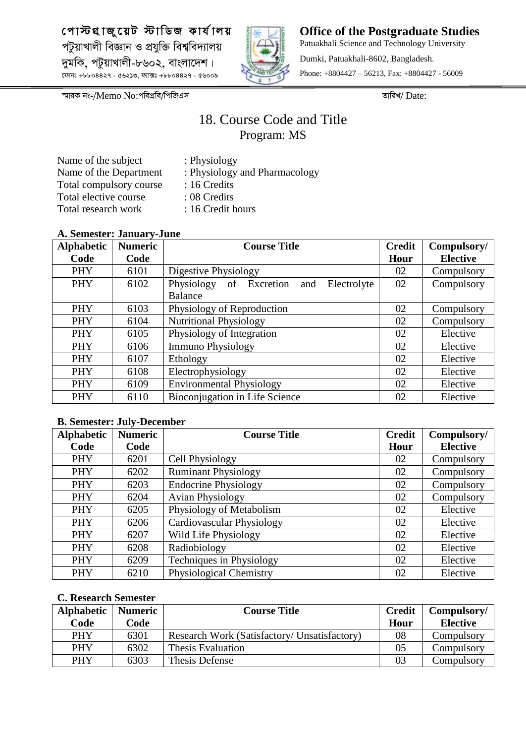পোস্টগ্রাজুয়েট স্টাডিজ কার্যালয়
পটুয়াখালী বিজ্ঞান ও প্রযুক্তি বিশ্ববিদ্যালয়
দুমকি, পটুয়াখালী-৮৬০২, বাংলাদেশ।
ফোনঃ +৮৮০৪৪২৭ - ৫৬২১৩, ফ্যাক্সঃ +৮৮০৪৪২৭ - ৫৬০০৯

**Office of the Postgraduate Studies**
Patuakhali Science and Technology University
Dumki, Patuakhali-8602, Bangladesh.
Phone: +8804427 – 56213, Fax: +8804427 - 56009

স্মারক নং-/Memo No:পবিপ্রবি/পিজিএস

তারিখ/ Date:

# 18. Course Code and Title

## Program: MS

Name of the subject : Physiology
Name of the Department : Physiology and Pharmacology
Total compulsory course : 16 Credits
Total elective course : 08 Credits
Total research work : 16 Credit hours

### A. Semester: January-June

| Alphabetic Code | Numeric Code | Course Title | Credit Hour | Compulsory/ Elective |
|---|---|---|---|---|
| PHY | 6101 | Digestive Physiology | 02 | Compulsory |
| PHY | 6102 | Physiology of Excretion and Electrolyte Balance | 02 | Compulsory |
| PHY | 6103 | Physiology of Reproduction | 02 | Compulsory |
| PHY | 6104 | Nutritional Physiology | 02 | Compulsory |
| PHY | 6105 | Physiology of Integration | 02 | Elective |
| PHY | 6106 | Immuno Physiology | 02 | Elective |
| PHY | 6107 | Ethology | 02 | Elective |
| PHY | 6108 | Electrophysiology | 02 | Elective |
| PHY | 6109 | Environmental Physiology | 02 | Elective |
| PHY | 6110 | Bioconjugation in Life Science | 02 | Elective |

### B. Semester: July-December

| Alphabetic Code | Numeric Code | Course Title | Credit Hour | Compulsory/ Elective |
|---|---|---|---|---|
| PHY | 6201 | Cell Physiology | 02 | Compulsory |
| PHY | 6202 | Ruminant Physiology | 02 | Compulsory |
| PHY | 6203 | Endocrine Physiology | 02 | Compulsory |
| PHY | 6204 | Avian Physiology | 02 | Compulsory |
| PHY | 6205 | Physiology of Metabolism | 02 | Elective |
| PHY | 6206 | Cardiovascular Physiology | 02 | Elective |
| PHY | 6207 | Wild Life Physiology | 02 | Elective |
| PHY | 6208 | Radiobiology | 02 | Elective |
| PHY | 6209 | Techniques in Physiology | 02 | Elective |
| PHY | 6210 | Physiological Chemistry | 02 | Elective |

### C. Research Semester

| Alphabetic Code | Numeric Code | Course Title | Credit Hour | Compulsory/ Elective |
|---|---|---|---|---|
| PHY | 6301 | Research Work (Satisfactory/ Unsatisfactory) | 08 | Compulsory |
| PHY | 6302 | Thesis Evaluation | 05 | Compulsory |
| PHY | 6303 | Thesis Defense | 03 | Compulsory |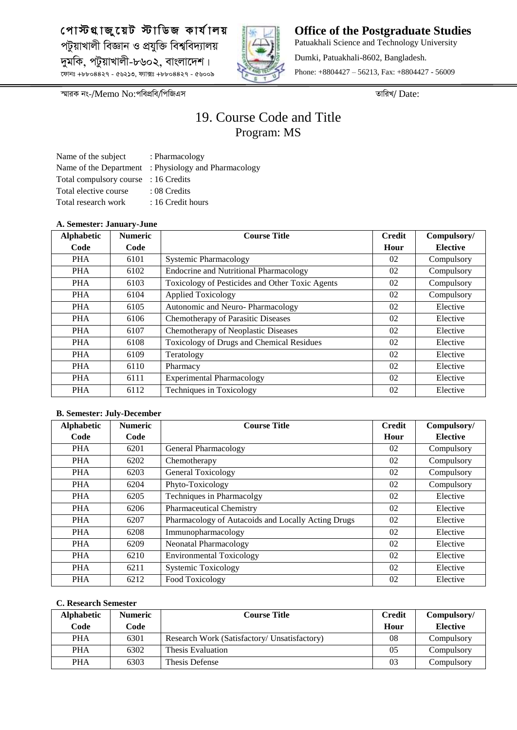পোস্টগ্রাজুয়েট স্টাডিজ কার্যালয়
পটুয়াখালী বিজ্ঞান ও প্রযুক্তি বিশ্ববিদ্যালয়
দুমকি, পটুয়াখালী-৮৬০২, বাংলাদেশ।
ফোনঃ +৮৮০৪৪২৭ - ৫৬২১৩, ফ্যাক্সঃ +৮৮০৪৪২৭ - ৫৬০০৯

**Office of the Postgraduate Studies**
Patuakhali Science and Technology University
Dumki, Patuakhali-8602, Bangladesh.
Phone: +8804427 – 56213, Fax: +8804427 - 56009

স্মারক নং-/Memo No:পবিপ্রবি/পিজিএস তারিখ/ Date:

# 19. Course Code and Title
## Program: MS

Name of the subject : Pharmacology
Name of the Department : Physiology and Pharmacology
Total compulsory course : 16 Credits
Total elective course : 08 Credits
Total research work : 16 Credit hours

**A. Semester: January-June**

| Alphabetic Code | Numeric Code | Course Title | Credit Hour | Compulsory/ Elective |
|---|---|---|---|---|
| PHA | 6101 | Systemic Pharmacology | 02 | Compulsory |
| PHA | 6102 | Endocrine and Nutritional Pharmacology | 02 | Compulsory |
| PHA | 6103 | Toxicology of Pesticides and Other Toxic Agents | 02 | Compulsory |
| PHA | 6104 | Applied Toxicology | 02 | Compulsory |
| PHA | 6105 | Autonomic and Neuro- Pharmacology | 02 | Elective |
| PHA | 6106 | Chemotherapy of Parasitic Diseases | 02 | Elective |
| PHA | 6107 | Chemotherapy of Neoplastic Diseases | 02 | Elective |
| PHA | 6108 | Toxicology of Drugs and Chemical Residues | 02 | Elective |
| PHA | 6109 | Teratology | 02 | Elective |
| PHA | 6110 | Pharmacy | 02 | Elective |
| PHA | 6111 | Experimental Pharmacology | 02 | Elective |
| PHA | 6112 | Techniques in Toxicology | 02 | Elective |

**B. Semester: July-December**

| Alphabetic Code | Numeric Code | Course Title | Credit Hour | Compulsory/ Elective |
|---|---|---|---|---|
| PHA | 6201 | General Pharmacology | 02 | Compulsory |
| PHA | 6202 | Chemotherapy | 02 | Compulsory |
| PHA | 6203 | General Toxicology | 02 | Compulsory |
| PHA | 6204 | Phyto-Toxicology | 02 | Compulsory |
| PHA | 6205 | Techniques in Pharmacolgy | 02 | Elective |
| PHA | 6206 | Pharmaceutical Chemistry | 02 | Elective |
| PHA | 6207 | Pharmacology of Autacoids and Locally Acting Drugs | 02 | Elective |
| PHA | 6208 | Immunopharmacology | 02 | Elective |
| PHA | 6209 | Neonatal Pharmacology | 02 | Elective |
| PHA | 6210 | Environmental Toxicology | 02 | Elective |
| PHA | 6211 | Systemic Toxicology | 02 | Elective |
| PHA | 6212 | Food Toxicology | 02 | Elective |

**C. Research Semester**

| Alphabetic Code | Numeric Code | Course Title | Credit Hour | Compulsory/ Elective |
|---|---|---|---|---|
| PHA | 6301 | Research Work (Satisfactory/ Unsatisfactory) | 08 | Compulsory |
| PHA | 6302 | Thesis Evaluation | 05 | Compulsory |
| PHA | 6303 | Thesis Defense | 03 | Compulsory |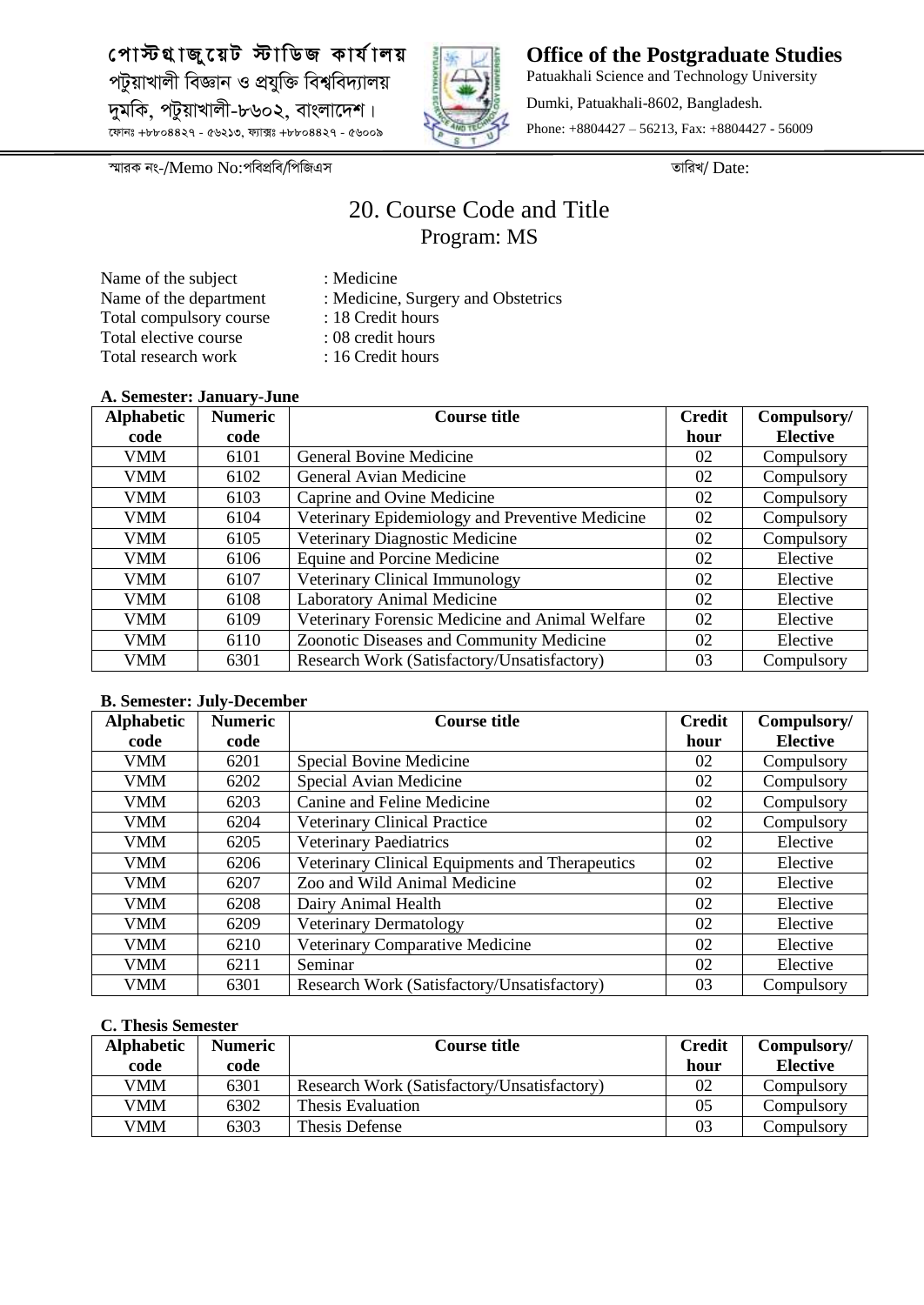পোস্টগ্রাজুয়েট স্টাডিজ কার্যালয়
পটুয়াখালী বিজ্ঞান ও প্রযুক্তি বিশ্ববিদ্যালয়
দুমকি, পটুয়াখালী-৮৬০২, বাংলাদেশ।
ফোনঃ +৮৮০৪৪২৭ - ৫৬২১৩, ফ্যাক্সঃ +৮৮০৪৪২৭ - ৫৬০০৯

**Office of the Postgraduate Studies**
Patuakhali Science and Technology University
Dumki, Patuakhali-8602, Bangladesh.
Phone: +8804427 – 56213, Fax: +8804427 - 56009

স্মারক নং-/Memo No:পবিপ্রবি/পিজিএস তারিখ/ Date:

# 20. Course Code and Title

## Program: MS

Name of the subject : Medicine
Name of the department : Medicine, Surgery and Obstetrics
Total compulsory course : 18 Credit hours
Total elective course : 08 credit hours
Total research work : 16 Credit hours

**A. Semester: January-June**

| Alphabetic code | Numeric code | Course title | Credit hour | Compulsory/ Elective |
|---|---|---|---|---|
| VMM | 6101 | General Bovine Medicine | 02 | Compulsory |
| VMM | 6102 | General Avian Medicine | 02 | Compulsory |
| VMM | 6103 | Caprine and Ovine Medicine | 02 | Compulsory |
| VMM | 6104 | Veterinary Epidemiology and Preventive Medicine | 02 | Compulsory |
| VMM | 6105 | Veterinary Diagnostic Medicine | 02 | Compulsory |
| VMM | 6106 | Equine and Porcine Medicine | 02 | Elective |
| VMM | 6107 | Veterinary Clinical Immunology | 02 | Elective |
| VMM | 6108 | Laboratory Animal Medicine | 02 | Elective |
| VMM | 6109 | Veterinary Forensic Medicine and Animal Welfare | 02 | Elective |
| VMM | 6110 | Zoonotic Diseases and Community Medicine | 02 | Elective |
| VMM | 6301 | Research Work (Satisfactory/Unsatisfactory) | 03 | Compulsory |

**B. Semester: July-December**

| Alphabetic code | Numeric code | Course title | Credit hour | Compulsory/ Elective |
|---|---|---|---|---|
| VMM | 6201 | Special Bovine Medicine | 02 | Compulsory |
| VMM | 6202 | Special Avian Medicine | 02 | Compulsory |
| VMM | 6203 | Canine and Feline Medicine | 02 | Compulsory |
| VMM | 6204 | Veterinary Clinical Practice | 02 | Compulsory |
| VMM | 6205 | Veterinary Paediatrics | 02 | Elective |
| VMM | 6206 | Veterinary Clinical Equipments and Therapeutics | 02 | Elective |
| VMM | 6207 | Zoo and Wild Animal Medicine | 02 | Elective |
| VMM | 6208 | Dairy Animal Health | 02 | Elective |
| VMM | 6209 | Veterinary Dermatology | 02 | Elective |
| VMM | 6210 | Veterinary Comparative Medicine | 02 | Elective |
| VMM | 6211 | Seminar | 02 | Elective |
| VMM | 6301 | Research Work (Satisfactory/Unsatisfactory) | 03 | Compulsory |

**C. Thesis Semester**

| Alphabetic code | Numeric code | Course title | Credit hour | Compulsory/ Elective |
|---|---|---|---|---|
| VMM | 6301 | Research Work (Satisfactory/Unsatisfactory) | 02 | Compulsory |
| VMM | 6302 | Thesis Evaluation | 05 | Compulsory |
| VMM | 6303 | Thesis Defense | 03 | Compulsory |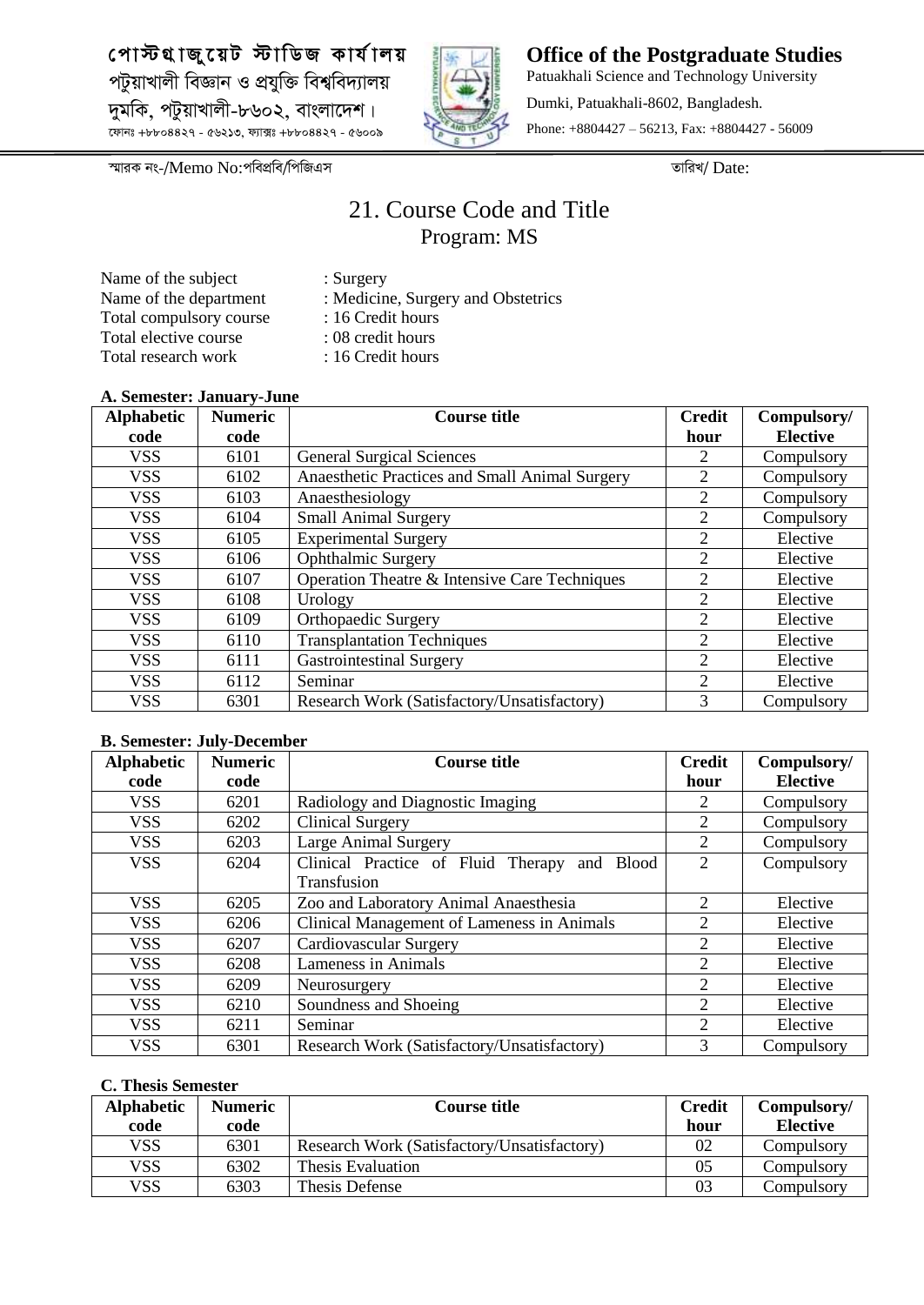পোস্টগ্রাজুয়েট স্টাডিজ কার্যালয়
পটুয়াখালী বিজ্ঞান ও প্রযুক্তি বিশ্ববিদ্যালয়
দুমকি, পটুয়াখালী-৮৬০২, বাংলাদেশ।
ফোনঃ +৮৮০৪৪২৭ - ৫৬২১৩, ফ্যাক্সঃ +৮৮০৪৪২৭ - ৫৬০০৯

**Office of the Postgraduate Studies**
Patuakhali Science and Technology University
Dumki, Patuakhali-8602, Bangladesh.
Phone: +8804427 – 56213, Fax: +8804427 - 56009

স্মারক নং-/Memo No:পবিপ্রবি/পিজিএস তারিখ/ Date:

# 21. Course Code and Title

## Program: MS

Name of the subject : Surgery
Name of the department : Medicine, Surgery and Obstetrics
Total compulsory course : 16 Credit hours
Total elective course : 08 credit hours
Total research work : 16 Credit hours

**A. Semester: January-June**

| Alphabetic code | Numeric code | Course title | Credit hour | Compulsory/ Elective |
|---|---|---|---|---|
| VSS | 6101 | General Surgical Sciences | 2 | Compulsory |
| VSS | 6102 | Anaesthetic Practices and Small Animal Surgery | 2 | Compulsory |
| VSS | 6103 | Anaesthesiology | 2 | Compulsory |
| VSS | 6104 | Small Animal Surgery | 2 | Compulsory |
| VSS | 6105 | Experimental Surgery | 2 | Elective |
| VSS | 6106 | Ophthalmic Surgery | 2 | Elective |
| VSS | 6107 | Operation Theatre & Intensive Care Techniques | 2 | Elective |
| VSS | 6108 | Urology | 2 | Elective |
| VSS | 6109 | Orthopaedic Surgery | 2 | Elective |
| VSS | 6110 | Transplantation Techniques | 2 | Elective |
| VSS | 6111 | Gastrointestinal Surgery | 2 | Elective |
| VSS | 6112 | Seminar | 2 | Elective |
| VSS | 6301 | Research Work (Satisfactory/Unsatisfactory) | 3 | Compulsory |

**B. Semester: July-December**

| Alphabetic code | Numeric code | Course title | Credit hour | Compulsory/ Elective |
|---|---|---|---|---|
| VSS | 6201 | Radiology and Diagnostic Imaging | 2 | Compulsory |
| VSS | 6202 | Clinical Surgery | 2 | Compulsory |
| VSS | 6203 | Large Animal Surgery | 2 | Compulsory |
| VSS | 6204 | Clinical Practice of Fluid Therapy and Blood Transfusion | 2 | Compulsory |
| VSS | 6205 | Zoo and Laboratory Animal Anaesthesia | 2 | Elective |
| VSS | 6206 | Clinical Management of Lameness in Animals | 2 | Elective |
| VSS | 6207 | Cardiovascular Surgery | 2 | Elective |
| VSS | 6208 | Lameness in Animals | 2 | Elective |
| VSS | 6209 | Neurosurgery | 2 | Elective |
| VSS | 6210 | Soundness and Shoeing | 2 | Elective |
| VSS | 6211 | Seminar | 2 | Elective |
| VSS | 6301 | Research Work (Satisfactory/Unsatisfactory) | 3 | Compulsory |

**C. Thesis Semester**

| Alphabetic code | Numeric code | Course title | Credit hour | Compulsory/ Elective |
|---|---|---|---|---|
| VSS | 6301 | Research Work (Satisfactory/Unsatisfactory) | 02 | Compulsory |
| VSS | 6302 | Thesis Evaluation | 05 | Compulsory |
| VSS | 6303 | Thesis Defense | 03 | Compulsory |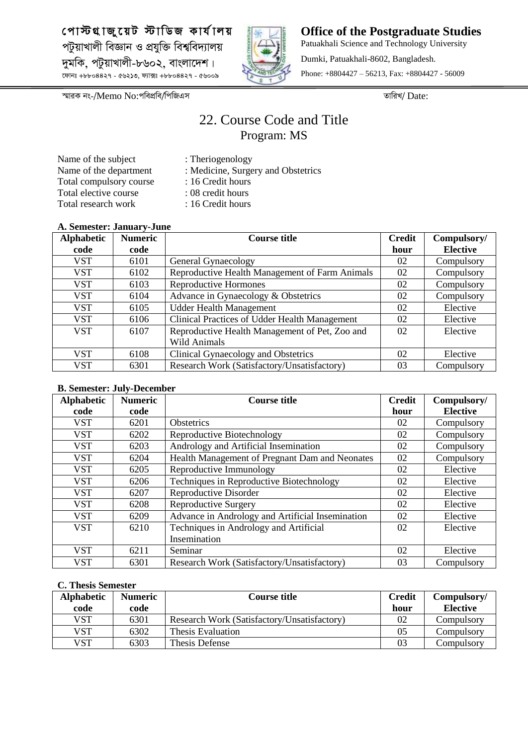পোস্টগ্রাজুয়েট স্টাডিজ কার্যালয়
পটুয়াখালী বিজ্ঞান ও প্রযুক্তি বিশ্ববিদ্যালয়
দুমকি, পটুয়াখালী-৮৬০২, বাংলাদেশ।
ফোনঃ +৮৮০৪৪২৭ - ৫৬২১৩, ফ্যাক্সঃ +৮৮০৪৪২৭ - ৫৬০০৯

**Office of the Postgraduate Studies**
Patuakhali Science and Technology University
Dumki, Patuakhali-8602, Bangladesh.
Phone: +8804427 – 56213, Fax: +8804427 - 56009

স্মারক নং-/Memo No:পবিপ্রবি/পিজিএস তারিখ/ Date:

# 22. Course Code and Title

## Program: MS

Name of the subject : Theriogenology
Name of the department : Medicine, Surgery and Obstetrics
Total compulsory course : 16 Credit hours
Total elective course : 08 credit hours
Total research work : 16 Credit hours

**A. Semester: January-June**

| Alphabetic code | Numeric code | Course title | Credit hour | Compulsory/ Elective |
|---|---|---|---|---|
| VST | 6101 | General Gynaecology | 02 | Compulsory |
| VST | 6102 | Reproductive Health Management of Farm Animals | 02 | Compulsory |
| VST | 6103 | Reproductive Hormones | 02 | Compulsory |
| VST | 6104 | Advance in Gynaecology & Obstetrics | 02 | Compulsory |
| VST | 6105 | Udder Health Management | 02 | Elective |
| VST | 6106 | Clinical Practices of Udder Health Management | 02 | Elective |
| VST | 6107 | Reproductive Health Management of Pet, Zoo and Wild Animals | 02 | Elective |
| VST | 6108 | Clinical Gynaecology and Obstetrics | 02 | Elective |
| VST | 6301 | Research Work (Satisfactory/Unsatisfactory) | 03 | Compulsory |

**B. Semester: July-December**

| Alphabetic code | Numeric code | Course title | Credit hour | Compulsory/ Elective |
|---|---|---|---|---|
| VST | 6201 | Obstetrics | 02 | Compulsory |
| VST | 6202 | Reproductive Biotechnology | 02 | Compulsory |
| VST | 6203 | Andrology and Artificial Insemination | 02 | Compulsory |
| VST | 6204 | Health Management of Pregnant Dam and Neonates | 02 | Compulsory |
| VST | 6205 | Reproductive Immunology | 02 | Elective |
| VST | 6206 | Techniques in Reproductive Biotechnology | 02 | Elective |
| VST | 6207 | Reproductive Disorder | 02 | Elective |
| VST | 6208 | Reproductive Surgery | 02 | Elective |
| VST | 6209 | Advance in Andrology and Artificial Insemination | 02 | Elective |
| VST | 6210 | Techniques in Andrology and Artificial Insemination | 02 | Elective |
| VST | 6211 | Seminar | 02 | Elective |
| VST | 6301 | Research Work (Satisfactory/Unsatisfactory) | 03 | Compulsory |

**C. Thesis Semester**

| Alphabetic code | Numeric code | Course title | Credit hour | Compulsory/ Elective |
|---|---|---|---|---|
| VST | 6301 | Research Work (Satisfactory/Unsatisfactory) | 02 | Compulsory |
| VST | 6302 | Thesis Evaluation | 05 | Compulsory |
| VST | 6303 | Thesis Defense | 03 | Compulsory |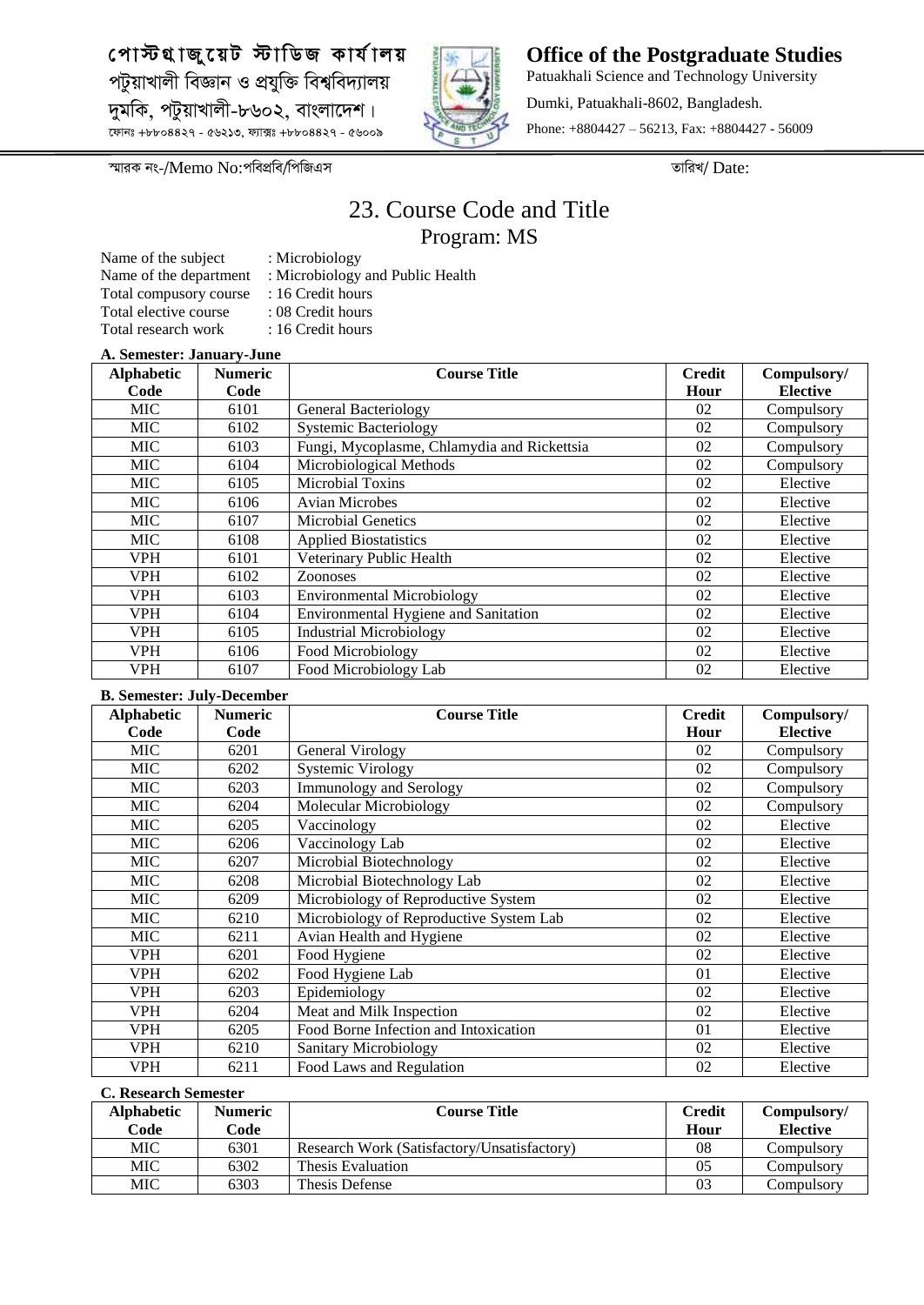পোস্টগ্রাজুয়েট স্টাডিজ কার্যালয়
পটুয়াখালী বিজ্ঞান ও প্রযুক্তি বিশ্ববিদ্যালয়
দুমকি, পটুয়াখালী-৮৬০২, বাংলাদেশ।
ফোনঃ +৮৮০৪৪২৭ - ৫৬২১৩, ফ্যাক্সঃ +৮৮০৪৪২৭ - ৫৬০০৯

**Office of the Postgraduate Studies**
Patuakhali Science and Technology University
Dumki, Patuakhali-8602, Bangladesh.
Phone: +8804427 – 56213, Fax: +8804427 - 56009

স্মারক নং-/Memo No:পবিপ্রবি/পিজিএস তারিখ/ Date:

# 23. Course Code and Title

## Program: MS

Name of the subject : Microbiology
Name of the department : Microbiology and Public Health
Total compusory course : 16 Credit hours
Total elective course : 08 Credit hours
Total research work : 16 Credit hours

**A. Semester: January-June**

| Alphabetic Code | Numeric Code | Course Title | Credit Hour | Compulsory/ Elective |
|---|---|---|---|---|
| MIC | 6101 | General Bacteriology | 02 | Compulsory |
| MIC | 6102 | Systemic Bacteriology | 02 | Compulsory |
| MIC | 6103 | Fungi, Mycoplasme, Chlamydia and Rickettsia | 02 | Compulsory |
| MIC | 6104 | Microbiological Methods | 02 | Compulsory |
| MIC | 6105 | Microbial Toxins | 02 | Elective |
| MIC | 6106 | Avian Microbes | 02 | Elective |
| MIC | 6107 | Microbial Genetics | 02 | Elective |
| MIC | 6108 | Applied Biostatistics | 02 | Elective |
| VPH | 6101 | Veterinary Public Health | 02 | Elective |
| VPH | 6102 | Zoonoses | 02 | Elective |
| VPH | 6103 | Environmental Microbiology | 02 | Elective |
| VPH | 6104 | Environmental Hygiene and Sanitation | 02 | Elective |
| VPH | 6105 | Industrial Microbiology | 02 | Elective |
| VPH | 6106 | Food Microbiology | 02 | Elective |
| VPH | 6107 | Food Microbiology Lab | 02 | Elective |

**B. Semester: July-December**

| Alphabetic Code | Numeric Code | Course Title | Credit Hour | Compulsory/ Elective |
|---|---|---|---|---|
| MIC | 6201 | General Virology | 02 | Compulsory |
| MIC | 6202 | Systemic Virology | 02 | Compulsory |
| MIC | 6203 | Immunology and Serology | 02 | Compulsory |
| MIC | 6204 | Molecular Microbiology | 02 | Compulsory |
| MIC | 6205 | Vaccinology | 02 | Elective |
| MIC | 6206 | Vaccinology Lab | 02 | Elective |
| MIC | 6207 | Microbial Biotechnology | 02 | Elective |
| MIC | 6208 | Microbial Biotechnology Lab | 02 | Elective |
| MIC | 6209 | Microbiology of Reproductive System | 02 | Elective |
| MIC | 6210 | Microbiology of Reproductive System Lab | 02 | Elective |
| MIC | 6211 | Avian Health and Hygiene | 02 | Elective |
| VPH | 6201 | Food Hygiene | 02 | Elective |
| VPH | 6202 | Food Hygiene Lab | 01 | Elective |
| VPH | 6203 | Epidemiology | 02 | Elective |
| VPH | 6204 | Meat and Milk Inspection | 02 | Elective |
| VPH | 6205 | Food Borne Infection and Intoxication | 01 | Elective |
| VPH | 6210 | Sanitary Microbiology | 02 | Elective |
| VPH | 6211 | Food Laws and Regulation | 02 | Elective |

**C. Research Semester**

| Alphabetic Code | Numeric Code | Course Title | Credit Hour | Compulsory/ Elective |
|---|---|---|---|---|
| MIC | 6301 | Research Work (Satisfactory/Unsatisfactory) | 08 | Compulsory |
| MIC | 6302 | Thesis Evaluation | 05 | Compulsory |
| MIC | 6303 | Thesis Defense | 03 | Compulsory |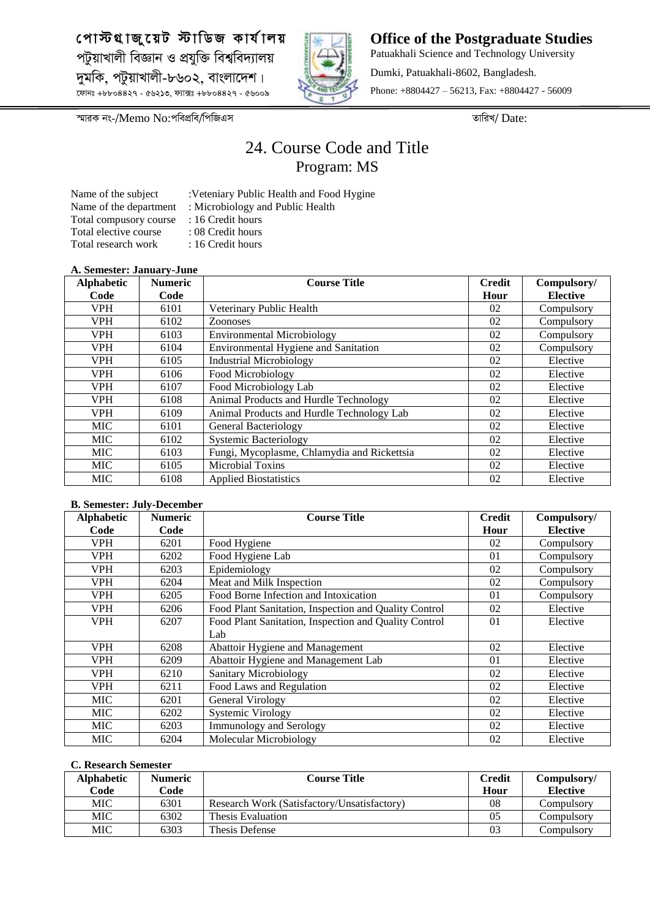পোস্টগ্রাজুয়েট স্টাডিজ কার্যালয়
পটুয়াখালী বিজ্ঞান ও প্রযুক্তি বিশ্ববিদ্যালয়
দুমকি, পটুয়াখালী-৮৬০২, বাংলাদেশ।
ফোনঃ +৮৮০৪৪২৭ - ৫৬২১৩, ফ্যাক্সঃ +৮৮০৪৪২৭ - ৫৬০০৯

**Office of the Postgraduate Studies**
Patuakhali Science and Technology University
Dumki, Patuakhali-8602, Bangladesh.
Phone: +8804427 – 56213, Fax: +8804427 - 56009

স্মারক নং-/Memo No:পবিপ্রবি/পিজিএস তারিখ/ Date:

# 24. Course Code and Title

## Program: MS

Name of the subject :Veteniary Public Health and Food Hygine
Name of the department : Microbiology and Public Health
Total compusory course : 16 Credit hours
Total elective course : 08 Credit hours
Total research work : 16 Credit hours

**A. Semester: January-June**

| Alphabetic Code | Numeric Code | Course Title | Credit Hour | Compulsory/ Elective |
|---|---|---|---|---|
| VPH | 6101 | Veterinary Public Health | 02 | Compulsory |
| VPH | 6102 | Zoonoses | 02 | Compulsory |
| VPH | 6103 | Environmental Microbiology | 02 | Compulsory |
| VPH | 6104 | Environmental Hygiene and Sanitation | 02 | Compulsory |
| VPH | 6105 | Industrial Microbiology | 02 | Elective |
| VPH | 6106 | Food Microbiology | 02 | Elective |
| VPH | 6107 | Food Microbiology Lab | 02 | Elective |
| VPH | 6108 | Animal Products and Hurdle Technology | 02 | Elective |
| VPH | 6109 | Animal Products and Hurdle Technology Lab | 02 | Elective |
| MIC | 6101 | General Bacteriology | 02 | Elective |
| MIC | 6102 | Systemic Bacteriology | 02 | Elective |
| MIC | 6103 | Fungi, Mycoplasme, Chlamydia and Rickettsia | 02 | Elective |
| MIC | 6105 | Microbial Toxins | 02 | Elective |
| MIC | 6108 | Applied Biostatistics | 02 | Elective |

**B. Semester: July-December**

| Alphabetic Code | Numeric Code | Course Title | Credit Hour | Compulsory/ Elective |
|---|---|---|---|---|
| VPH | 6201 | Food Hygiene | 02 | Compulsory |
| VPH | 6202 | Food Hygiene Lab | 01 | Compulsory |
| VPH | 6203 | Epidemiology | 02 | Compulsory |
| VPH | 6204 | Meat and Milk Inspection | 02 | Compulsory |
| VPH | 6205 | Food Borne Infection and Intoxication | 01 | Compulsory |
| VPH | 6206 | Food Plant Sanitation, Inspection and Quality Control | 02 | Elective |
| VPH | 6207 | Food Plant Sanitation, Inspection and Quality Control Lab | 01 | Elective |
| VPH | 6208 | Abattoir Hygiene and Management | 02 | Elective |
| VPH | 6209 | Abattoir Hygiene and Management Lab | 01 | Elective |
| VPH | 6210 | Sanitary Microbiology | 02 | Elective |
| VPH | 6211 | Food Laws and Regulation | 02 | Elective |
| MIC | 6201 | General Virology | 02 | Elective |
| MIC | 6202 | Systemic Virology | 02 | Elective |
| MIC | 6203 | Immunology and Serology | 02 | Elective |
| MIC | 6204 | Molecular Microbiology | 02 | Elective |

**C. Research Semester**

| Alphabetic Code | Numeric Code | Course Title | Credit Hour | Compulsory/ Elective |
|---|---|---|---|---|
| MIC | 6301 | Research Work (Satisfactory/Unsatisfactory) | 08 | Compulsory |
| MIC | 6302 | Thesis Evaluation | 05 | Compulsory |
| MIC | 6303 | Thesis Defense | 03 | Compulsory |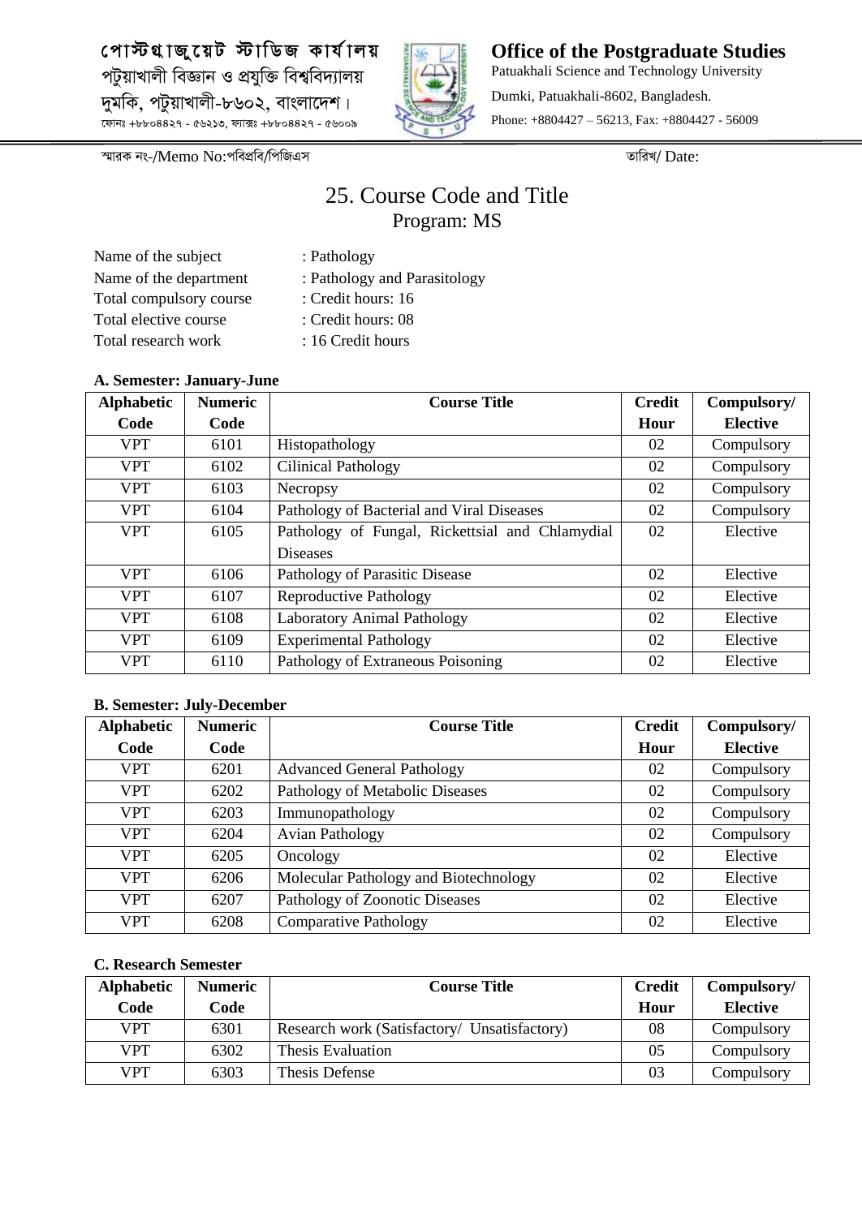পোস্টগ্রাজুয়েট স্টাডিজ কার্যালয়
পটুয়াখালী বিজ্ঞান ও প্রযুক্তি বিশ্ববিদ্যালয়
দুমকি, পটুয়াখালী-৮৬০২, বাংলাদেশ।
ফোনঃ +৮৮০৪৪২৭ - ৫৬২১৩, ফ্যাক্সঃ +৮৮০৪৪২৭ - ৫৬০০৯

**Office of the Postgraduate Studies**
Patuakhali Science and Technology University
Dumki, Patuakhali-8602, Bangladesh.
Phone: +8804427 – 56213, Fax: +8804427 - 56009

স্মারক নং-/Memo No:পবিপ্রবি/পিজিএস তারিখ/ Date:

# 25. Course Code and Title
## Program: MS

Name of the subject : Pathology
Name of the department : Pathology and Parasitology
Total compulsory course : Credit hours: 16
Total elective course : Credit hours: 08
Total research work : 16 Credit hours

**A. Semester: January-June**

| Alphabetic Code | Numeric Code | Course Title | Credit Hour | Compulsory/ Elective |
|---|---|---|---|---|
| VPT | 6101 | Histopathology | 02 | Compulsory |
| VPT | 6102 | Cilinical Pathology | 02 | Compulsory |
| VPT | 6103 | Necropsy | 02 | Compulsory |
| VPT | 6104 | Pathology of Bacterial and Viral Diseases | 02 | Compulsory |
| VPT | 6105 | Pathology of Fungal, Rickettsial and Chlamydial Diseases | 02 | Elective |
| VPT | 6106 | Pathology of Parasitic Disease | 02 | Elective |
| VPT | 6107 | Reproductive Pathology | 02 | Elective |
| VPT | 6108 | Laboratory Animal Pathology | 02 | Elective |
| VPT | 6109 | Experimental Pathology | 02 | Elective |
| VPT | 6110 | Pathology of Extraneous Poisoning | 02 | Elective |

**B. Semester: July-December**

| Alphabetic Code | Numeric Code | Course Title | Credit Hour | Compulsory/ Elective |
|---|---|---|---|---|
| VPT | 6201 | Advanced General Pathology | 02 | Compulsory |
| VPT | 6202 | Pathology of Metabolic Diseases | 02 | Compulsory |
| VPT | 6203 | Immunopathology | 02 | Compulsory |
| VPT | 6204 | Avian Pathology | 02 | Compulsory |
| VPT | 6205 | Oncology | 02 | Elective |
| VPT | 6206 | Molecular Pathology and Biotechnology | 02 | Elective |
| VPT | 6207 | Pathology of Zoonotic Diseases | 02 | Elective |
| VPT | 6208 | Comparative Pathology | 02 | Elective |

**C. Research Semester**

| Alphabetic Code | Numeric Code | Course Title | Credit Hour | Compulsory/ Elective |
|---|---|---|---|---|
| VPT | 6301 | Research work (Satisfactory/ Unsatisfactory) | 08 | Compulsory |
| VPT | 6302 | Thesis Evaluation | 05 | Compulsory |
| VPT | 6303 | Thesis Defense | 03 | Compulsory |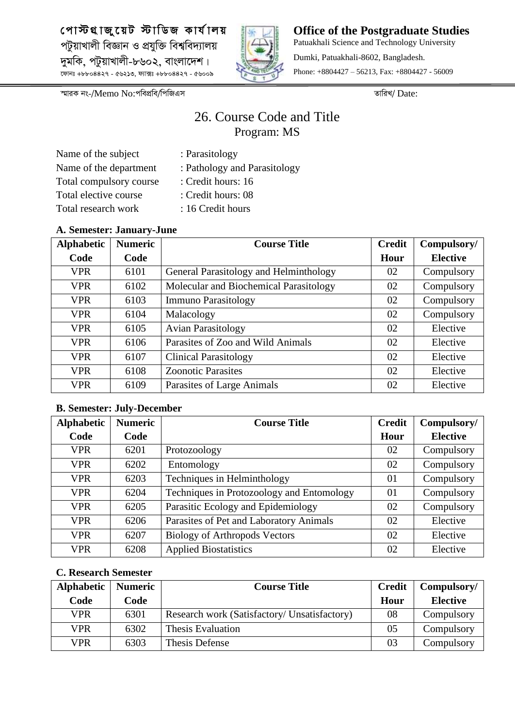পোস্টগ্রাজুয়েট স্টাডিজ কার্যালয়
পটুয়াখালী বিজ্ঞান ও প্রযুক্তি বিশ্ববিদ্যালয়
দুমকি, পটুয়াখালী-৮৬০২, বাংলাদেশ।
ফোনঃ +৮৮০৪৪২৭ - ৫৬২১৩, ফ্যাক্সঃ +৮৮০৪৪২৭ - ৫৬০০৯

**Office of the Postgraduate Studies**
Patuakhali Science and Technology University
Dumki, Patuakhali-8602, Bangladesh.
Phone: +8804427 – 56213, Fax: +8804427 - 56009

স্মারক নং-/Memo No:পবিপ্রবি/পিজিএস তারিখ/ Date:

# 26. Course Code and Title

## Program: MS

Name of the subject : Parasitology
Name of the department : Pathology and Parasitology
Total compulsory course : Credit hours: 16
Total elective course : Credit hours: 08
Total research work : 16 Credit hours

### A. Semester: January-June

| Alphabetic Code | Numeric Code | Course Title | Credit Hour | Compulsory/ Elective |
|---|---|---|---|---|
| VPR | 6101 | General Parasitology and Helminthology | 02 | Compulsory |
| VPR | 6102 | Molecular and Biochemical Parasitology | 02 | Compulsory |
| VPR | 6103 | Immuno Parasitology | 02 | Compulsory |
| VPR | 6104 | Malacology | 02 | Compulsory |
| VPR | 6105 | Avian Parasitology | 02 | Elective |
| VPR | 6106 | Parasites of Zoo and Wild Animals | 02 | Elective |
| VPR | 6107 | Clinical Parasitology | 02 | Elective |
| VPR | 6108 | Zoonotic Parasites | 02 | Elective |
| VPR | 6109 | Parasites of Large Animals | 02 | Elective |

### B. Semester: July-December

| Alphabetic Code | Numeric Code | Course Title | Credit Hour | Compulsory/ Elective |
|---|---|---|---|---|
| VPR | 6201 | Protozoology | 02 | Compulsory |
| VPR | 6202 | Entomology | 02 | Compulsory |
| VPR | 6203 | Techniques in Helminthology | 01 | Compulsory |
| VPR | 6204 | Techniques in Protozoology and Entomology | 01 | Compulsory |
| VPR | 6205 | Parasitic Ecology and Epidemiology | 02 | Compulsory |
| VPR | 6206 | Parasites of Pet and Laboratory Animals | 02 | Elective |
| VPR | 6207 | Biology of Arthropods Vectors | 02 | Elective |
| VPR | 6208 | Applied Biostatistics | 02 | Elective |

### C. Research Semester

| Alphabetic Code | Numeric Code | Course Title | Credit Hour | Compulsory/ Elective |
|---|---|---|---|---|
| VPR | 6301 | Research work (Satisfactory/ Unsatisfactory) | 08 | Compulsory |
| VPR | 6302 | Thesis Evaluation | 05 | Compulsory |
| VPR | 6303 | Thesis Defense | 03 | Compulsory |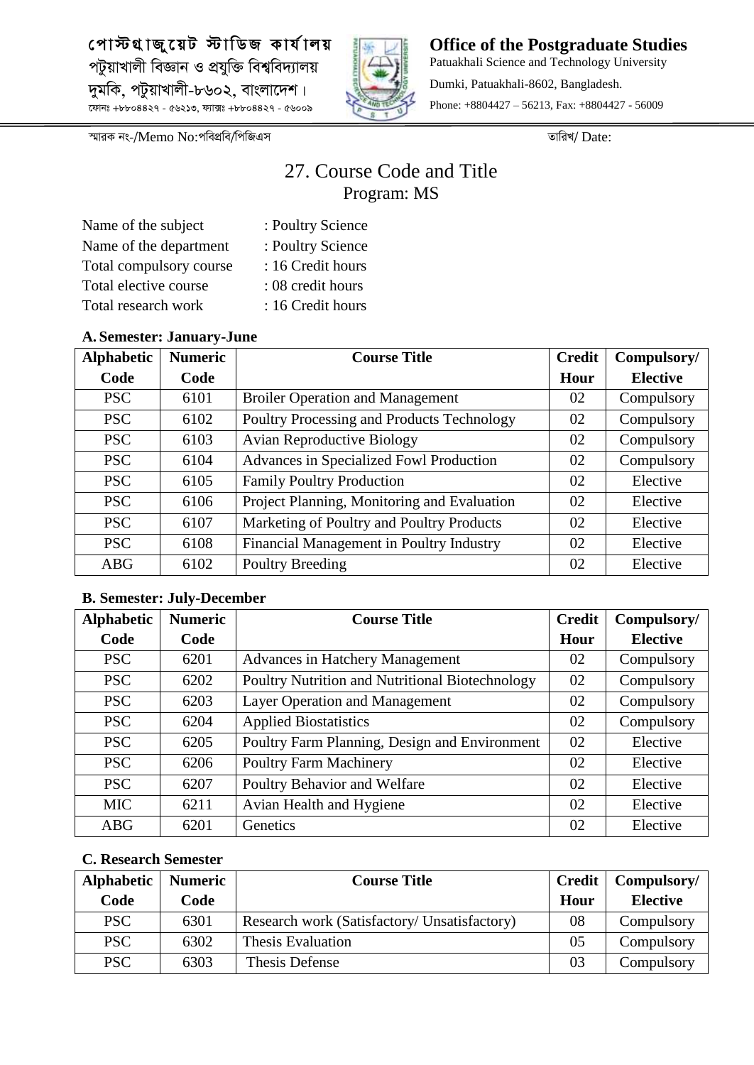পোস্টগ্রাজুয়েট স্টাডিজ কার্যালয়
পটুয়াখালী বিজ্ঞান ও প্রযুক্তি বিশ্ববিদ্যালয়
দুমকি, পটুয়াখালী-৮৬০২, বাংলাদেশ।
ফোনঃ +৮৮০৪৪২৭ - ৫৬২১৩, ফ্যাক্সঃ +৮৮০৪৪২৭ - ৫৬০০৯

**Office of the Postgraduate Studies**
Patuakhali Science and Technology University
Dumki, Patuakhali-8602, Bangladesh.
Phone: +8804427 – 56213, Fax: +8804427 - 56009

স্মারক নং-/Memo No:পবিপ্রবি/পিজিএস তারিখ/ Date:

# 27. Course Code and Title
## Program: MS

Name of the subject : Poultry Science
Name of the department : Poultry Science
Total compulsory course : 16 Credit hours
Total elective course : 08 credit hours
Total research work : 16 Credit hours

**A. Semester: January-June**

| Alphabetic Code | Numeric Code | Course Title | Credit Hour | Compulsory/ Elective |
|---|---|---|---|---|
| PSC | 6101 | Broiler Operation and Management | 02 | Compulsory |
| PSC | 6102 | Poultry Processing and Products Technology | 02 | Compulsory |
| PSC | 6103 | Avian Reproductive Biology | 02 | Compulsory |
| PSC | 6104 | Advances in Specialized Fowl Production | 02 | Compulsory |
| PSC | 6105 | Family Poultry Production | 02 | Elective |
| PSC | 6106 | Project Planning, Monitoring and Evaluation | 02 | Elective |
| PSC | 6107 | Marketing of Poultry and Poultry Products | 02 | Elective |
| PSC | 6108 | Financial Management in Poultry Industry | 02 | Elective |
| ABG | 6102 | Poultry Breeding | 02 | Elective |

**B. Semester: July-December**

| Alphabetic Code | Numeric Code | Course Title | Credit Hour | Compulsory/ Elective |
|---|---|---|---|---|
| PSC | 6201 | Advances in Hatchery Management | 02 | Compulsory |
| PSC | 6202 | Poultry Nutrition and Nutritional Biotechnology | 02 | Compulsory |
| PSC | 6203 | Layer Operation and Management | 02 | Compulsory |
| PSC | 6204 | Applied Biostatistics | 02 | Compulsory |
| PSC | 6205 | Poultry Farm Planning, Design and Environment | 02 | Elective |
| PSC | 6206 | Poultry Farm Machinery | 02 | Elective |
| PSC | 6207 | Poultry Behavior and Welfare | 02 | Elective |
| MIC | 6211 | Avian Health and Hygiene | 02 | Elective |
| ABG | 6201 | Genetics | 02 | Elective |

**C. Research Semester**

| Alphabetic Code | Numeric Code | Course Title | Credit Hour | Compulsory/ Elective |
|---|---|---|---|---|
| PSC | 6301 | Research work (Satisfactory/ Unsatisfactory) | 08 | Compulsory |
| PSC | 6302 | Thesis Evaluation | 05 | Compulsory |
| PSC | 6303 | Thesis Defense | 03 | Compulsory |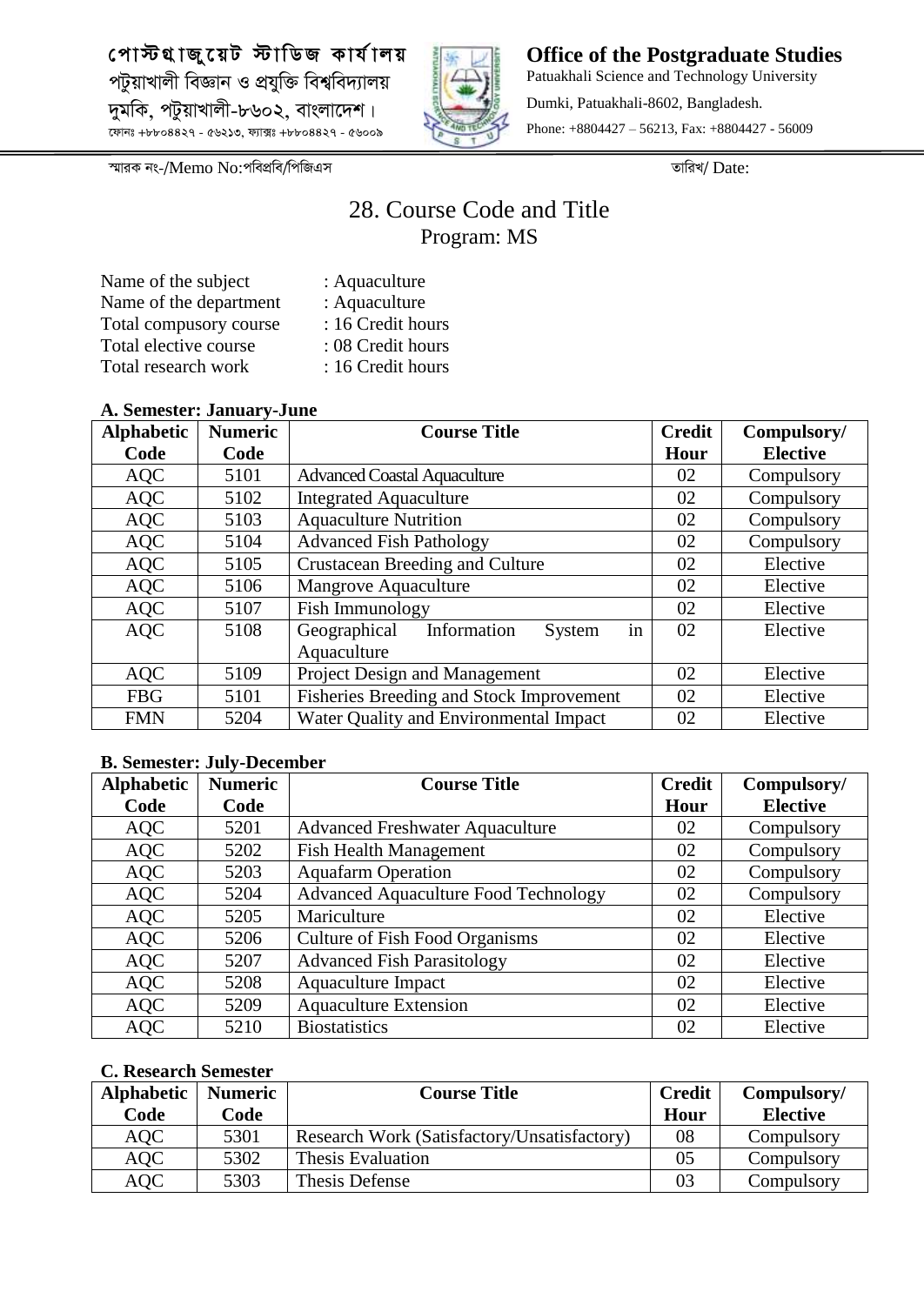পোস্টগ্রাজুয়েট স্টাডিজ কার্যালয়
পটুয়াখালী বিজ্ঞান ও প্রযুক্তি বিশ্ববিদ্যালয়
দুমকি, পটুয়াখালী-৮৬০২, বাংলাদেশ।
ফোনঃ +৮৮০৪৪২৭ - ৫৬২১৩, ফ্যাক্সঃ +৮৮০৪৪২৭ - ৫৬০০৯

**Office of the Postgraduate Studies**
Patuakhali Science and Technology University
Dumki, Patuakhali-8602, Bangladesh.
Phone: +8804427 – 56213, Fax: +8804427 - 56009

স্মারক নং-/Memo No:পবিপ্রবি/পিজিএস তারিখ/ Date:

# 28. Course Code and Title

## Program: MS

Name of the subject : Aquaculture
Name of the department : Aquaculture
Total compusory course : 16 Credit hours
Total elective course : 08 Credit hours
Total research work : 16 Credit hours

**A. Semester: January-June**

| Alphabetic Code | Numeric Code | Course Title | Credit Hour | Compulsory/ Elective |
|---|---|---|---|---|
| AQC | 5101 | Advanced Coastal Aquaculture | 02 | Compulsory |
| AQC | 5102 | Integrated Aquaculture | 02 | Compulsory |
| AQC | 5103 | Aquaculture Nutrition | 02 | Compulsory |
| AQC | 5104 | Advanced Fish Pathology | 02 | Compulsory |
| AQC | 5105 | Crustacean Breeding and Culture | 02 | Elective |
| AQC | 5106 | Mangrove Aquaculture | 02 | Elective |
| AQC | 5107 | Fish Immunology | 02 | Elective |
| AQC | 5108 | Geographical Information System in Aquaculture | 02 | Elective |
| AQC | 5109 | Project Design and Management | 02 | Elective |
| FBG | 5101 | Fisheries Breeding and Stock Improvement | 02 | Elective |
| FMN | 5204 | Water Quality and Environmental Impact | 02 | Elective |

**B. Semester: July-December**

| Alphabetic Code | Numeric Code | Course Title | Credit Hour | Compulsory/ Elective |
|---|---|---|---|---|
| AQC | 5201 | Advanced Freshwater Aquaculture | 02 | Compulsory |
| AQC | 5202 | Fish Health Management | 02 | Compulsory |
| AQC | 5203 | Aquafarm Operation | 02 | Compulsory |
| AQC | 5204 | Advanced Aquaculture Food Technology | 02 | Compulsory |
| AQC | 5205 | Mariculture | 02 | Elective |
| AQC | 5206 | Culture of Fish Food Organisms | 02 | Elective |
| AQC | 5207 | Advanced Fish Parasitology | 02 | Elective |
| AQC | 5208 | Aquaculture Impact | 02 | Elective |
| AQC | 5209 | Aquaculture Extension | 02 | Elective |
| AQC | 5210 | Biostatistics | 02 | Elective |

**C. Research Semester**

| Alphabetic Code | Numeric Code | Course Title | Credit Hour | Compulsory/ Elective |
|---|---|---|---|---|
| AQC | 5301 | Research Work (Satisfactory/Unsatisfactory) | 08 | Compulsory |
| AQC | 5302 | Thesis Evaluation | 05 | Compulsory |
| AQC | 5303 | Thesis Defense | 03 | Compulsory |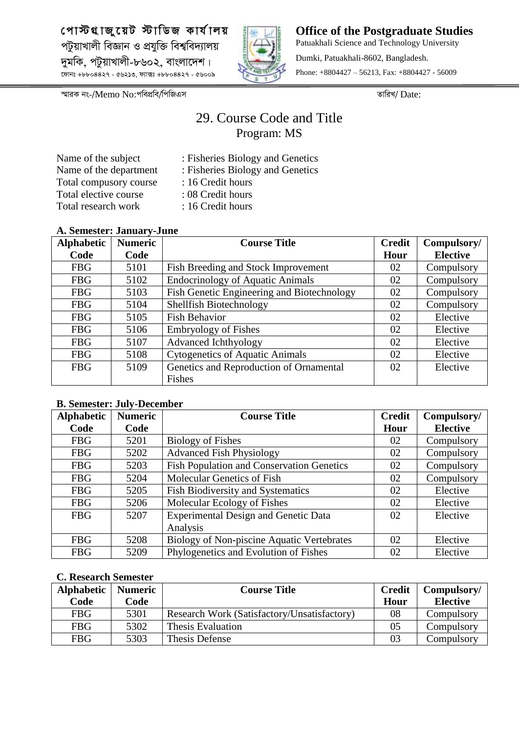# 29. Course Code and Title

## Program: MS

Name of the subject : Fisheries Biology and Genetics
Name of the department : Fisheries Biology and Genetics
Total compusory course : 16 Credit hours
Total elective course : 08 Credit hours
Total research work : 16 Credit hours

**A. Semester: January-June**

| Alphabetic Code | Numeric Code | Course Title | Credit Hour | Compulsory/ Elective |
|---|---|---|---|---|
| FBG | 5101 | Fish Breeding and Stock Improvement | 02 | Compulsory |
| FBG | 5102 | Endocrinology of Aquatic Animals | 02 | Compulsory |
| FBG | 5103 | Fish Genetic Engineering and Biotechnology | 02 | Compulsory |
| FBG | 5104 | Shellfish Biotechnology | 02 | Compulsory |
| FBG | 5105 | Fish Behavior | 02 | Elective |
| FBG | 5106 | Embryology of Fishes | 02 | Elective |
| FBG | 5107 | Advanced Ichthyology | 02 | Elective |
| FBG | 5108 | Cytogenetics of Aquatic Animals | 02 | Elective |
| FBG | 5109 | Genetics and Reproduction of Ornamental Fishes | 02 | Elective |

**B. Semester: July-December**

| Alphabetic Code | Numeric Code | Course Title | Credit Hour | Compulsory/ Elective |
|---|---|---|---|---|
| FBG | 5201 | Biology of Fishes | 02 | Compulsory |
| FBG | 5202 | Advanced Fish Physiology | 02 | Compulsory |
| FBG | 5203 | Fish Population and Conservation Genetics | 02 | Compulsory |
| FBG | 5204 | Molecular Genetics of Fish | 02 | Compulsory |
| FBG | 5205 | Fish Biodiversity and Systematics | 02 | Elective |
| FBG | 5206 | Molecular Ecology of Fishes | 02 | Elective |
| FBG | 5207 | Experimental Design and Genetic Data Analysis | 02 | Elective |
| FBG | 5208 | Biology of Non-piscine Aquatic Vertebrates | 02 | Elective |
| FBG | 5209 | Phylogenetics and Evolution of Fishes | 02 | Elective |

**C. Research Semester**

| Alphabetic Code | Numeric Code | Course Title | Credit Hour | Compulsory/ Elective |
|---|---|---|---|---|
| FBG | 5301 | Research Work (Satisfactory/Unsatisfactory) | 08 | Compulsory |
| FBG | 5302 | Thesis Evaluation | 05 | Compulsory |
| FBG | 5303 | Thesis Defense | 03 | Compulsory |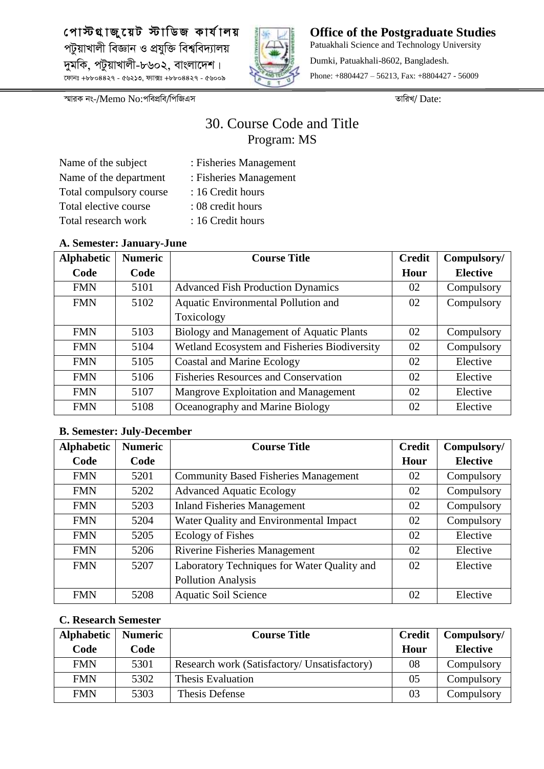পোস্টগ্রাজুয়েট স্টাডিজ কার্যালয়
পটুয়াখালী বিজ্ঞান ও প্রযুক্তি বিশ্ববিদ্যালয়
দুমকি, পটুয়াখালী-৮৬০২, বাংলাদেশ।
ফোনঃ +৮৮০৪৪২৭ - ৫৬২১৩, ফ্যাক্সঃ +৮৮০৪৪২৭ - ৫৬০০৯

**Office of the Postgraduate Studies**
Patuakhali Science and Technology University
Dumki, Patuakhali-8602, Bangladesh.
Phone: +8804427 – 56213, Fax: +8804427 - 56009

স্মারক নং-/Memo No:পবিপ্রবি/পিজিএস  তারিখ/ Date:

# 30. Course Code and Title
## Program: MS

Name of the subject : Fisheries Management
Name of the department : Fisheries Management
Total compulsory course : 16 Credit hours
Total elective course : 08 credit hours
Total research work : 16 Credit hours

**A. Semester: January-June**

| Alphabetic Code | Numeric Code | Course Title | Credit Hour | Compulsory/ Elective |
|---|---|---|---|---|
| FMN | 5101 | Advanced Fish Production Dynamics | 02 | Compulsory |
| FMN | 5102 | Aquatic Environmental Pollution and Toxicology | 02 | Compulsory |
| FMN | 5103 | Biology and Management of Aquatic Plants | 02 | Compulsory |
| FMN | 5104 | Wetland Ecosystem and Fisheries Biodiversity | 02 | Compulsory |
| FMN | 5105 | Coastal and Marine Ecology | 02 | Elective |
| FMN | 5106 | Fisheries Resources and Conservation | 02 | Elective |
| FMN | 5107 | Mangrove Exploitation and Management | 02 | Elective |
| FMN | 5108 | Oceanography and Marine Biology | 02 | Elective |

**B. Semester: July-December**

| Alphabetic Code | Numeric Code | Course Title | Credit Hour | Compulsory/ Elective |
|---|---|---|---|---|
| FMN | 5201 | Community Based Fisheries Management | 02 | Compulsory |
| FMN | 5202 | Advanced Aquatic Ecology | 02 | Compulsory |
| FMN | 5203 | Inland Fisheries Management | 02 | Compulsory |
| FMN | 5204 | Water Quality and Environmental Impact | 02 | Compulsory |
| FMN | 5205 | Ecology of Fishes | 02 | Elective |
| FMN | 5206 | Riverine Fisheries Management | 02 | Elective |
| FMN | 5207 | Laboratory Techniques for Water Quality and Pollution Analysis | 02 | Elective |
| FMN | 5208 | Aquatic Soil Science | 02 | Elective |

**C. Research Semester**

| Alphabetic Code | Numeric Code | Course Title | Credit Hour | Compulsory/ Elective |
|---|---|---|---|---|
| FMN | 5301 | Research work (Satisfactory/ Unsatisfactory) | 08 | Compulsory |
| FMN | 5302 | Thesis Evaluation | 05 | Compulsory |
| FMN | 5303 | Thesis Defense | 03 | Compulsory |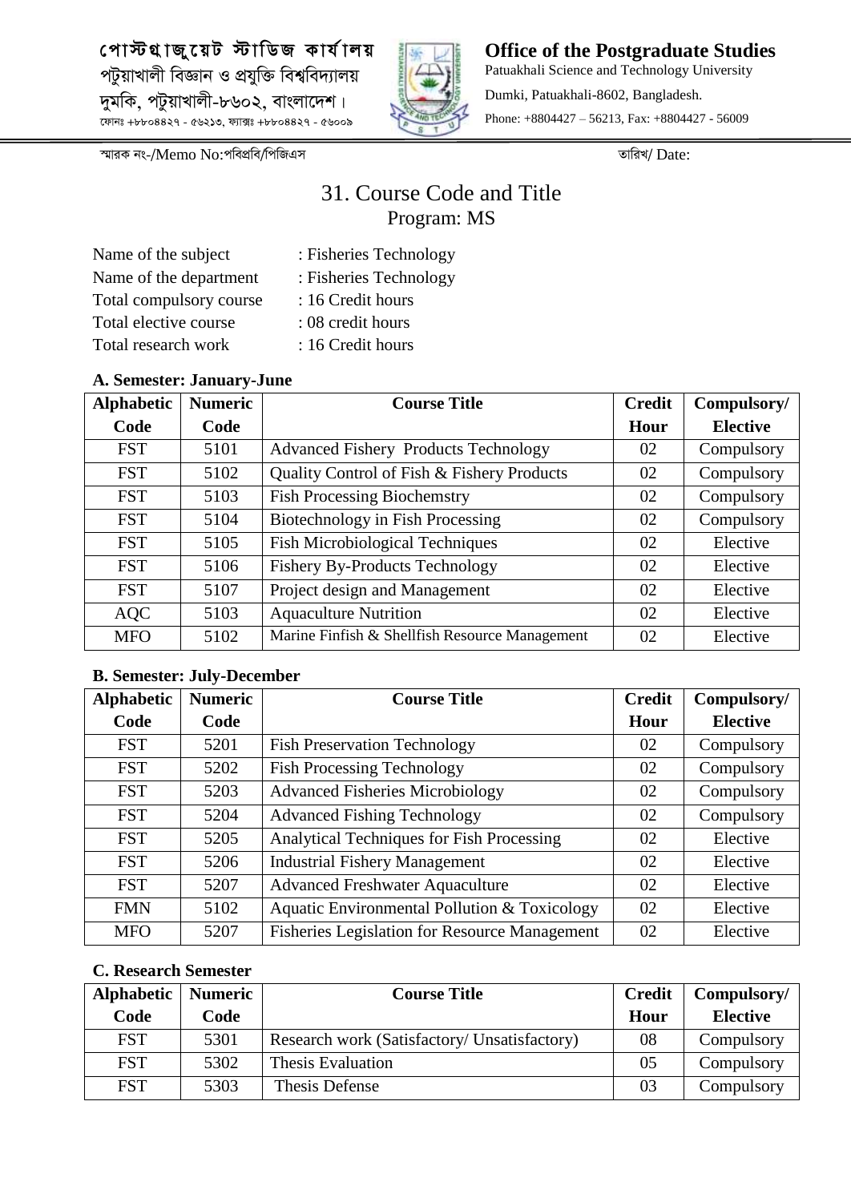পোস্টগ্রাজুয়েট স্টাডিজ কার্যালয়
পটুয়াখালী বিজ্ঞান ও প্রযুক্তি বিশ্ববিদ্যালয়
দুমকি, পটুয়াখালী-৮৬০২, বাংলাদেশ।
ফোনঃ +৮৮০৪৪২৭ - ৫৬২১৩, ফ্যাক্সঃ +৮৮০৪৪২৭ - ৫৬০০৯

**Office of the Postgraduate Studies**
Patuakhali Science and Technology University
Dumki, Patuakhali-8602, Bangladesh.
Phone: +8804427 – 56213, Fax: +8804427 - 56009

স্মারক নং-/Memo No:পবিপ্রবি/পিজিএস তারিখ/ Date:

# 31. Course Code and Title
## Program: MS

Name of the subject : Fisheries Technology
Name of the department : Fisheries Technology
Total compulsory course : 16 Credit hours
Total elective course : 08 credit hours
Total research work : 16 Credit hours

**A. Semester: January-June**

| Alphabetic Code | Numeric Code | Course Title | Credit Hour | Compulsory/ Elective |
|---|---|---|---|---|
| FST | 5101 | Advanced Fishery Products Technology | 02 | Compulsory |
| FST | 5102 | Quality Control of Fish & Fishery Products | 02 | Compulsory |
| FST | 5103 | Fish Processing Biochemstry | 02 | Compulsory |
| FST | 5104 | Biotechnology in Fish Processing | 02 | Compulsory |
| FST | 5105 | Fish Microbiological Techniques | 02 | Elective |
| FST | 5106 | Fishery By-Products Technology | 02 | Elective |
| FST | 5107 | Project design and Management | 02 | Elective |
| AQC | 5103 | Aquaculture Nutrition | 02 | Elective |
| MFO | 5102 | Marine Finfish & Shellfish Resource Management | 02 | Elective |

**B. Semester: July-December**

| Alphabetic Code | Numeric Code | Course Title | Credit Hour | Compulsory/ Elective |
|---|---|---|---|---|
| FST | 5201 | Fish Preservation Technology | 02 | Compulsory |
| FST | 5202 | Fish Processing Technology | 02 | Compulsory |
| FST | 5203 | Advanced Fisheries Microbiology | 02 | Compulsory |
| FST | 5204 | Advanced Fishing Technology | 02 | Compulsory |
| FST | 5205 | Analytical Techniques for Fish Processing | 02 | Elective |
| FST | 5206 | Industrial Fishery Management | 02 | Elective |
| FST | 5207 | Advanced Freshwater Aquaculture | 02 | Elective |
| FMN | 5102 | Aquatic Environmental Pollution & Toxicology | 02 | Elective |
| MFO | 5207 | Fisheries Legislation for Resource Management | 02 | Elective |

**C. Research Semester**

| Alphabetic Code | Numeric Code | Course Title | Credit Hour | Compulsory/ Elective |
|---|---|---|---|---|
| FST | 5301 | Research work (Satisfactory/ Unsatisfactory) | 08 | Compulsory |
| FST | 5302 | Thesis Evaluation | 05 | Compulsory |
| FST | 5303 | Thesis Defense | 03 | Compulsory |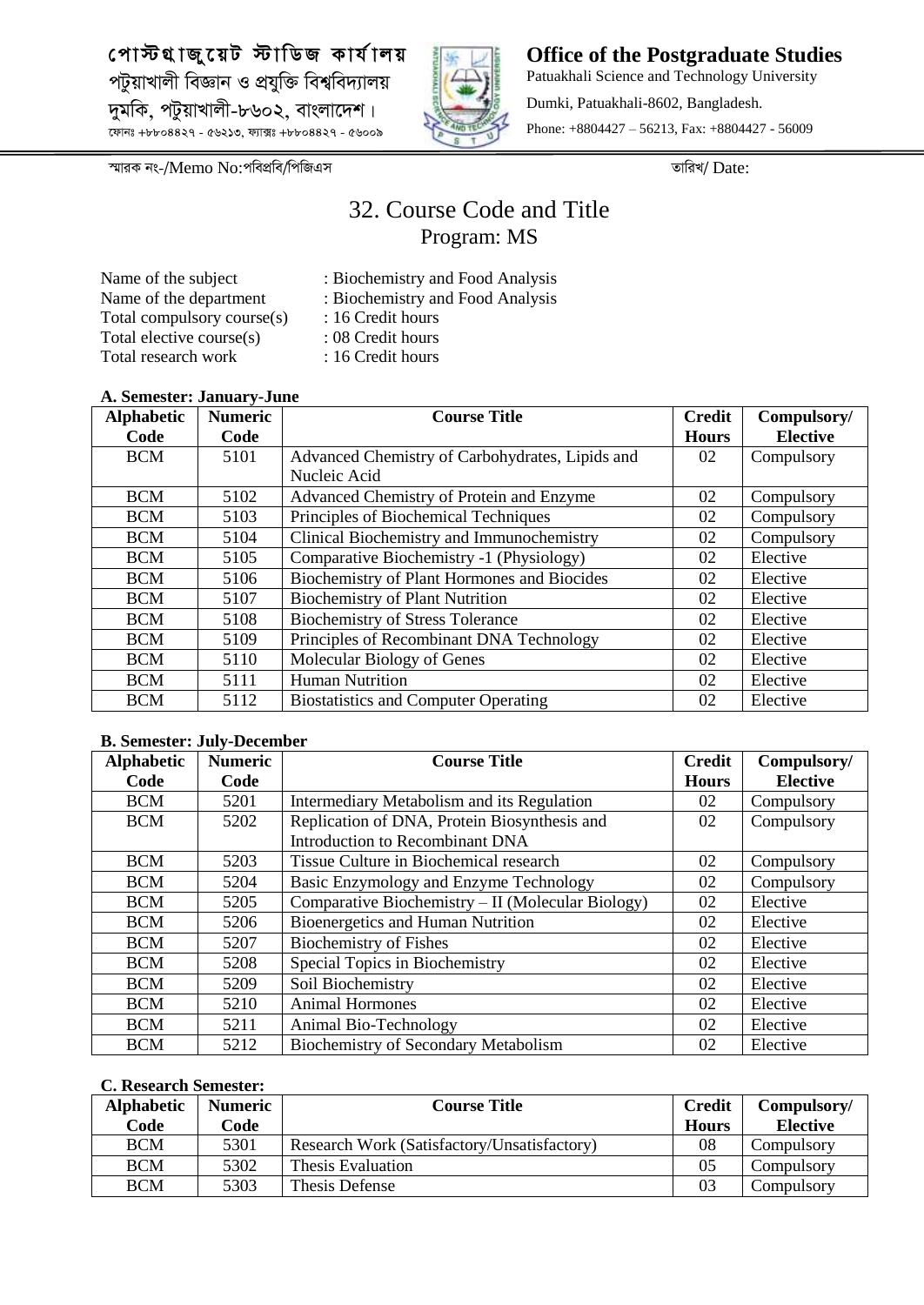পোস্টগ্রাজুয়েট স্টাডিজ কার্যালয়
পটুয়াখালী বিজ্ঞান ও প্রযুক্তি বিশ্ববিদ্যালয়
দুমকি, পটুয়াখালী-৮৬০২, বাংলাদেশ।
ফোনঃ +৮৮০৪৪২৭ - ৫৬২১৩, ফ্যাক্সঃ +৮৮০৪৪২৭ - ৫৬০০৯

**Office of the Postgraduate Studies**
Patuakhali Science and Technology University
Dumki, Patuakhali-8602, Bangladesh.
Phone: +8804427 – 56213, Fax: +8804427 - 56009

স্মারক নং-/Memo No:পবিপ্রবি/পিজিএস তারিখ/ Date:

# 32. Course Code and Title
## Program: MS

Name of the subject : Biochemistry and Food Analysis
Name of the department : Biochemistry and Food Analysis
Total compulsory course(s) : 16 Credit hours
Total elective course(s) : 08 Credit hours
Total research work : 16 Credit hours

**A. Semester: January-June**

| Alphabetic Code | Numeric Code | Course Title | Credit Hours | Compulsory/ Elective |
|---|---|---|---|---|
| BCM | 5101 | Advanced Chemistry of Carbohydrates, Lipids and Nucleic Acid | 02 | Compulsory |
| BCM | 5102 | Advanced Chemistry of Protein and Enzyme | 02 | Compulsory |
| BCM | 5103 | Principles of Biochemical Techniques | 02 | Compulsory |
| BCM | 5104 | Clinical Biochemistry and Immunochemistry | 02 | Compulsory |
| BCM | 5105 | Comparative Biochemistry -1 (Physiology) | 02 | Elective |
| BCM | 5106 | Biochemistry of Plant Hormones and Biocides | 02 | Elective |
| BCM | 5107 | Biochemistry of Plant Nutrition | 02 | Elective |
| BCM | 5108 | Biochemistry of Stress Tolerance | 02 | Elective |
| BCM | 5109 | Principles of Recombinant DNA Technology | 02 | Elective |
| BCM | 5110 | Molecular Biology of Genes | 02 | Elective |
| BCM | 5111 | Human Nutrition | 02 | Elective |
| BCM | 5112 | Biostatistics and Computer Operating | 02 | Elective |

**B. Semester: July-December**

| Alphabetic Code | Numeric Code | Course Title | Credit Hours | Compulsory/ Elective |
|---|---|---|---|---|
| BCM | 5201 | Intermediary Metabolism and its Regulation | 02 | Compulsory |
| BCM | 5202 | Replication of DNA, Protein Biosynthesis and Introduction to Recombinant DNA | 02 | Compulsory |
| BCM | 5203 | Tissue Culture in Biochemical research | 02 | Compulsory |
| BCM | 5204 | Basic Enzymology and Enzyme Technology | 02 | Compulsory |
| BCM | 5205 | Comparative Biochemistry – II (Molecular Biology) | 02 | Elective |
| BCM | 5206 | Bioenergetics and Human Nutrition | 02 | Elective |
| BCM | 5207 | Biochemistry of Fishes | 02 | Elective |
| BCM | 5208 | Special Topics in Biochemistry | 02 | Elective |
| BCM | 5209 | Soil Biochemistry | 02 | Elective |
| BCM | 5210 | Animal Hormones | 02 | Elective |
| BCM | 5211 | Animal Bio-Technology | 02 | Elective |
| BCM | 5212 | Biochemistry of Secondary Metabolism | 02 | Elective |

**C. Research Semester:**

| Alphabetic Code | Numeric Code | Course Title | Credit Hours | Compulsory/ Elective |
|---|---|---|---|---|
| BCM | 5301 | Research Work (Satisfactory/Unsatisfactory) | 08 | Compulsory |
| BCM | 5302 | Thesis Evaluation | 05 | Compulsory |
| BCM | 5303 | Thesis Defense | 03 | Compulsory |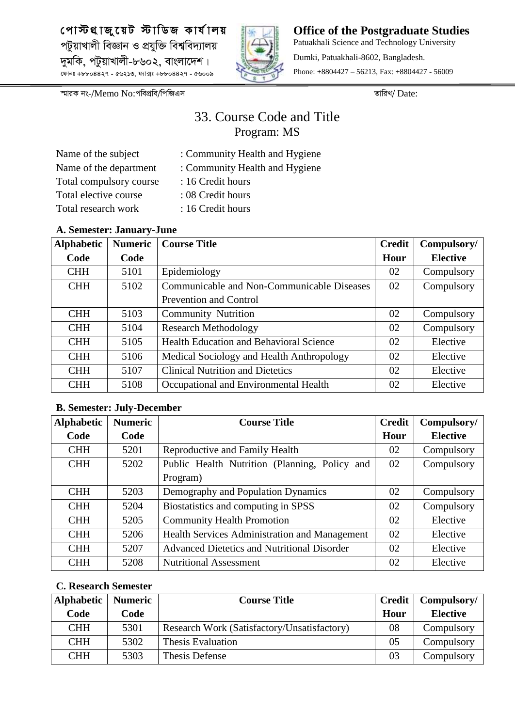পোস্টগ্রাজুয়েট স্টাডিজ কার্যালয়
পটুয়াখালী বিজ্ঞান ও প্রযুক্তি বিশ্ববিদ্যালয়
দুমকি, পটুয়াখালী-৮৬০২, বাংলাদেশ।
ফোনঃ +৮৮০৪৪২৭ - ৫৬২১৩, ফ্যাক্সঃ +৮৮০৪৪২৭ - ৫৬০০৯

**Office of the Postgraduate Studies**
Patuakhali Science and Technology University
Dumki, Patuakhali-8602, Bangladesh.
Phone: +8804427 – 56213, Fax: +8804427 - 56009

স্মারক নং-/Memo No:পবিপ্রবি/পিজিএস তারিখ/ Date:

# 33. Course Code and Title

## Program: MS

Name of the subject : Community Health and Hygiene
Name of the department : Community Health and Hygiene
Total compulsory course : 16 Credit hours
Total elective course : 08 Credit hours
Total research work : 16 Credit hours

### A. Semester: January-June

| Alphabetic Code | Numeric Code | Course Title | Credit Hour | Compulsory/ Elective |
|---|---|---|---|---|
| CHH | 5101 | Epidemiology | 02 | Compulsory |
| CHH | 5102 | Communicable and Non-Communicable Diseases Prevention and Control | 02 | Compulsory |
| CHH | 5103 | Community Nutrition | 02 | Compulsory |
| CHH | 5104 | Research Methodology | 02 | Compulsory |
| CHH | 5105 | Health Education and Behavioral Science | 02 | Elective |
| CHH | 5106 | Medical Sociology and Health Anthropology | 02 | Elective |
| CHH | 5107 | Clinical Nutrition and Dietetics | 02 | Elective |
| CHH | 5108 | Occupational and Environmental Health | 02 | Elective |

### B. Semester: July-December

| Alphabetic Code | Numeric Code | Course Title | Credit Hour | Compulsory/ Elective |
|---|---|---|---|---|
| CHH | 5201 | Reproductive and Family Health | 02 | Compulsory |
| CHH | 5202 | Public Health Nutrition (Planning, Policy and Program) | 02 | Compulsory |
| CHH | 5203 | Demography and Population Dynamics | 02 | Compulsory |
| CHH | 5204 | Biostatistics and computing in SPSS | 02 | Compulsory |
| CHH | 5205 | Community Health Promotion | 02 | Elective |
| CHH | 5206 | Health Services Administration and Management | 02 | Elective |
| CHH | 5207 | Advanced Dietetics and Nutritional Disorder | 02 | Elective |
| CHH | 5208 | Nutritional Assessment | 02 | Elective |

### C. Research Semester

| Alphabetic Code | Numeric Code | Course Title | Credit Hour | Compulsory/ Elective |
|---|---|---|---|---|
| CHH | 5301 | Research Work (Satisfactory/Unsatisfactory) | 08 | Compulsory |
| CHH | 5302 | Thesis Evaluation | 05 | Compulsory |
| CHH | 5303 | Thesis Defense | 03 | Compulsory |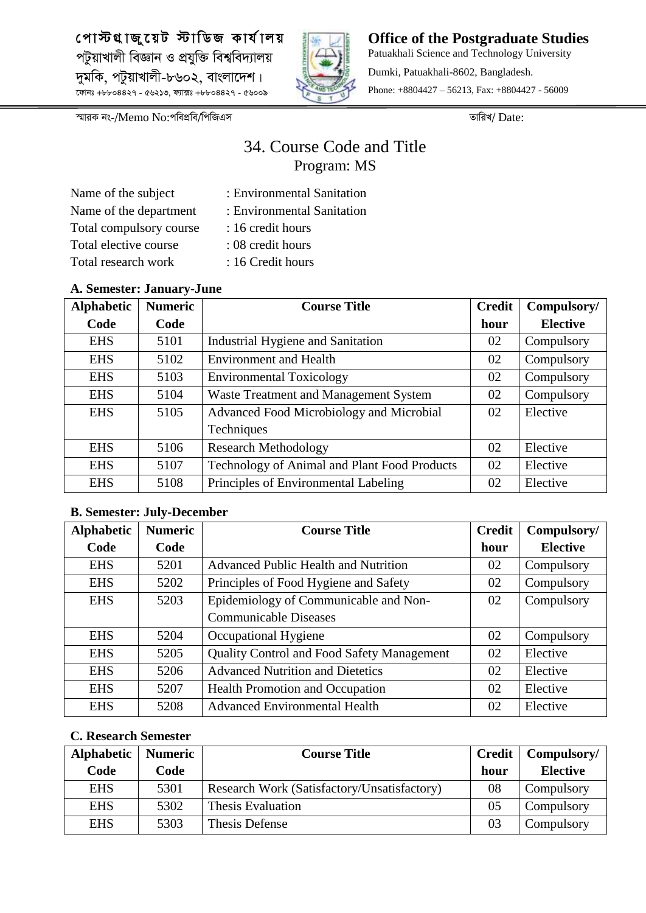পোস্টগ্রাজুয়েট স্টাডিজ কার্যালয়
পটুয়াখালী বিজ্ঞান ও প্রযুক্তি বিশ্ববিদ্যালয়
দুমকি, পটুয়াখালী-৮৬০২, বাংলাদেশ।
ফোনঃ +৮৮০৪৪২৭ - ৫৬২১৩, ফ্যাক্সঃ +৮৮০৪৪২৭ - ৫৬০০৯

**Office of the Postgraduate Studies**
Patuakhali Science and Technology University
Dumki, Patuakhali-8602, Bangladesh.
Phone: +8804427 – 56213, Fax: +8804427 - 56009

স্মারক নং-/Memo No:পবিপ্রবি/পিজিএস তারিখ/ Date:

# 34. Course Code and Title

## Program: MS

Name of the subject : Environmental Sanitation
Name of the department : Environmental Sanitation
Total compulsory course : 16 credit hours
Total elective course : 08 credit hours
Total research work : 16 Credit hours

### A. Semester: January-June

| Alphabetic Code | Numeric Code | Course Title | Credit hour | Compulsory/ Elective |
|---|---|---|---|---|
| EHS | 5101 | Industrial Hygiene and Sanitation | 02 | Compulsory |
| EHS | 5102 | Environment and Health | 02 | Compulsory |
| EHS | 5103 | Environmental Toxicology | 02 | Compulsory |
| EHS | 5104 | Waste Treatment and Management System | 02 | Compulsory |
| EHS | 5105 | Advanced Food Microbiology and Microbial Techniques | 02 | Elective |
| EHS | 5106 | Research Methodology | 02 | Elective |
| EHS | 5107 | Technology of Animal and Plant Food Products | 02 | Elective |
| EHS | 5108 | Principles of Environmental Labeling | 02 | Elective |

### B. Semester: July-December

| Alphabetic Code | Numeric Code | Course Title | Credit hour | Compulsory/ Elective |
|---|---|---|---|---|
| EHS | 5201 | Advanced Public Health and Nutrition | 02 | Compulsory |
| EHS | 5202 | Principles of Food Hygiene and Safety | 02 | Compulsory |
| EHS | 5203 | Epidemiology of Communicable and Non-Communicable Diseases | 02 | Compulsory |
| EHS | 5204 | Occupational Hygiene | 02 | Compulsory |
| EHS | 5205 | Quality Control and Food Safety Management | 02 | Elective |
| EHS | 5206 | Advanced Nutrition and Dietetics | 02 | Elective |
| EHS | 5207 | Health Promotion and Occupation | 02 | Elective |
| EHS | 5208 | Advanced Environmental Health | 02 | Elective |

### C. Research Semester

| Alphabetic Code | Numeric Code | Course Title | Credit hour | Compulsory/ Elective |
|---|---|---|---|---|
| EHS | 5301 | Research Work (Satisfactory/Unsatisfactory) | 08 | Compulsory |
| EHS | 5302 | Thesis Evaluation | 05 | Compulsory |
| EHS | 5303 | Thesis Defense | 03 | Compulsory |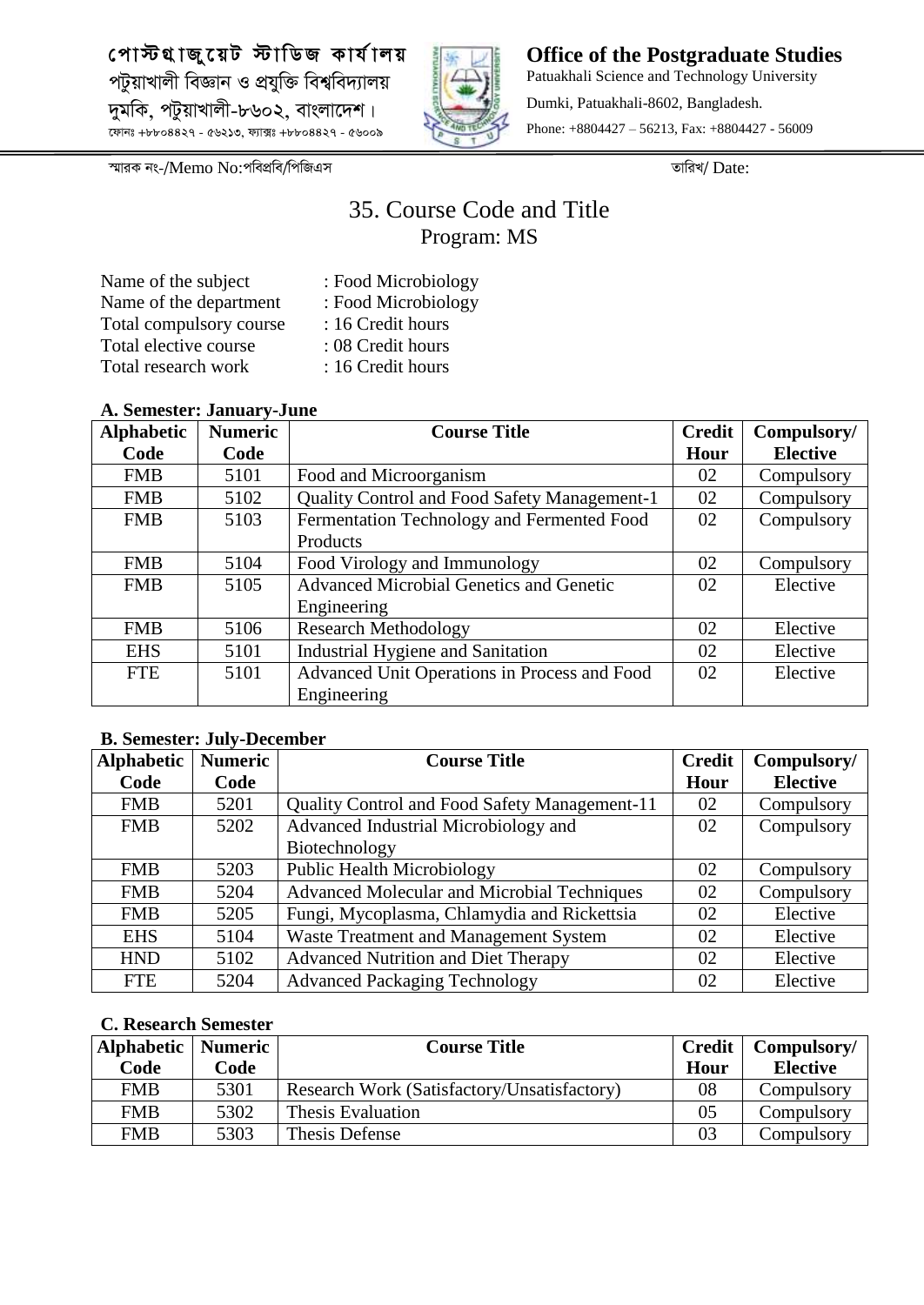পোস্টগ্রাজুয়েট স্টাডিজ কার্যালয়
পটুয়াখালী বিজ্ঞান ও প্রযুক্তি বিশ্ববিদ্যালয়
দুমকি, পটুয়াখালী-৮৬০২, বাংলাদেশ।
ফোনঃ +৮৮০৪৪২৭ - ৫৬২১৩, ফ্যাক্সঃ +৮৮০৪৪২৭ - ৫৬০০৯

**Office of the Postgraduate Studies**
Patuakhali Science and Technology University
Dumki, Patuakhali-8602, Bangladesh.
Phone: +8804427 – 56213, Fax: +8804427 - 56009

স্মারক নং-/Memo No:পবিপ্রবি/পিজিএস তারিখ/ Date:

# 35. Course Code and Title

## Program: MS

Name of the subject : Food Microbiology
Name of the department : Food Microbiology
Total compulsory course : 16 Credit hours
Total elective course : 08 Credit hours
Total research work : 16 Credit hours

**A. Semester: January-June**

| Alphabetic Code | Numeric Code | Course Title | Credit Hour | Compulsory/ Elective |
|---|---|---|---|---|
| FMB | 5101 | Food and Microorganism | 02 | Compulsory |
| FMB | 5102 | Quality Control and Food Safety Management-1 | 02 | Compulsory |
| FMB | 5103 | Fermentation Technology and Fermented Food Products | 02 | Compulsory |
| FMB | 5104 | Food Virology and Immunology | 02 | Compulsory |
| FMB | 5105 | Advanced Microbial Genetics and Genetic Engineering | 02 | Elective |
| FMB | 5106 | Research Methodology | 02 | Elective |
| EHS | 5101 | Industrial Hygiene and Sanitation | 02 | Elective |
| FTE | 5101 | Advanced Unit Operations in Process and Food Engineering | 02 | Elective |

**B. Semester: July-December**

| Alphabetic Code | Numeric Code | Course Title | Credit Hour | Compulsory/ Elective |
|---|---|---|---|---|
| FMB | 5201 | Quality Control and Food Safety Management-11 | 02 | Compulsory |
| FMB | 5202 | Advanced Industrial Microbiology and Biotechnology | 02 | Compulsory |
| FMB | 5203 | Public Health Microbiology | 02 | Compulsory |
| FMB | 5204 | Advanced Molecular and Microbial Techniques | 02 | Compulsory |
| FMB | 5205 | Fungi, Mycoplasma, Chlamydia and Rickettsia | 02 | Elective |
| EHS | 5104 | Waste Treatment and Management System | 02 | Elective |
| HND | 5102 | Advanced Nutrition and Diet Therapy | 02 | Elective |
| FTE | 5204 | Advanced Packaging Technology | 02 | Elective |

**C. Research Semester**

| Alphabetic Code | Numeric Code | Course Title | Credit Hour | Compulsory/ Elective |
|---|---|---|---|---|
| FMB | 5301 | Research Work (Satisfactory/Unsatisfactory) | 08 | Compulsory |
| FMB | 5302 | Thesis Evaluation | 05 | Compulsory |
| FMB | 5303 | Thesis Defense | 03 | Compulsory |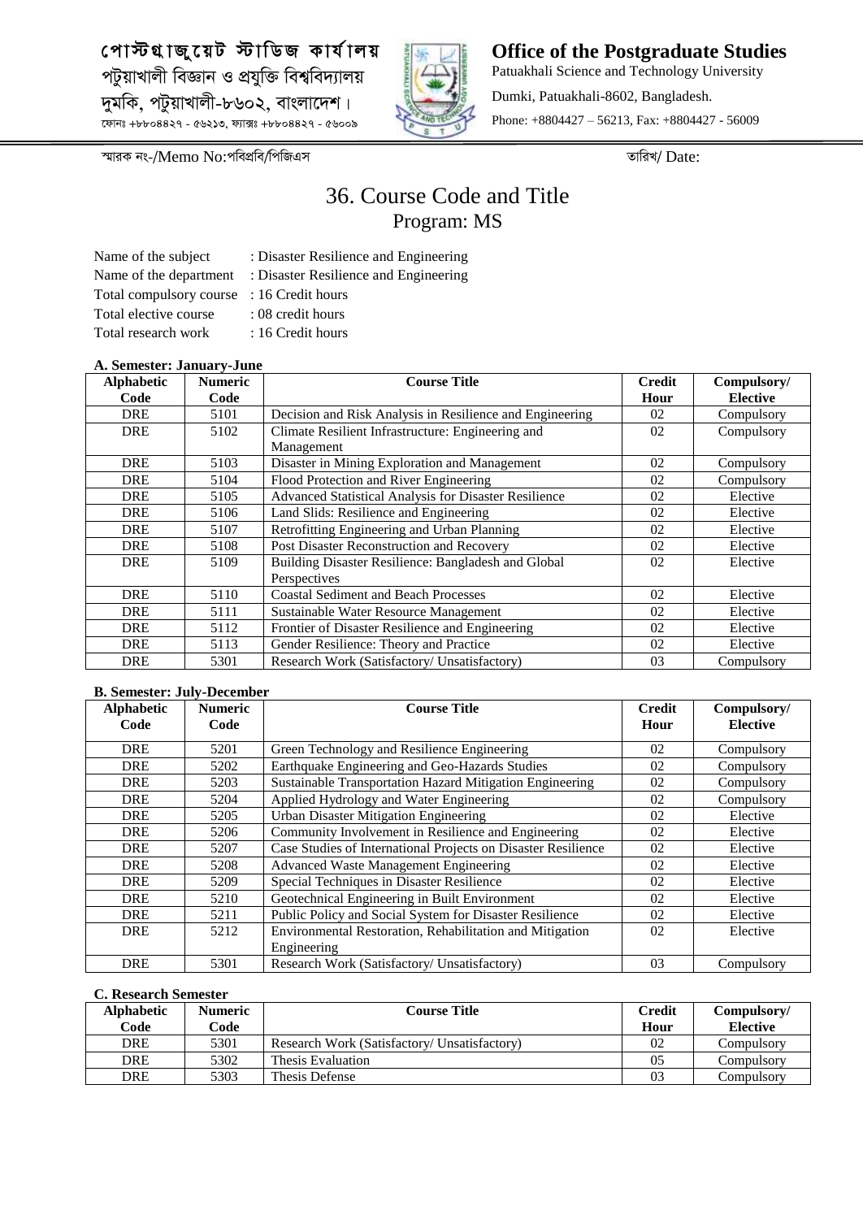পোস্টগ্রাজুয়েট স্টাডিজ কার্যালয়
পটুয়াখালী বিজ্ঞান ও প্রযুক্তি বিশ্ববিদ্যালয়
দুমকি, পটুয়াখালী-৮৬০২, বাংলাদেশ।
ফোনঃ +৮৮০৪৪২৭ - ৫৬২১৩, ফ্যাক্সঃ +৮৮০৪৪২৭ - ৫৬০০৯

**Office of the Postgraduate Studies**
Patuakhali Science and Technology University
Dumki, Patuakhali-8602, Bangladesh.
Phone: +8804427 – 56213, Fax: +8804427 - 56009

স্মারক নং-/Memo No:পবিপ্রবি/পিজিএস তারিখ/ Date:

# 36. Course Code and Title
## Program: MS

Name of the subject : Disaster Resilience and Engineering
Name of the department : Disaster Resilience and Engineering
Total compulsory course : 16 Credit hours
Total elective course : 08 credit hours
Total research work : 16 Credit hours

**A. Semester: January-June**

| Alphabetic Code | Numeric Code | Course Title | Credit Hour | Compulsory/ Elective |
|---|---|---|---|---|
| DRE | 5101 | Decision and Risk Analysis in Resilience and Engineering | 02 | Compulsory |
| DRE | 5102 | Climate Resilient Infrastructure: Engineering and Management | 02 | Compulsory |
| DRE | 5103 | Disaster in Mining Exploration and Management | 02 | Compulsory |
| DRE | 5104 | Flood Protection and River Engineering | 02 | Compulsory |
| DRE | 5105 | Advanced Statistical Analysis for Disaster Resilience | 02 | Elective |
| DRE | 5106 | Land Slids: Resilience and Engineering | 02 | Elective |
| DRE | 5107 | Retrofitting Engineering and Urban Planning | 02 | Elective |
| DRE | 5108 | Post Disaster Reconstruction and Recovery | 02 | Elective |
| DRE | 5109 | Building Disaster Resilience: Bangladesh and Global Perspectives | 02 | Elective |
| DRE | 5110 | Coastal Sediment and Beach Processes | 02 | Elective |
| DRE | 5111 | Sustainable Water Resource Management | 02 | Elective |
| DRE | 5112 | Frontier of Disaster Resilience and Engineering | 02 | Elective |
| DRE | 5113 | Gender Resilience: Theory and Practice | 02 | Elective |
| DRE | 5301 | Research Work (Satisfactory/ Unsatisfactory) | 03 | Compulsory |

**B. Semester: July-December**

| Alphabetic Code | Numeric Code | Course Title | Credit Hour | Compulsory/ Elective |
|---|---|---|---|---|
| DRE | 5201 | Green Technology and Resilience Engineering | 02 | Compulsory |
| DRE | 5202 | Earthquake Engineering and Geo-Hazards Studies | 02 | Compulsory |
| DRE | 5203 | Sustainable Transportation Hazard Mitigation Engineering | 02 | Compulsory |
| DRE | 5204 | Applied Hydrology and Water Engineering | 02 | Compulsory |
| DRE | 5205 | Urban Disaster Mitigation Engineering | 02 | Elective |
| DRE | 5206 | Community Involvement in Resilience and Engineering | 02 | Elective |
| DRE | 5207 | Case Studies of International Projects on Disaster Resilience | 02 | Elective |
| DRE | 5208 | Advanced Waste Management Engineering | 02 | Elective |
| DRE | 5209 | Special Techniques in Disaster Resilience | 02 | Elective |
| DRE | 5210 | Geotechnical Engineering in Built Environment | 02 | Elective |
| DRE | 5211 | Public Policy and Social System for Disaster Resilience | 02 | Elective |
| DRE | 5212 | Environmental Restoration, Rehabilitation and Mitigation Engineering | 02 | Elective |
| DRE | 5301 | Research Work (Satisfactory/ Unsatisfactory) | 03 | Compulsory |

**C. Research Semester**

| Alphabetic Code | Numeric Code | Course Title | Credit Hour | Compulsory/ Elective |
|---|---|---|---|---|
| DRE | 5301 | Research Work (Satisfactory/ Unsatisfactory) | 02 | Compulsory |
| DRE | 5302 | Thesis Evaluation | 05 | Compulsory |
| DRE | 5303 | Thesis Defense | 03 | Compulsory |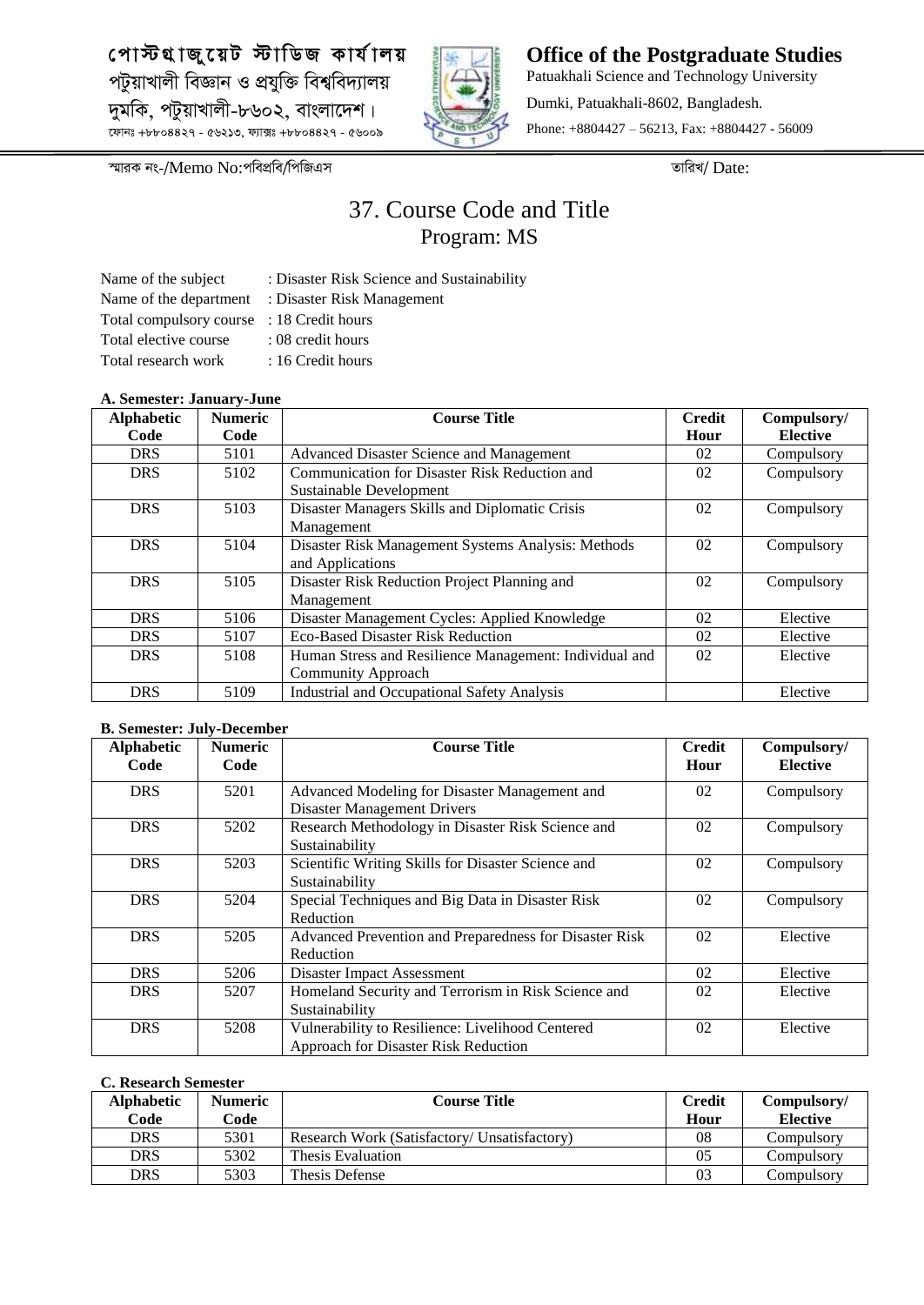পোস্টগ্রাজুয়েট স্টাডিজ কার্যালয়
পটুয়াখালী বিজ্ঞান ও প্রযুক্তি বিশ্ববিদ্যালয়
দুমকি, পটুয়াখালী-৮৬০২, বাংলাদেশ।
ফোনঃ +৮৮০৪৪২৭ - ৫৬২১৩, ফ্যাক্সঃ +৮৮০৪৪২৭ - ৫৬০০৯

**Office of the Postgraduate Studies**
Patuakhali Science and Technology University
Dumki, Patuakhali-8602, Bangladesh.
Phone: +8804427 – 56213, Fax: +8804427 - 56009

স্মারক নং-/Memo No:পবিপ্রবি/পিজিএস                                        তারিখ/ Date:

# 37. Course Code and Title
## Program: MS

Name of the subject : Disaster Risk Science and Sustainability
Name of the department : Disaster Risk Management
Total compulsory course : 18 Credit hours
Total elective course : 08 credit hours
Total research work : 16 Credit hours

**A. Semester: January-June**

| Alphabetic Code | Numeric Code | Course Title | Credit Hour | Compulsory/ Elective |
|---|---|---|---|---|
| DRS | 5101 | Advanced Disaster Science and Management | 02 | Compulsory |
| DRS | 5102 | Communication for Disaster Risk Reduction and Sustainable Development | 02 | Compulsory |
| DRS | 5103 | Disaster Managers Skills and Diplomatic Crisis Management | 02 | Compulsory |
| DRS | 5104 | Disaster Risk Management Systems Analysis: Methods and Applications | 02 | Compulsory |
| DRS | 5105 | Disaster Risk Reduction Project Planning and Management | 02 | Compulsory |
| DRS | 5106 | Disaster Management Cycles: Applied Knowledge | 02 | Elective |
| DRS | 5107 | Eco-Based Disaster Risk Reduction | 02 | Elective |
| DRS | 5108 | Human Stress and Resilience Management: Individual and Community Approach | 02 | Elective |
| DRS | 5109 | Industrial and Occupational Safety Analysis | | Elective |

**B. Semester: July-December**

| Alphabetic Code | Numeric Code | Course Title | Credit Hour | Compulsory/ Elective |
|---|---|---|---|---|
| DRS | 5201 | Advanced Modeling for Disaster Management and Disaster Management Drivers | 02 | Compulsory |
| DRS | 5202 | Research Methodology in Disaster Risk Science and Sustainability | 02 | Compulsory |
| DRS | 5203 | Scientific Writing Skills for Disaster Science and Sustainability | 02 | Compulsory |
| DRS | 5204 | Special Techniques and Big Data in Disaster Risk Reduction | 02 | Compulsory |
| DRS | 5205 | Advanced Prevention and Preparedness for Disaster Risk Reduction | 02 | Elective |
| DRS | 5206 | Disaster Impact Assessment | 02 | Elective |
| DRS | 5207 | Homeland Security and Terrorism in Risk Science and Sustainability | 02 | Elective |
| DRS | 5208 | Vulnerability to Resilience: Livelihood Centered Approach for Disaster Risk Reduction | 02 | Elective |

**C. Research Semester**

| Alphabetic Code | Numeric Code | Course Title | Credit Hour | Compulsory/ Elective |
|---|---|---|---|---|
| DRS | 5301 | Research Work (Satisfactory/ Unsatisfactory) | 08 | Compulsory |
| DRS | 5302 | Thesis Evaluation | 05 | Compulsory |
| DRS | 5303 | Thesis Defense | 03 | Compulsory |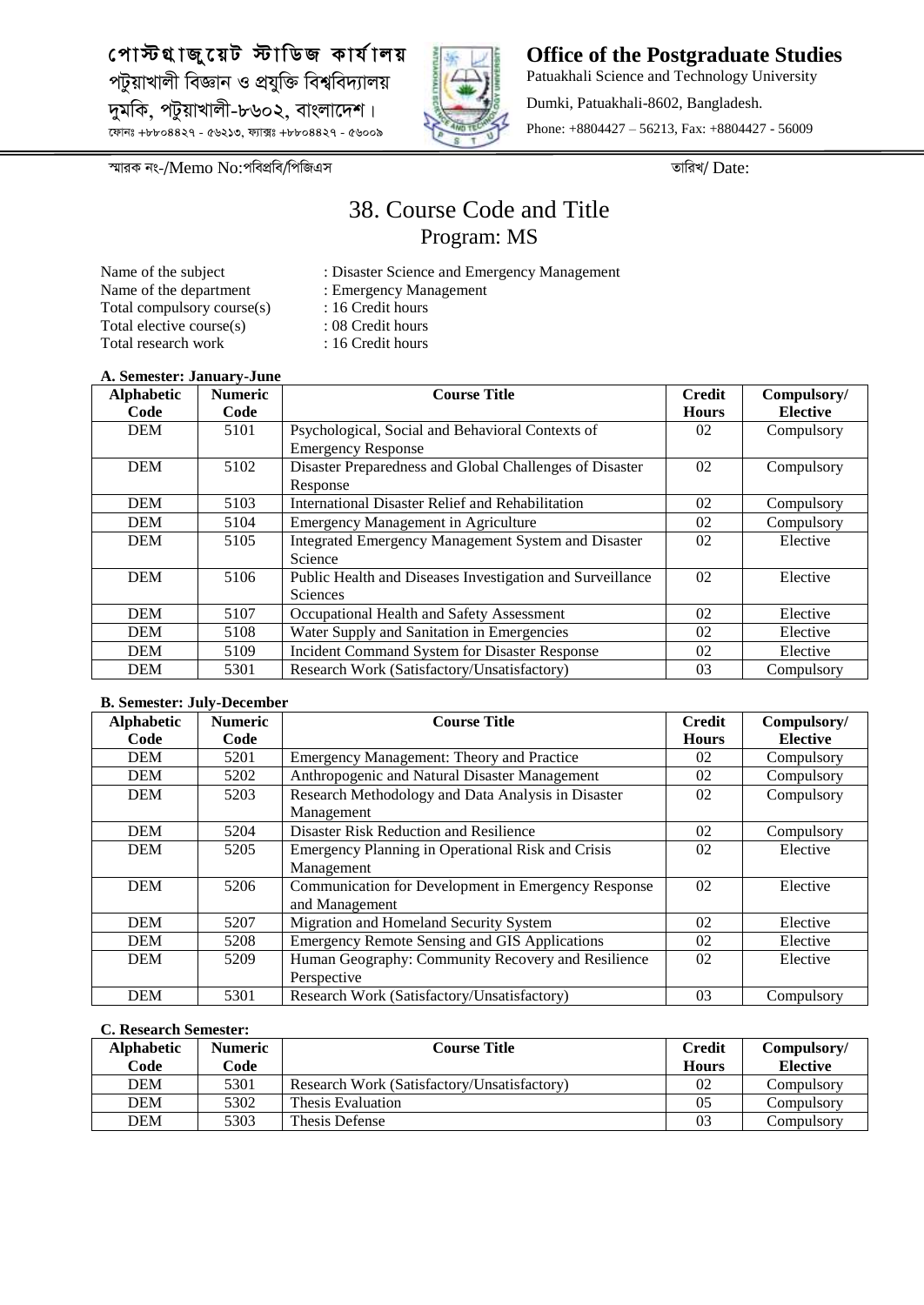পোস্টগ্রাজুয়েট স্টাডিজ কার্যালয়
পটুয়াখালী বিজ্ঞান ও প্রযুক্তি বিশ্ববিদ্যালয়
দুমকি, পটুয়াখালী-৮৬০২, বাংলাদেশ।
ফোনঃ +৮৮০৪৪২৭ - ৫৬২১৩, ফ্যাক্সঃ +৮৮০৪৪২৭ - ৫৬০০৯

**Office of the Postgraduate Studies**
Patuakhali Science and Technology University
Dumki, Patuakhali-8602, Bangladesh.
Phone: +8804427 – 56213, Fax: +8804427 - 56009

স্মারক নং-/Memo No:পবিপ্রবি/পিজিএস তারিখ/ Date:

# 38. Course Code and Title
## Program: MS

Name of the subject : Disaster Science and Emergency Management
Name of the department : Emergency Management
Total compulsory course(s) : 16 Credit hours
Total elective course(s) : 08 Credit hours
Total research work : 16 Credit hours

**A. Semester: January-June**

| Alphabetic Code | Numeric Code | Course Title | Credit Hours | Compulsory/ Elective |
|---|---|---|---|---|
| DEM | 5101 | Psychological, Social and Behavioral Contexts of Emergency Response | 02 | Compulsory |
| DEM | 5102 | Disaster Preparedness and Global Challenges of Disaster Response | 02 | Compulsory |
| DEM | 5103 | International Disaster Relief and Rehabilitation | 02 | Compulsory |
| DEM | 5104 | Emergency Management in Agriculture | 02 | Compulsory |
| DEM | 5105 | Integrated Emergency Management System and Disaster Science | 02 | Elective |
| DEM | 5106 | Public Health and Diseases Investigation and Surveillance Sciences | 02 | Elective |
| DEM | 5107 | Occupational Health and Safety Assessment | 02 | Elective |
| DEM | 5108 | Water Supply and Sanitation in Emergencies | 02 | Elective |
| DEM | 5109 | Incident Command System for Disaster Response | 02 | Elective |
| DEM | 5301 | Research Work (Satisfactory/Unsatisfactory) | 03 | Compulsory |

**B. Semester: July-December**

| Alphabetic Code | Numeric Code | Course Title | Credit Hours | Compulsory/ Elective |
|---|---|---|---|---|
| DEM | 5201 | Emergency Management: Theory and Practice | 02 | Compulsory |
| DEM | 5202 | Anthropogenic and Natural Disaster Management | 02 | Compulsory |
| DEM | 5203 | Research Methodology and Data Analysis in Disaster Management | 02 | Compulsory |
| DEM | 5204 | Disaster Risk Reduction and Resilience | 02 | Compulsory |
| DEM | 5205 | Emergency Planning in Operational Risk and Crisis Management | 02 | Elective |
| DEM | 5206 | Communication for Development in Emergency Response and Management | 02 | Elective |
| DEM | 5207 | Migration and Homeland Security System | 02 | Elective |
| DEM | 5208 | Emergency Remote Sensing and GIS Applications | 02 | Elective |
| DEM | 5209 | Human Geography: Community Recovery and Resilience Perspective | 02 | Elective |
| DEM | 5301 | Research Work (Satisfactory/Unsatisfactory) | 03 | Compulsory |

**C. Research Semester:**

| Alphabetic Code | Numeric Code | Course Title | Credit Hours | Compulsory/ Elective |
|---|---|---|---|---|
| DEM | 5301 | Research Work (Satisfactory/Unsatisfactory) | 02 | Compulsory |
| DEM | 5302 | Thesis Evaluation | 05 | Compulsory |
| DEM | 5303 | Thesis Defense | 03 | Compulsory |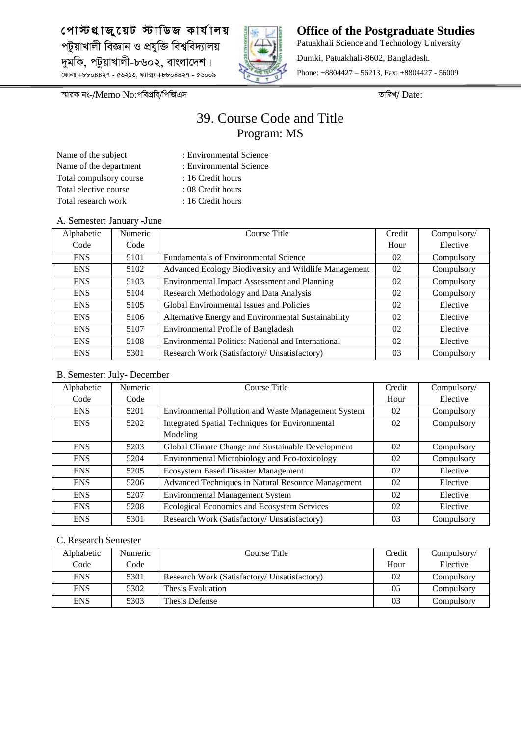পোস্টগ্রাজুয়েট স্টাডিজ কার্যালয়
পটুয়াখালী বিজ্ঞান ও প্রযুক্তি বিশ্ববিদ্যালয়
দুমকি, পটুয়াখালী-৮৬০২, বাংলাদেশ।
ফোনঃ +৮৮০৪৪২৭ - ৫৬২১৩, ফ্যাক্সঃ +৮৮০৪৪২৭ - ৫৬০০৯

**Office of the Postgraduate Studies**
Patuakhali Science and Technology University
Dumki, Patuakhali-8602, Bangladesh.
Phone: +8804427 – 56213, Fax: +8804427 - 56009

স্মারক নং-/Memo No:পবিপ্রবি/পিজিএস তারিখ/ Date:

# 39. Course Code and Title

## Program: MS

Name of the subject : Environmental Science
Name of the department : Environmental Science
Total compulsory course : 16 Credit hours
Total elective course : 08 Credit hours
Total research work : 16 Credit hours

A. Semester: January -June

| Alphabetic Code | Numeric Code | Course Title | Credit Hour | Compulsory/ Elective |
|---|---|---|---|---|
| ENS | 5101 | Fundamentals of Environmental Science | 02 | Compulsory |
| ENS | 5102 | Advanced Ecology Biodiversity and Wildlife Management | 02 | Compulsory |
| ENS | 5103 | Environmental Impact Assessment and Planning | 02 | Compulsory |
| ENS | 5104 | Research Methodology and Data Analysis | 02 | Compulsory |
| ENS | 5105 | Global Environmental Issues and Policies | 02 | Elective |
| ENS | 5106 | Alternative Energy and Environmental Sustainability | 02 | Elective |
| ENS | 5107 | Environmental Profile of Bangladesh | 02 | Elective |
| ENS | 5108 | Environmental Politics: National and International | 02 | Elective |
| ENS | 5301 | Research Work (Satisfactory/ Unsatisfactory) | 03 | Compulsory |

B. Semester: July- December

| Alphabetic Code | Numeric Code | Course Title | Credit Hour | Compulsory/ Elective |
|---|---|---|---|---|
| ENS | 5201 | Environmental Pollution and Waste Management System | 02 | Compulsory |
| ENS | 5202 | Integrated Spatial Techniques for Environmental Modeling | 02 | Compulsory |
| ENS | 5203 | Global Climate Change and Sustainable Development | 02 | Compulsory |
| ENS | 5204 | Environmental Microbiology and Eco-toxicology | 02 | Compulsory |
| ENS | 5205 | Ecosystem Based Disaster Management | 02 | Elective |
| ENS | 5206 | Advanced Techniques in Natural Resource Management | 02 | Elective |
| ENS | 5207 | Environmental Management System | 02 | Elective |
| ENS | 5208 | Ecological Economics and Ecosystem Services | 02 | Elective |
| ENS | 5301 | Research Work (Satisfactory/ Unsatisfactory) | 03 | Compulsory |

C. Research Semester

| Alphabetic Code | Numeric Code | Course Title | Credit Hour | Compulsory/ Elective |
|---|---|---|---|---|
| ENS | 5301 | Research Work (Satisfactory/ Unsatisfactory) | 02 | Compulsory |
| ENS | 5302 | Thesis Evaluation | 05 | Compulsory |
| ENS | 5303 | Thesis Defense | 03 | Compulsory |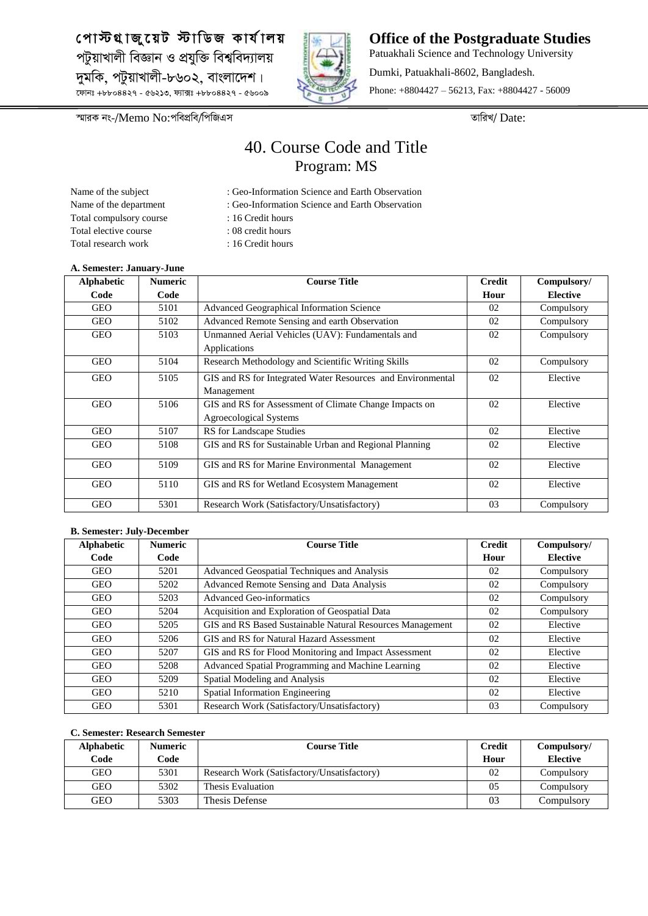পোস্টগ্র্যাজুয়েট স্টাডিজ কার্যালয়
পটুয়াখালী বিজ্ঞান ও প্রযুক্তি বিশ্ববিদ্যালয়
দুমকি, পটুয়াখালী-৮৬০২, বাংলাদেশ।
ফোনঃ +৮৮০৪৪২৭ - ৫৬২১৩, ফ্যাক্সঃ +৮৮০৪৪২৭ - ৫৬০০৯

**Office of the Postgraduate Studies**
Patuakhali Science and Technology University
Dumki, Patuakhali-8602, Bangladesh.
Phone: +8804427 – 56213, Fax: +8804427 - 56009

স্মারক নং-/Memo No:পবিপ্রবি/পিজিএস

তারিখ/ Date:

# 40. Course Code and Title

## Program: MS

Name of the subject : Geo-Information Science and Earth Observation
Name of the department : Geo-Information Science and Earth Observation
Total compulsory course : 16 Credit hours
Total elective course : 08 credit hours
Total research work : 16 Credit hours

**A. Semester: January-June**

| Alphabetic Code | Numeric Code | Course Title | Credit Hour | Compulsory/ Elective |
|---|---|---|---|---|
| GEO | 5101 | Advanced Geographical Information Science | 02 | Compulsory |
| GEO | 5102 | Advanced Remote Sensing and earth Observation | 02 | Compulsory |
| GEO | 5103 | Unmanned Aerial Vehicles (UAV): Fundamentals and Applications | 02 | Compulsory |
| GEO | 5104 | Research Methodology and Scientific Writing Skills | 02 | Compulsory |
| GEO | 5105 | GIS and RS for Integrated Water Resources and Environmental Management | 02 | Elective |
| GEO | 5106 | GIS and RS for Assessment of Climate Change Impacts on Agroecological Systems | 02 | Elective |
| GEO | 5107 | RS for Landscape Studies | 02 | Elective |
| GEO | 5108 | GIS and RS for Sustainable Urban and Regional Planning | 02 | Elective |
| GEO | 5109 | GIS and RS for Marine Environmental Management | 02 | Elective |
| GEO | 5110 | GIS and RS for Wetland Ecosystem Management | 02 | Elective |
| GEO | 5301 | Research Work (Satisfactory/Unsatisfactory) | 03 | Compulsory |

**B. Semester: July-December**

| Alphabetic Code | Numeric Code | Course Title | Credit Hour | Compulsory/ Elective |
|---|---|---|---|---|
| GEO | 5201 | Advanced Geospatial Techniques and Analysis | 02 | Compulsory |
| GEO | 5202 | Advanced Remote Sensing and Data Analysis | 02 | Compulsory |
| GEO | 5203 | Advanced Geo-informatics | 02 | Compulsory |
| GEO | 5204 | Acquisition and Exploration of Geospatial Data | 02 | Compulsory |
| GEO | 5205 | GIS and RS Based Sustainable Natural Resources Management | 02 | Elective |
| GEO | 5206 | GIS and RS for Natural Hazard Assessment | 02 | Elective |
| GEO | 5207 | GIS and RS for Flood Monitoring and Impact Assessment | 02 | Elective |
| GEO | 5208 | Advanced Spatial Programming and Machine Learning | 02 | Elective |
| GEO | 5209 | Spatial Modeling and Analysis | 02 | Elective |
| GEO | 5210 | Spatial Information Engineering | 02 | Elective |
| GEO | 5301 | Research Work (Satisfactory/Unsatisfactory) | 03 | Compulsory |

**C. Semester: Research Semester**

| Alphabetic Code | Numeric Code | Course Title | Credit Hour | Compulsory/ Elective |
|---|---|---|---|---|
| GEO | 5301 | Research Work (Satisfactory/Unsatisfactory) | 02 | Compulsory |
| GEO | 5302 | Thesis Evaluation | 05 | Compulsory |
| GEO | 5303 | Thesis Defense | 03 | Compulsory |